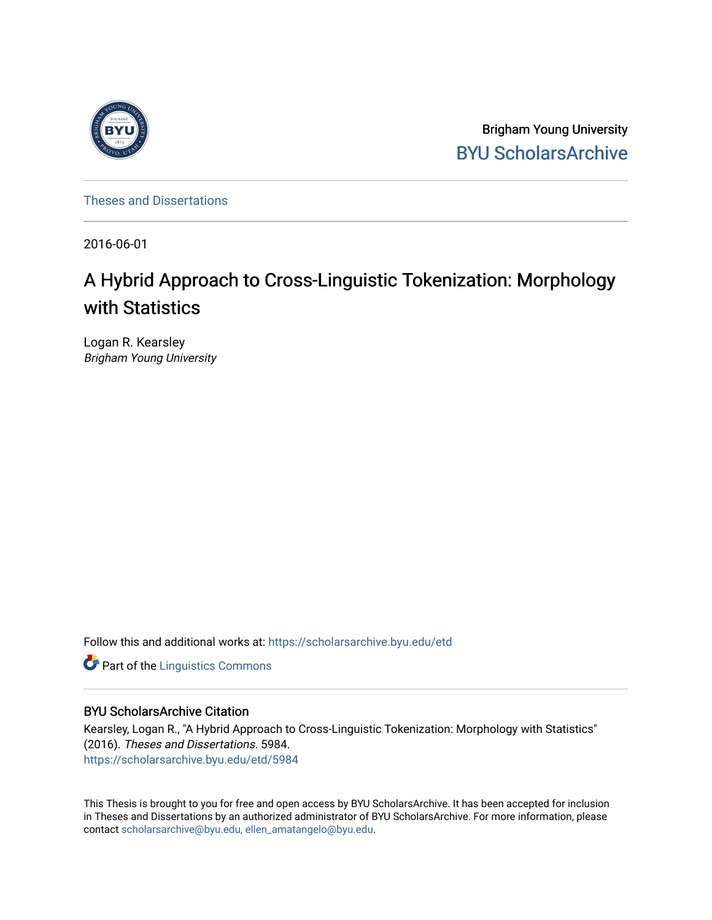Brigham Young University

BYU ScholarsArchive

Theses and Dissertations

2016-06-01

# A Hybrid Approach to Cross-Linguistic Tokenization: Morphology with Statistics

Logan R. Kearsley
*Brigham Young University*

Follow this and additional works at: https://scholarsarchive.byu.edu/etd

Part of the Linguistics Commons

## BYU ScholarsArchive Citation

Kearsley, Logan R., "A Hybrid Approach to Cross-Linguistic Tokenization: Morphology with Statistics" (2016). *Theses and Dissertations*. 5984.
https://scholarsarchive.byu.edu/etd/5984

This Thesis is brought to you for free and open access by BYU ScholarsArchive. It has been accepted for inclusion in Theses and Dissertations by an authorized administrator of BYU ScholarsArchive. For more information, please contact scholarsarchive@byu.edu, ellen_amatangelo@byu.edu.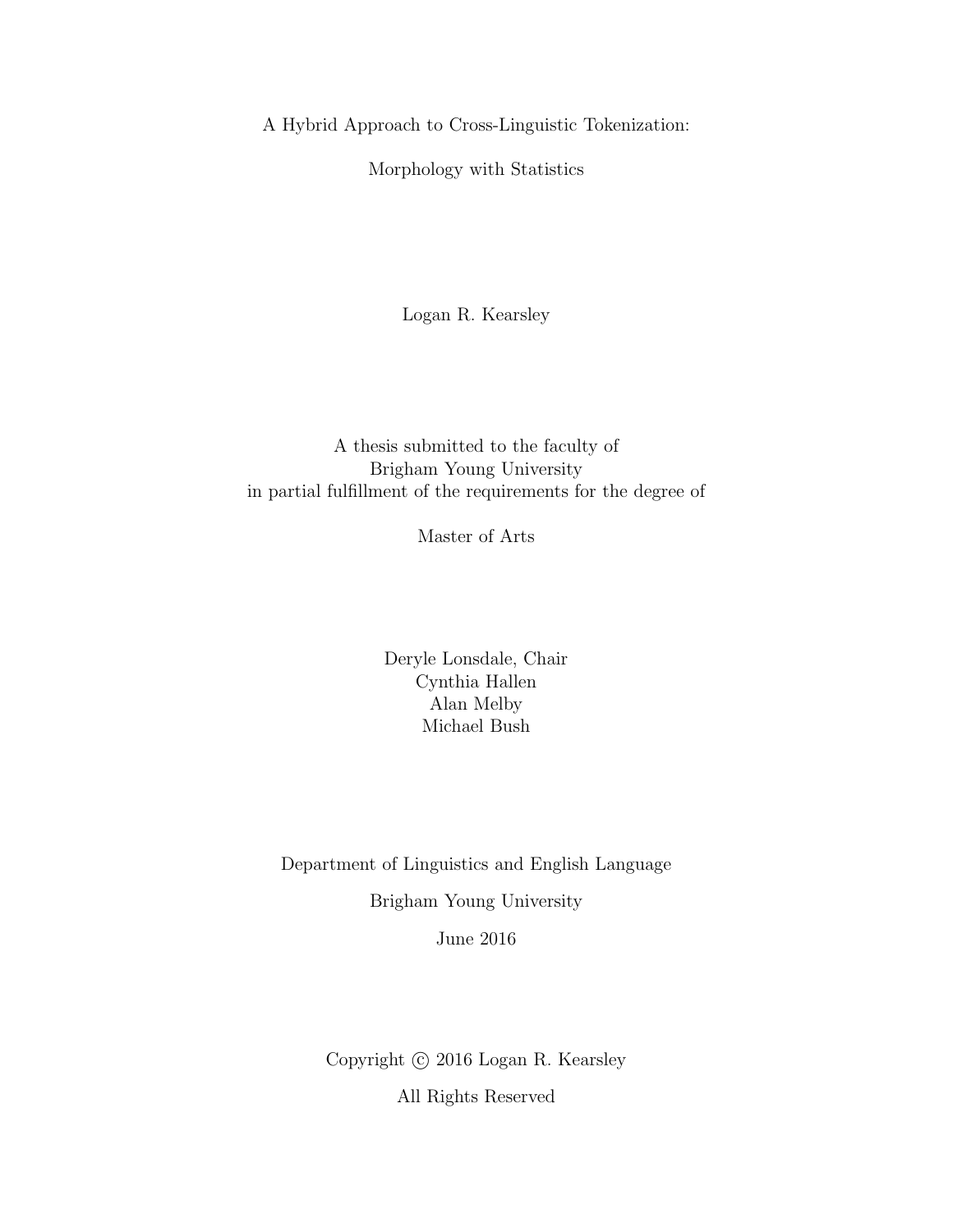# A Hybrid Approach to Cross-Linguistic Tokenization:

## Morphology with Statistics

Logan R. Kearsley

A thesis submitted to the faculty of
Brigham Young University
in partial fulfillment of the requirements for the degree of

Master of Arts

Deryle Lonsdale, Chair
Cynthia Hallen
Alan Melby
Michael Bush

Department of Linguistics and English Language

Brigham Young University

June 2016

Copyright © 2016 Logan R. Kearsley

All Rights Reserved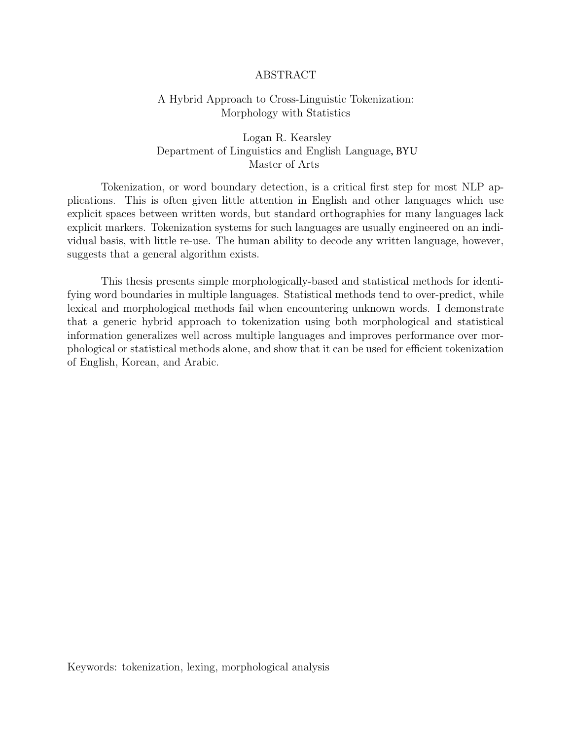# ABSTRACT

## A Hybrid Approach to Cross-Linguistic Tokenization: Morphology with Statistics

Logan R. Kearsley
Department of Linguistics and English Language, BYU
Master of Arts

Tokenization, or word boundary detection, is a critical first step for most NLP applications. This is often given little attention in English and other languages which use explicit spaces between written words, but standard orthographies for many languages lack explicit markers. Tokenization systems for such languages are usually engineered on an individual basis, with little re-use. The human ability to decode any written language, however, suggests that a general algorithm exists.

This thesis presents simple morphologically-based and statistical methods for identifying word boundaries in multiple languages. Statistical methods tend to over-predict, while lexical and morphological methods fail when encountering unknown words. I demonstrate that a generic hybrid approach to tokenization using both morphological and statistical information generalizes well across multiple languages and improves performance over morphological or statistical methods alone, and show that it can be used for efficient tokenization of English, Korean, and Arabic.

Keywords: tokenization, lexing, morphological analysis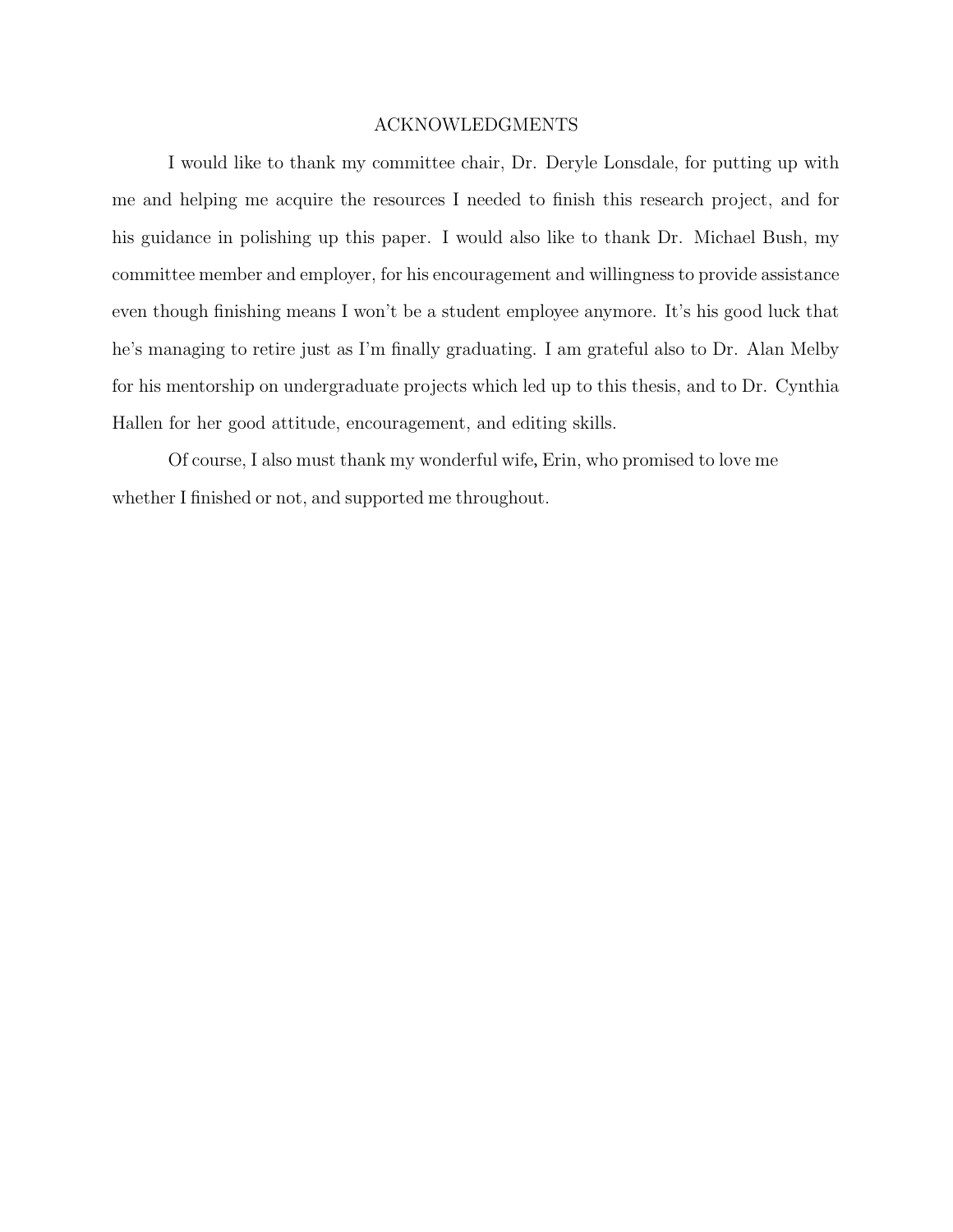# ACKNOWLEDGMENTS

I would like to thank my committee chair, Dr. Deryle Lonsdale, for putting up with me and helping me acquire the resources I needed to finish this research project, and for his guidance in polishing up this paper. I would also like to thank Dr. Michael Bush, my committee member and employer, for his encouragement and willingness to provide assistance even though finishing means I won't be a student employee anymore. It's his good luck that he's managing to retire just as I'm finally graduating. I am grateful also to Dr. Alan Melby for his mentorship on undergraduate projects which led up to this thesis, and to Dr. Cynthia Hallen for her good attitude, encouragement, and editing skills.

Of course, I also must thank my wonderful wife, Erin, who promised to love me whether I finished or not, and supported me throughout.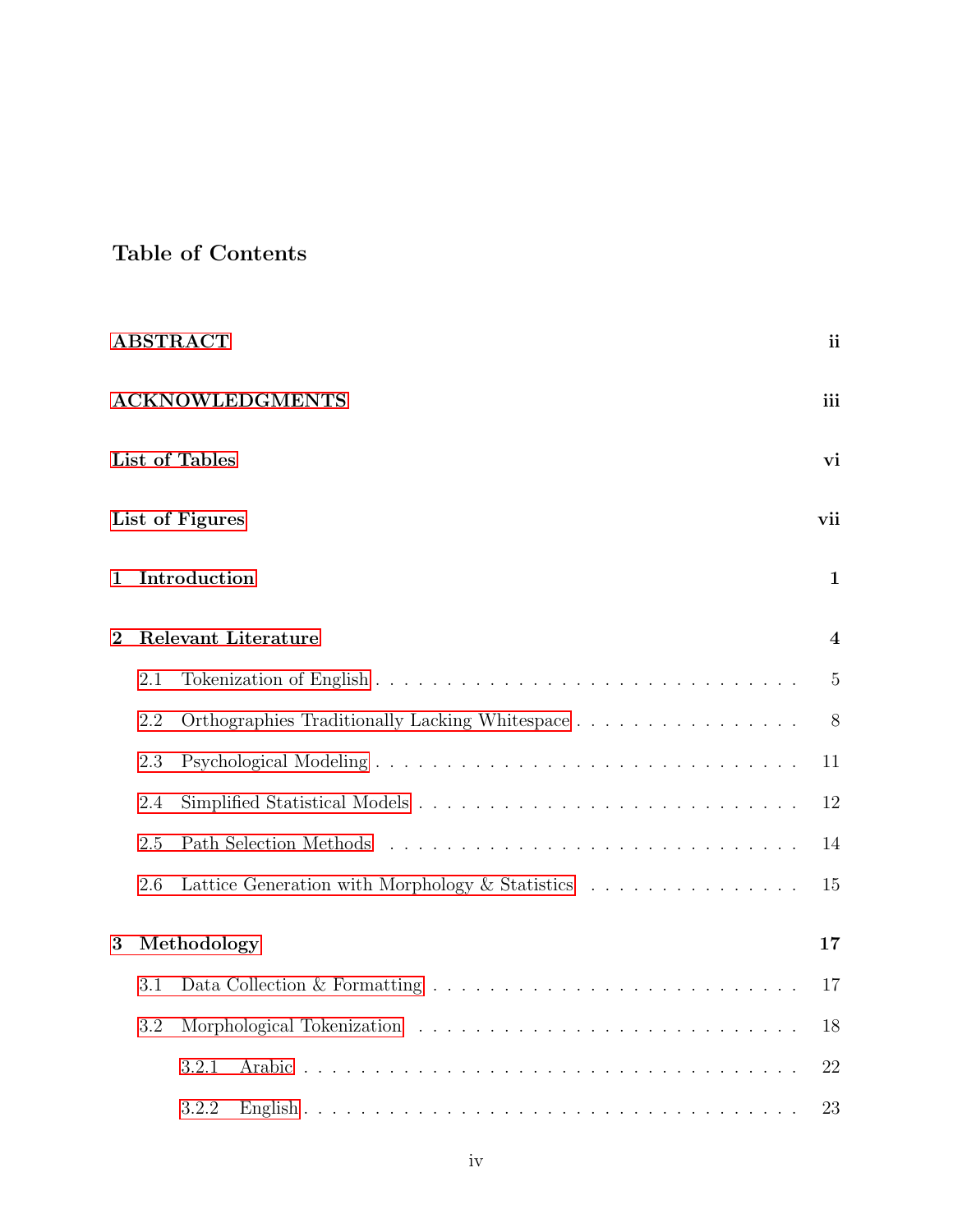# Table of Contents

**ABSTRACT** ii

**ACKNOWLEDGMENTS** iii

**List of Tables** vi

**List of Figures** vii

**1 Introduction** 1

**2 Relevant Literature** 4

- 2.1 Tokenization of English . . . . . . . . . . . . . . . . . . . . . . . . . . . . . 5
- 2.2 Orthographies Traditionally Lacking Whitespace . . . . . . . . . . . . . . . . 8
- 2.3 Psychological Modeling . . . . . . . . . . . . . . . . . . . . . . . . . . . . . 11
- 2.4 Simplified Statistical Models . . . . . . . . . . . . . . . . . . . . . . . . . . 12
- 2.5 Path Selection Methods . . . . . . . . . . . . . . . . . . . . . . . . . . . . . 14
- 2.6 Lattice Generation with Morphology & Statistics . . . . . . . . . . . . . . . . 15

**3 Methodology** 17

- 3.1 Data Collection & Formatting . . . . . . . . . . . . . . . . . . . . . . . . . . 17
- 3.2 Morphological Tokenization . . . . . . . . . . . . . . . . . . . . . . . . . . . 18
  - 3.2.1 Arabic . . . . . . . . . . . . . . . . . . . . . . . . . . . . . . . . . . 22
  - 3.2.2 English . . . . . . . . . . . . . . . . . . . . . . . . . . . . . . . . . . 23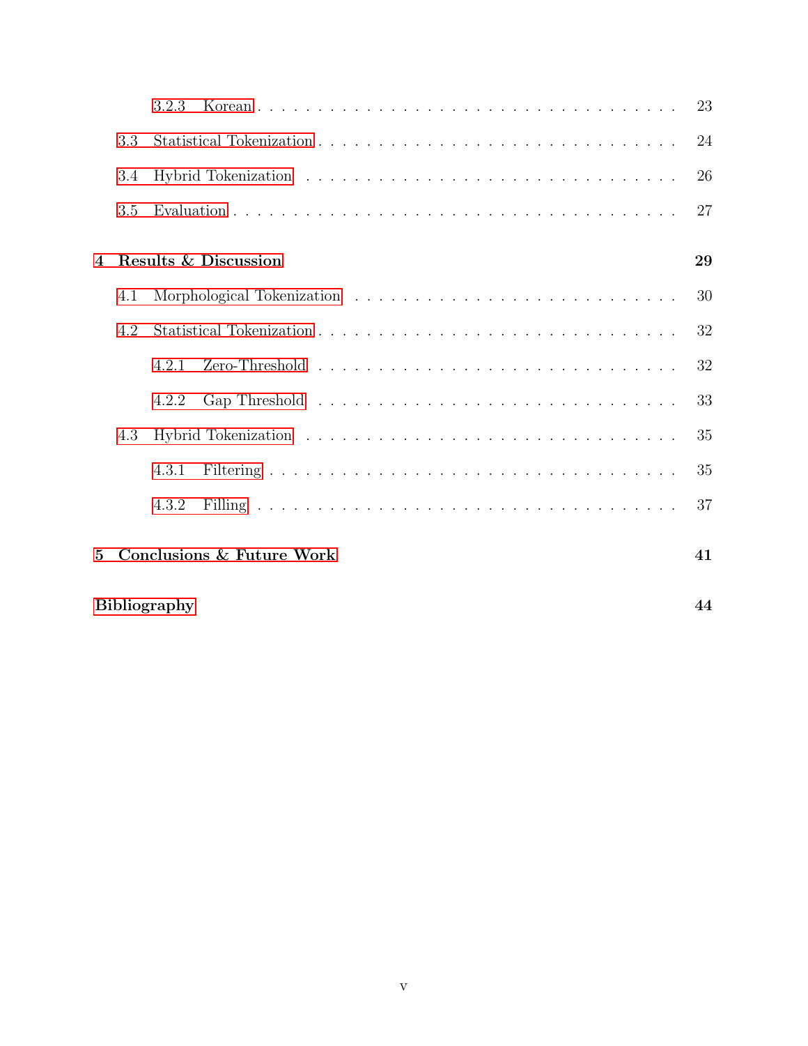- 3.2.3 Korean . . . . . . . . . . . . . . . . . . . . . . . . . . . . . . . . 23
- 3.3 Statistical Tokenization . . . . . . . . . . . . . . . . . . . . . . . . . . 24
- 3.4 Hybrid Tokenization . . . . . . . . . . . . . . . . . . . . . . . . . . . . 26
- 3.5 Evaluation . . . . . . . . . . . . . . . . . . . . . . . . . . . . . . . . . 27

**4 Results & Discussion** **29**

- 4.1 Morphological Tokenization . . . . . . . . . . . . . . . . . . . . . . . . 30
- 4.2 Statistical Tokenization . . . . . . . . . . . . . . . . . . . . . . . . . . 32
  - 4.2.1 Zero-Threshold . . . . . . . . . . . . . . . . . . . . . . . . . . 32
  - 4.2.2 Gap Threshold . . . . . . . . . . . . . . . . . . . . . . . . . . 33
- 4.3 Hybrid Tokenization . . . . . . . . . . . . . . . . . . . . . . . . . . . . 35
  - 4.3.1 Filtering . . . . . . . . . . . . . . . . . . . . . . . . . . . . . . 35
  - 4.3.2 Filling . . . . . . . . . . . . . . . . . . . . . . . . . . . . . . . 37

**5 Conclusions & Future Work** **41**

**Bibliography** **44**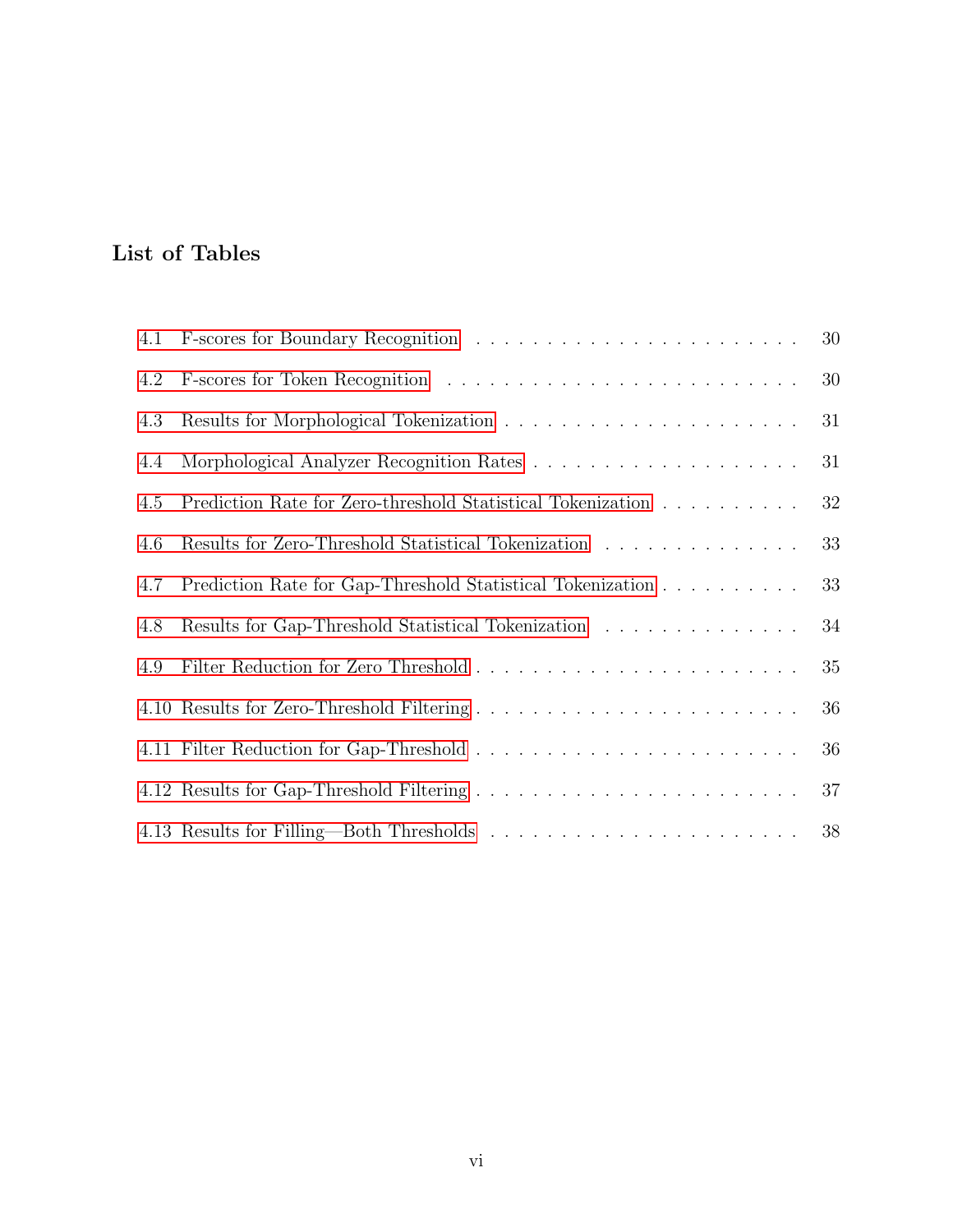# List of Tables

4.1 F-scores for Boundary Recognition . . . . . . . . . . . . . . . . . . . . . . . 30

4.2 F-scores for Token Recognition . . . . . . . . . . . . . . . . . . . . . . . . 30

4.3 Results for Morphological Tokenization . . . . . . . . . . . . . . . . . . . . . 31

4.4 Morphological Analyzer Recognition Rates . . . . . . . . . . . . . . . . . . . 31

4.5 Prediction Rate for Zero-threshold Statistical Tokenization . . . . . . . . . . . 32

4.6 Results for Zero-Threshold Statistical Tokenization . . . . . . . . . . . . . . . 33

4.7 Prediction Rate for Gap-Threshold Statistical Tokenization . . . . . . . . . . . 33

4.8 Results for Gap-Threshold Statistical Tokenization . . . . . . . . . . . . . . . 34

4.9 Filter Reduction for Zero Threshold . . . . . . . . . . . . . . . . . . . . . . . 35

4.10 Results for Zero-Threshold Filtering . . . . . . . . . . . . . . . . . . . . . . . 36

4.11 Filter Reduction for Gap-Threshold . . . . . . . . . . . . . . . . . . . . . . . 36

4.12 Results for Gap-Threshold Filtering . . . . . . . . . . . . . . . . . . . . . . . 37

4.13 Results for Filling—Both Thresholds . . . . . . . . . . . . . . . . . . . . . . 38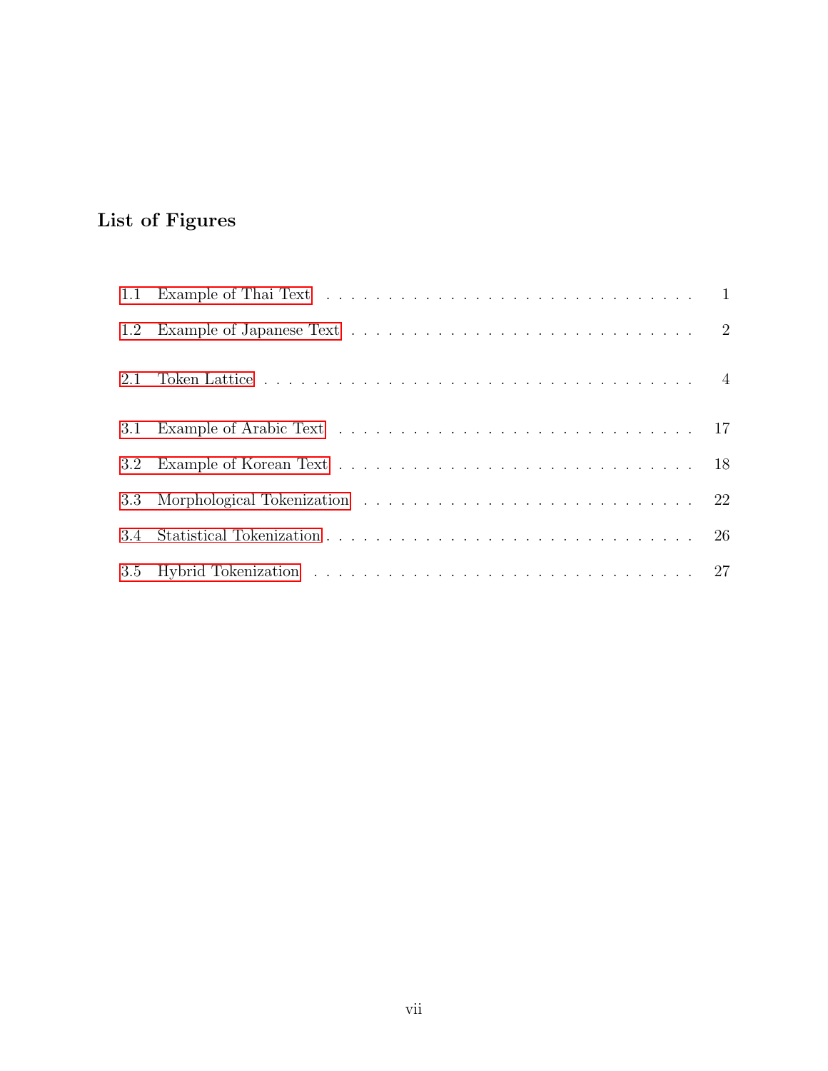## List of Figures

1.1 Example of Thai Text . . . . . . . . . . . . . . . . . . . . . . . . . . . . 1

1.2 Example of Japanese Text . . . . . . . . . . . . . . . . . . . . . . . . . . 2

2.1 Token Lattice . . . . . . . . . . . . . . . . . . . . . . . . . . . . . . . . 4

3.1 Example of Arabic Text . . . . . . . . . . . . . . . . . . . . . . . . . . . 17

3.2 Example of Korean Text . . . . . . . . . . . . . . . . . . . . . . . . . . . 18

3.3 Morphological Tokenization . . . . . . . . . . . . . . . . . . . . . . . . . 22

3.4 Statistical Tokenization . . . . . . . . . . . . . . . . . . . . . . . . . . . 26

3.5 Hybrid Tokenization . . . . . . . . . . . . . . . . . . . . . . . . . . . . . 27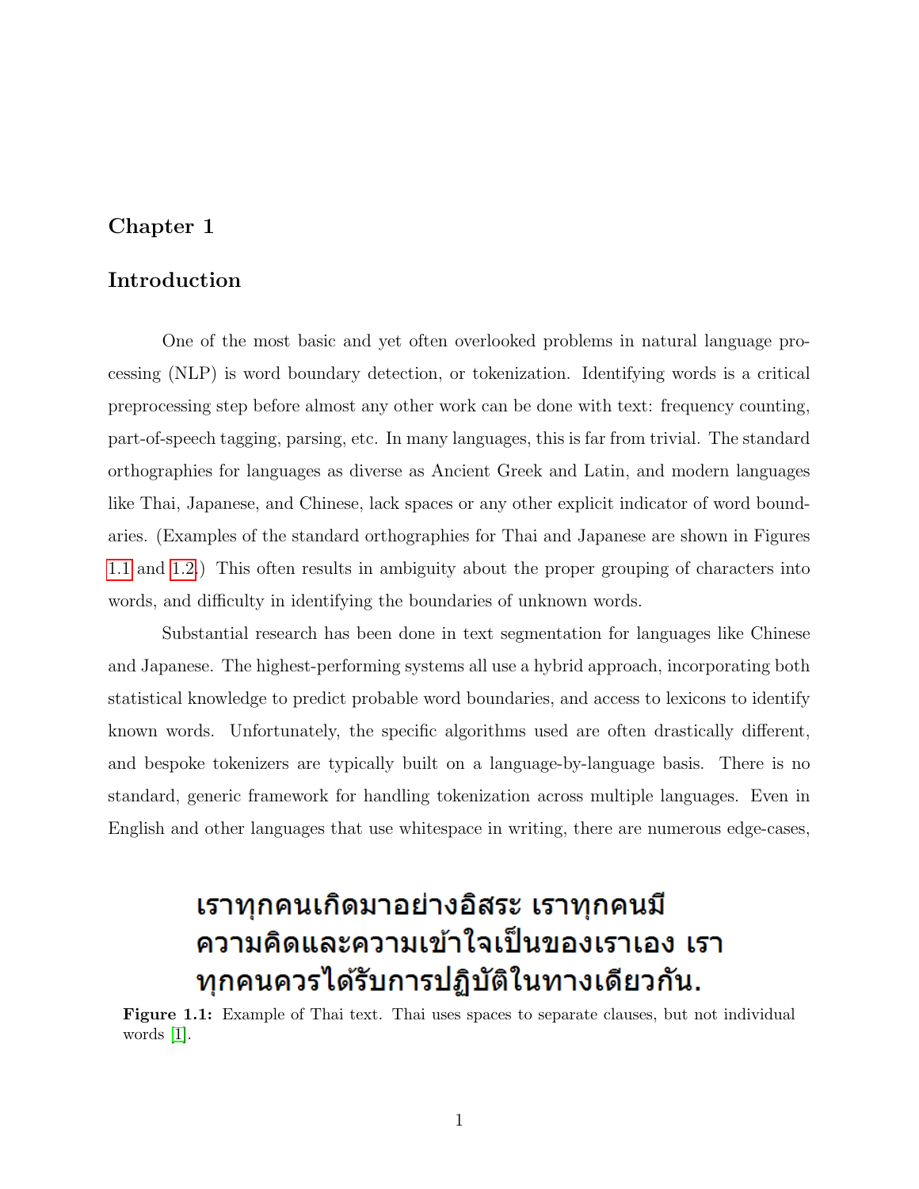# Chapter 1

# Introduction

One of the most basic and yet often overlooked problems in natural language processing (NLP) is word boundary detection, or tokenization. Identifying words is a critical preprocessing step before almost any other work can be done with text: frequency counting, part-of-speech tagging, parsing, etc. In many languages, this is far from trivial. The standard orthographies for languages as diverse as Ancient Greek and Latin, and modern languages like Thai, Japanese, and Chinese, lack spaces or any other explicit indicator of word boundaries. (Examples of the standard orthographies for Thai and Japanese are shown in Figures 1.1 and 1.2.) This often results in ambiguity about the proper grouping of characters into words, and difficulty in identifying the boundaries of unknown words.

Substantial research has been done in text segmentation for languages like Chinese and Japanese. The highest-performing systems all use a hybrid approach, incorporating both statistical knowledge to predict probable word boundaries, and access to lexicons to identify known words. Unfortunately, the specific algorithms used are often drastically different, and bespoke tokenizers are typically built on a language-by-language basis. There is no standard, generic framework for handling tokenization across multiple languages. Even in English and other languages that use whitespace in writing, there are numerous edge-cases,

เราทุกคนเกิดมาอย่างอิสระ เราทุกคนมี
ความคิดและความเข้าใจเป็นของเราเอง เรา
ทุกคนควรได้รับการปฏิบัติในทางเดียวกัน.

**Figure 1.1:** Example of Thai text. Thai uses spaces to separate clauses, but not individual words [1].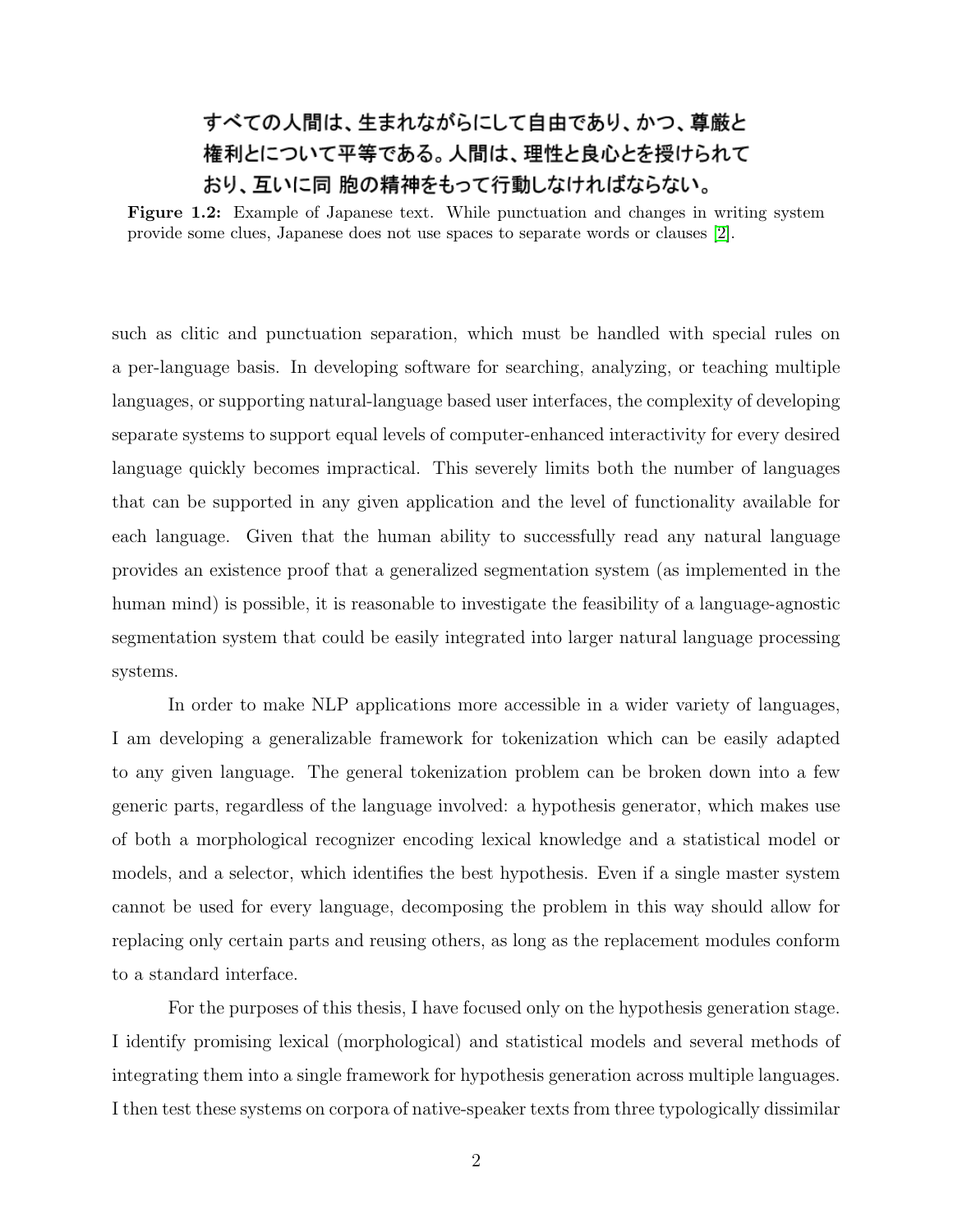すべての人間は、生まれながらにして自由であり、かつ、尊厳と権利とについて平等である。人間は、理性と良心とを授けられており、互いに同 胞の精神をもって行動しなければならない。

**Figure 1.2:** Example of Japanese text. While punctuation and changes in writing system provide some clues, Japanese does not use spaces to separate words or clauses [2].

such as clitic and punctuation separation, which must be handled with special rules on a per-language basis. In developing software for searching, analyzing, or teaching multiple languages, or supporting natural-language based user interfaces, the complexity of developing separate systems to support equal levels of computer-enhanced interactivity for every desired language quickly becomes impractical. This severely limits both the number of languages that can be supported in any given application and the level of functionality available for each language. Given that the human ability to successfully read any natural language provides an existence proof that a generalized segmentation system (as implemented in the human mind) is possible, it is reasonable to investigate the feasibility of a language-agnostic segmentation system that could be easily integrated into larger natural language processing systems.

In order to make NLP applications more accessible in a wider variety of languages, I am developing a generalizable framework for tokenization which can be easily adapted to any given language. The general tokenization problem can be broken down into a few generic parts, regardless of the language involved: a hypothesis generator, which makes use of both a morphological recognizer encoding lexical knowledge and a statistical model or models, and a selector, which identifies the best hypothesis. Even if a single master system cannot be used for every language, decomposing the problem in this way should allow for replacing only certain parts and reusing others, as long as the replacement modules conform to a standard interface.

For the purposes of this thesis, I have focused only on the hypothesis generation stage. I identify promising lexical (morphological) and statistical models and several methods of integrating them into a single framework for hypothesis generation across multiple languages. I then test these systems on corpora of native-speaker texts from three typologically dissimilar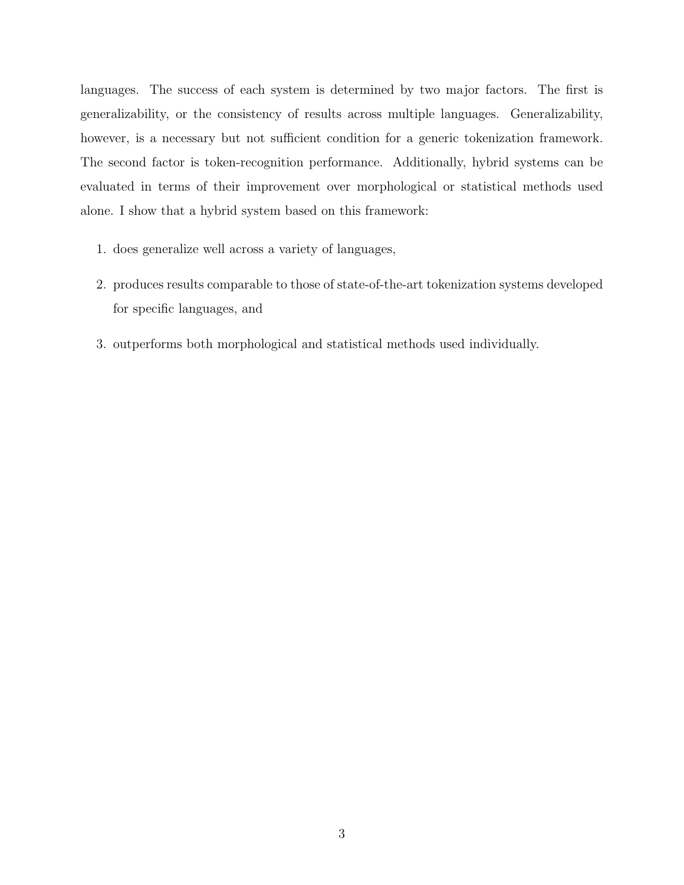languages. The success of each system is determined by two major factors. The first is generalizability, or the consistency of results across multiple languages. Generalizability, however, is a necessary but not sufficient condition for a generic tokenization framework. The second factor is token-recognition performance. Additionally, hybrid systems can be evaluated in terms of their improvement over morphological or statistical methods used alone. I show that a hybrid system based on this framework:

1. does generalize well across a variety of languages,
2. produces results comparable to those of state-of-the-art tokenization systems developed for specific languages, and
3. outperforms both morphological and statistical methods used individually.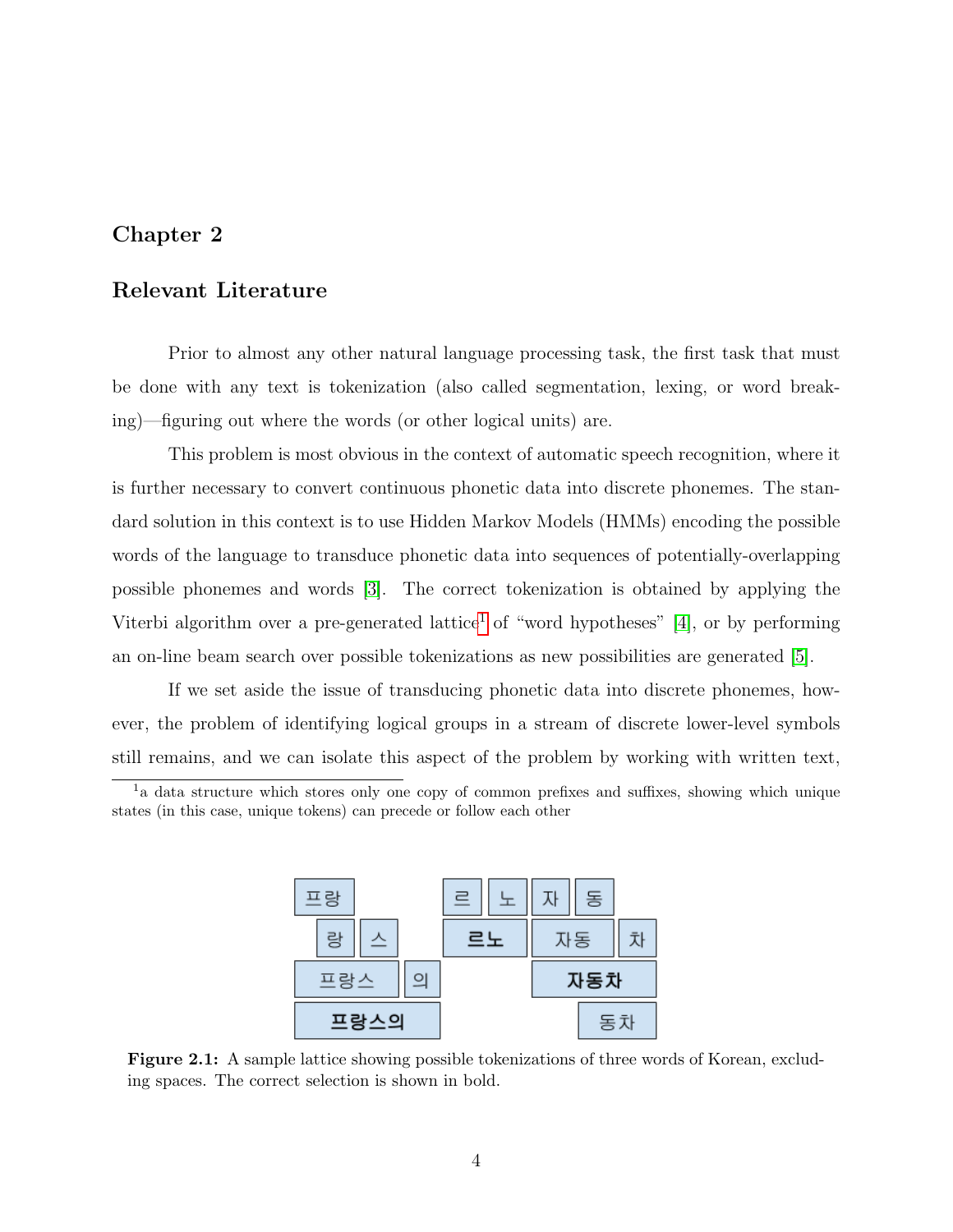# Chapter 2

## Relevant Literature

Prior to almost any other natural language processing task, the first task that must be done with any text is tokenization (also called segmentation, lexing, or word breaking)—figuring out where the words (or other logical units) are.

This problem is most obvious in the context of automatic speech recognition, where it is further necessary to convert continuous phonetic data into discrete phonemes. The standard solution in this context is to use Hidden Markov Models (HMMs) encoding the possible words of the language to transduce phonetic data into sequences of potentially-overlapping possible phonemes and words [3]. The correct tokenization is obtained by applying the Viterbi algorithm over a pre-generated lattice[1] of “word hypotheses” [4], or by performing an on-line beam search over possible tokenizations as new possibilities are generated [5].

If we set aside the issue of transducing phonetic data into discrete phonemes, however, the problem of identifying logical groups in a stream of discrete lower-level symbols still remains, and we can isolate this aspect of the problem by working with written text,

[1] a data structure which stores only one copy of common prefixes and suffixes, showing which unique states (in this case, unique tokens) can precede or follow each other

| 프랑 | | | 르 | 노 | 자 | 동 |
|---|---|---|---|---|---|---|
| 랑 | 스 | | **르노** | | 자동 | 차 |
| 프랑스 | | 의 | | | **자동차** | |
| **프랑스의** | | | | | 동차 | |

**Figure 2.1:** A sample lattice showing possible tokenizations of three words of Korean, excluding spaces. The correct selection is shown in bold.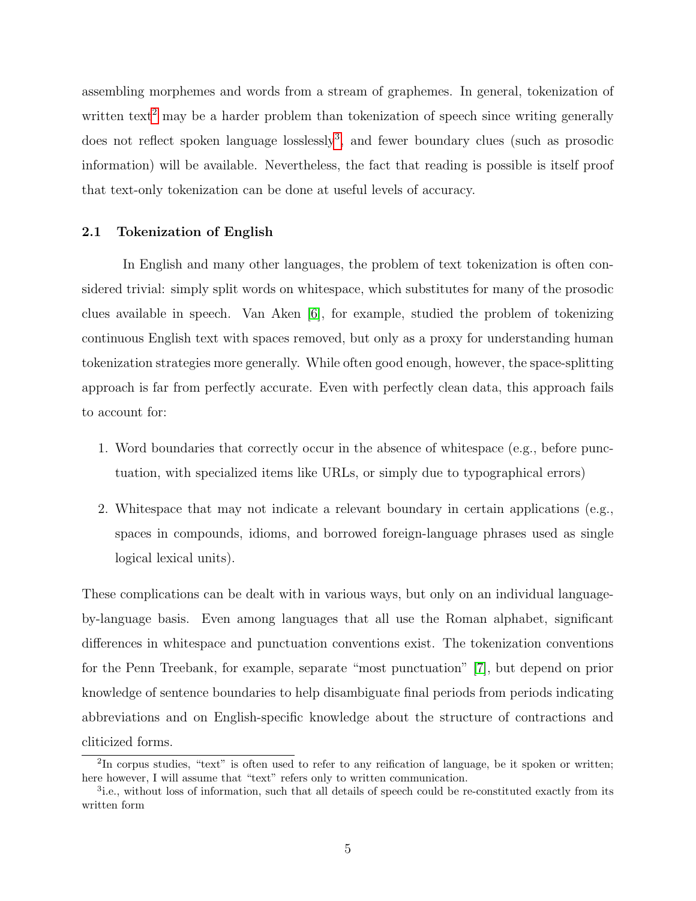assembling morphemes and words from a stream of graphemes. In general, tokenization of written text[2] may be a harder problem than tokenization of speech since writing generally does not reflect spoken language losslessly[3], and fewer boundary clues (such as prosodic information) will be available. Nevertheless, the fact that reading is possible is itself proof that text-only tokenization can be done at useful levels of accuracy.

### 2.1 Tokenization of English

In English and many other languages, the problem of text tokenization is often considered trivial: simply split words on whitespace, which substitutes for many of the prosodic clues available in speech. Van Aken [6], for example, studied the problem of tokenizing continuous English text with spaces removed, but only as a proxy for understanding human tokenization strategies more generally. While often good enough, however, the space-splitting approach is far from perfectly accurate. Even with perfectly clean data, this approach fails to account for:

1. Word boundaries that correctly occur in the absence of whitespace (e.g., before punctuation, with specialized items like URLs, or simply due to typographical errors)

2. Whitespace that may not indicate a relevant boundary in certain applications (e.g., spaces in compounds, idioms, and borrowed foreign-language phrases used as single logical lexical units).

These complications can be dealt with in various ways, but only on an individual language-by-language basis. Even among languages that all use the Roman alphabet, significant differences in whitespace and punctuation conventions exist. The tokenization conventions for the Penn Treebank, for example, separate "most punctuation" [7], but depend on prior knowledge of sentence boundaries to help disambiguate final periods from periods indicating abbreviations and on English-specific knowledge about the structure of contractions and cliticized forms.

---

[2] In corpus studies, "text" is often used to refer to any reification of language, be it spoken or written; here however, I will assume that "text" refers only to written communication.

[3] i.e., without loss of information, such that all details of speech could be re-constituted exactly from its written form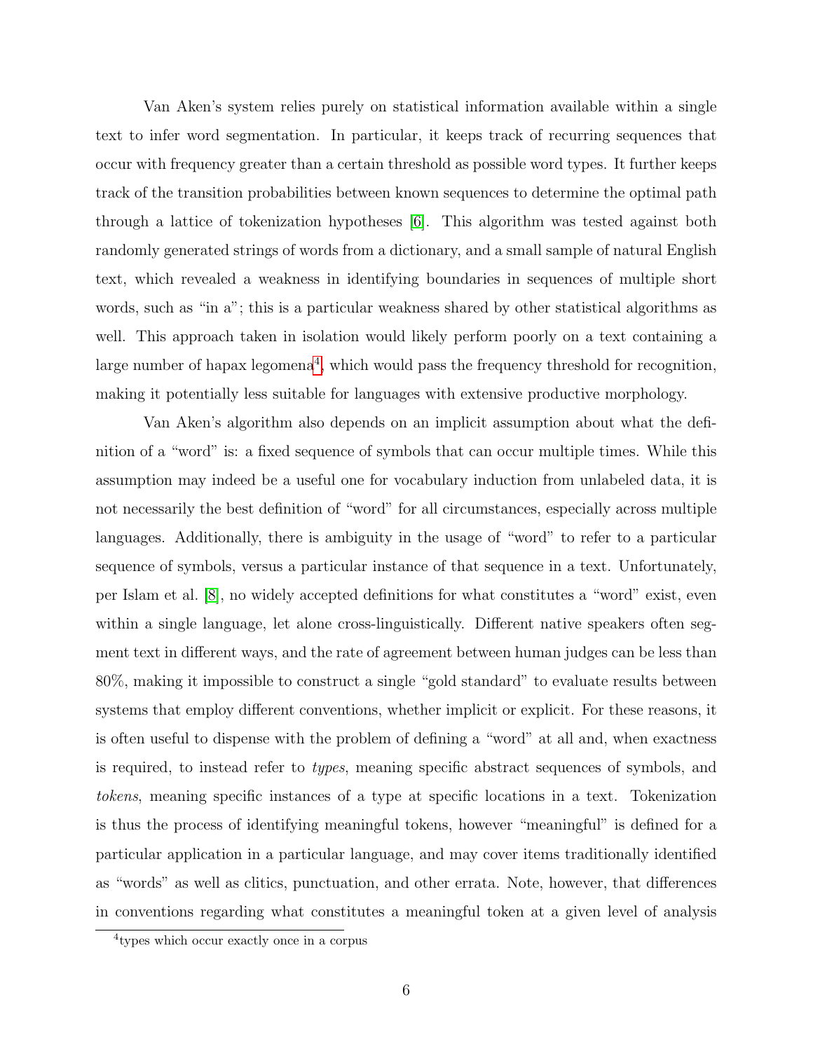Van Aken's system relies purely on statistical information available within a single text to infer word segmentation. In particular, it keeps track of recurring sequences that occur with frequency greater than a certain threshold as possible word types. It further keeps track of the transition probabilities between known sequences to determine the optimal path through a lattice of tokenization hypotheses [6]. This algorithm was tested against both randomly generated strings of words from a dictionary, and a small sample of natural English text, which revealed a weakness in identifying boundaries in sequences of multiple short words, such as "in a"; this is a particular weakness shared by other statistical algorithms as well. This approach taken in isolation would likely perform poorly on a text containing a large number of hapax legomena[4], which would pass the frequency threshold for recognition, making it potentially less suitable for languages with extensive productive morphology.

Van Aken's algorithm also depends on an implicit assumption about what the definition of a "word" is: a fixed sequence of symbols that can occur multiple times. While this assumption may indeed be a useful one for vocabulary induction from unlabeled data, it is not necessarily the best definition of "word" for all circumstances, especially across multiple languages. Additionally, there is ambiguity in the usage of "word" to refer to a particular sequence of symbols, versus a particular instance of that sequence in a text. Unfortunately, per Islam et al. [8], no widely accepted definitions for what constitutes a "word" exist, even within a single language, let alone cross-linguistically. Different native speakers often segment text in different ways, and the rate of agreement between human judges can be less than 80%, making it impossible to construct a single "gold standard" to evaluate results between systems that employ different conventions, whether implicit or explicit. For these reasons, it is often useful to dispense with the problem of defining a "word" at all and, when exactness is required, to instead refer to *types*, meaning specific abstract sequences of symbols, and *tokens*, meaning specific instances of a type at specific locations in a text. Tokenization is thus the process of identifying meaningful tokens, however "meaningful" is defined for a particular application in a particular language, and may cover items traditionally identified as "words" as well as clitics, punctuation, and other errata. Note, however, that differences in conventions regarding what constitutes a meaningful token at a given level of analysis

[4] types which occur exactly once in a corpus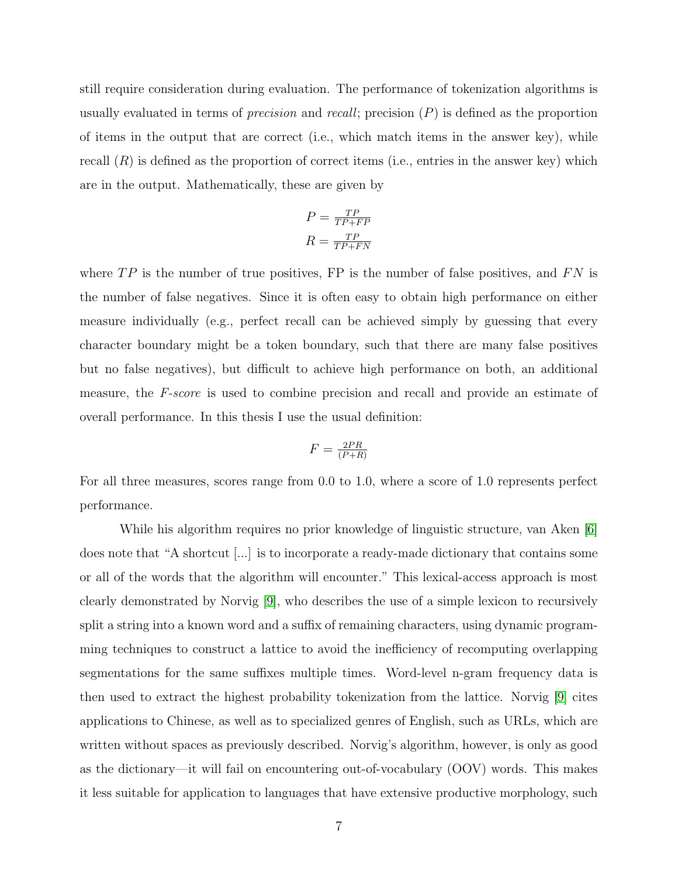still require consideration during evaluation. The performance of tokenization algorithms is usually evaluated in terms of *precision* and *recall*; precision ($P$) is defined as the proportion of items in the output that are correct (i.e., which match items in the answer key), while recall ($R$) is defined as the proportion of correct items (i.e., entries in the answer key) which are in the output. Mathematically, these are given by

$$P = \frac{TP}{TP+FP}$$
$$R = \frac{TP}{TP+FN}$$

where $TP$ is the number of true positives, FP is the number of false positives, and $FN$ is the number of false negatives. Since it is often easy to obtain high performance on either measure individually (e.g., perfect recall can be achieved simply by guessing that every character boundary might be a token boundary, such that there are many false positives but no false negatives), but difficult to achieve high performance on both, an additional measure, the *F-score* is used to combine precision and recall and provide an estimate of overall performance. In this thesis I use the usual definition:

$$F = \frac{2PR}{(P+R)}$$

For all three measures, scores range from 0.0 to 1.0, where a score of 1.0 represents perfect performance.

While his algorithm requires no prior knowledge of linguistic structure, van Aken [6] does note that "A shortcut [...] is to incorporate a ready-made dictionary that contains some or all of the words that the algorithm will encounter." This lexical-access approach is most clearly demonstrated by Norvig [9], who describes the use of a simple lexicon to recursively split a string into a known word and a suffix of remaining characters, using dynamic programming techniques to construct a lattice to avoid the inefficiency of recomputing overlapping segmentations for the same suffixes multiple times. Word-level n-gram frequency data is then used to extract the highest probability tokenization from the lattice. Norvig [9] cites applications to Chinese, as well as to specialized genres of English, such as URLs, which are written without spaces as previously described. Norvig's algorithm, however, is only as good as the dictionary—it will fail on encountering out-of-vocabulary (OOV) words. This makes it less suitable for application to languages that have extensive productive morphology, such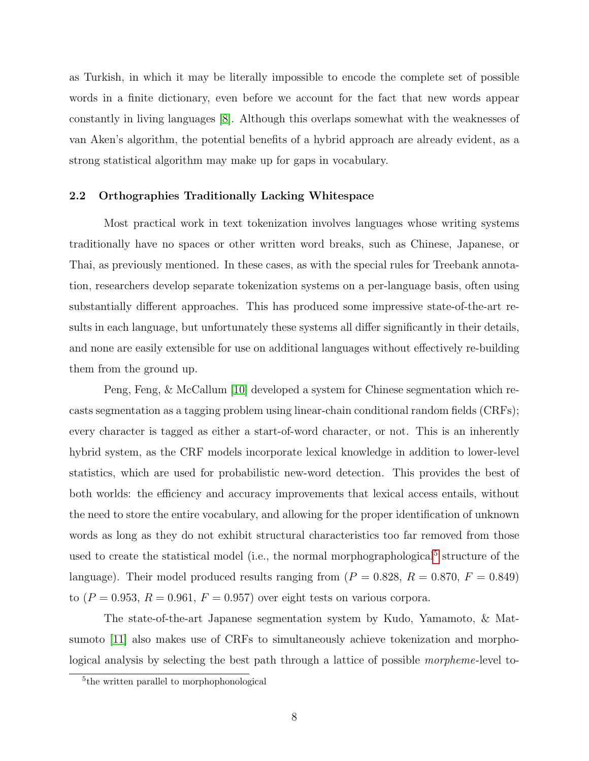as Turkish, in which it may be literally impossible to encode the complete set of possible words in a finite dictionary, even before we account for the fact that new words appear constantly in living languages [8]. Although this overlaps somewhat with the weaknesses of van Aken's algorithm, the potential benefits of a hybrid approach are already evident, as a strong statistical algorithm may make up for gaps in vocabulary.

### 2.2 Orthographies Traditionally Lacking Whitespace

Most practical work in text tokenization involves languages whose writing systems traditionally have no spaces or other written word breaks, such as Chinese, Japanese, or Thai, as previously mentioned. In these cases, as with the special rules for Treebank annotation, researchers develop separate tokenization systems on a per-language basis, often using substantially different approaches. This has produced some impressive state-of-the-art results in each language, but unfortunately these systems all differ significantly in their details, and none are easily extensible for use on additional languages without effectively re-building them from the ground up.

Peng, Feng, & McCallum [10] developed a system for Chinese segmentation which recasts segmentation as a tagging problem using linear-chain conditional random fields (CRFs); every character is tagged as either a start-of-word character, or not. This is an inherently hybrid system, as the CRF models incorporate lexical knowledge in addition to lower-level statistics, which are used for probabilistic new-word detection. This provides the best of both worlds: the efficiency and accuracy improvements that lexical access entails, without the need to store the entire vocabulary, and allowing for the proper identification of unknown words as long as they do not exhibit structural characteristics too far removed from those used to create the statistical model (i.e., the normal morphographological[5] structure of the language). Their model produced results ranging from ($P = 0.828$, $R = 0.870$, $F = 0.849$) to ($P = 0.953$, $R = 0.961$, $F = 0.957$) over eight tests on various corpora.

The state-of-the-art Japanese segmentation system by Kudo, Yamamoto, & Matsumoto [11] also makes use of CRFs to simultaneously achieve tokenization and morphological analysis by selecting the best path through a lattice of possible *morpheme*-level to-

[5] the written parallel to morphophonological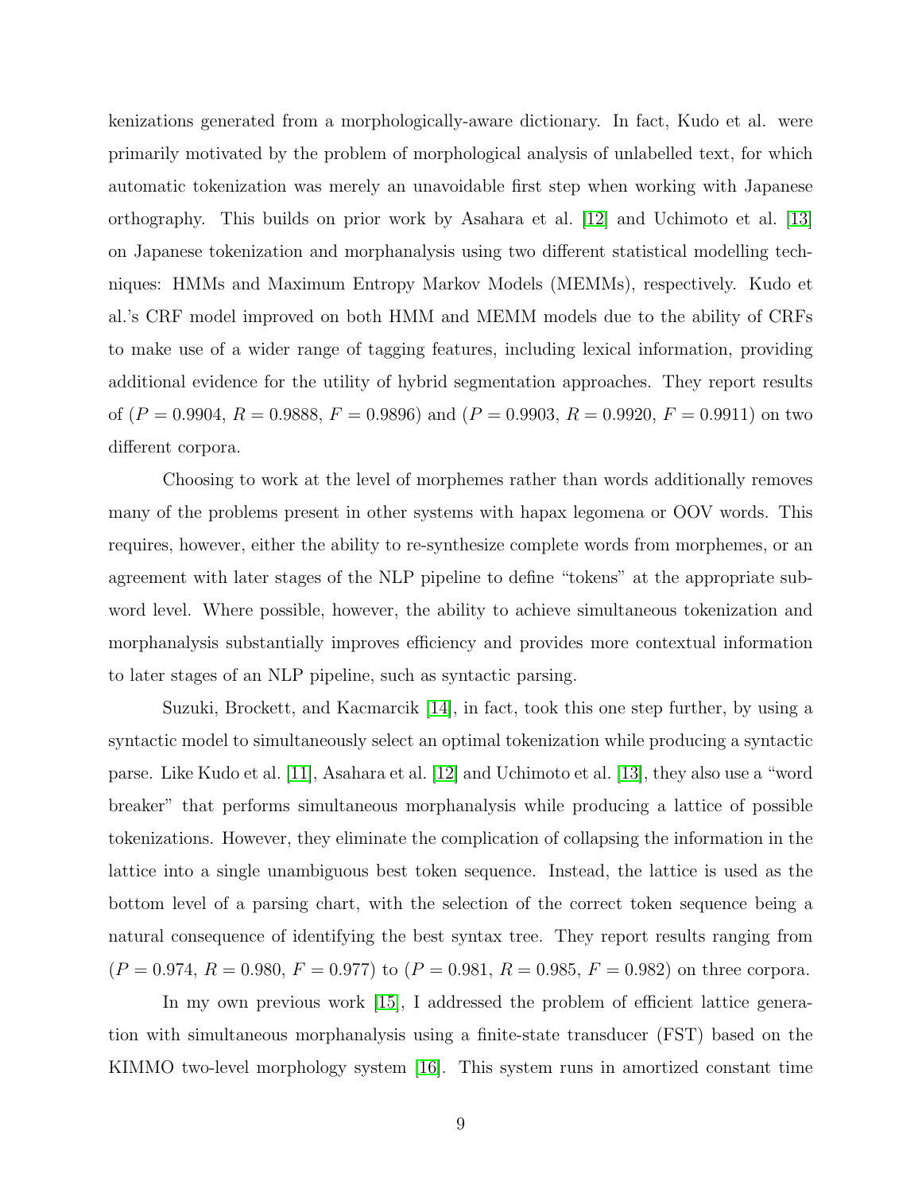kenizations generated from a morphologically-aware dictionary. In fact, Kudo et al. were primarily motivated by the problem of morphological analysis of unlabelled text, for which automatic tokenization was merely an unavoidable first step when working with Japanese orthography. This builds on prior work by Asahara et al. [12] and Uchimoto et al. [13] on Japanese tokenization and morphanalysis using two different statistical modelling techniques: HMMs and Maximum Entropy Markov Models (MEMMs), respectively. Kudo et al.'s CRF model improved on both HMM and MEMM models due to the ability of CRFs to make use of a wider range of tagging features, including lexical information, providing additional evidence for the utility of hybrid segmentation approaches. They report results of ($P = 0.9904$, $R = 0.9888$, $F = 0.9896$) and ($P = 0.9903$, $R = 0.9920$, $F = 0.9911$) on two different corpora.

Choosing to work at the level of morphemes rather than words additionally removes many of the problems present in other systems with hapax legomena or OOV words. This requires, however, either the ability to re-synthesize complete words from morphemes, or an agreement with later stages of the NLP pipeline to define "tokens" at the appropriate subword level. Where possible, however, the ability to achieve simultaneous tokenization and morphanalysis substantially improves efficiency and provides more contextual information to later stages of an NLP pipeline, such as syntactic parsing.

Suzuki, Brockett, and Kacmarcik [14], in fact, took this one step further, by using a syntactic model to simultaneously select an optimal tokenization while producing a syntactic parse. Like Kudo et al. [11], Asahara et al. [12] and Uchimoto et al. [13], they also use a "word breaker" that performs simultaneous morphanalysis while producing a lattice of possible tokenizations. However, they eliminate the complication of collapsing the information in the lattice into a single unambiguous best token sequence. Instead, the lattice is used as the bottom level of a parsing chart, with the selection of the correct token sequence being a natural consequence of identifying the best syntax tree. They report results ranging from ($P = 0.974$, $R = 0.980$, $F = 0.977$) to ($P = 0.981$, $R = 0.985$, $F = 0.982$) on three corpora.

In my own previous work [15], I addressed the problem of efficient lattice generation with simultaneous morphanalysis using a finite-state transducer (FST) based on the KIMMO two-level morphology system [16]. This system runs in amortized constant time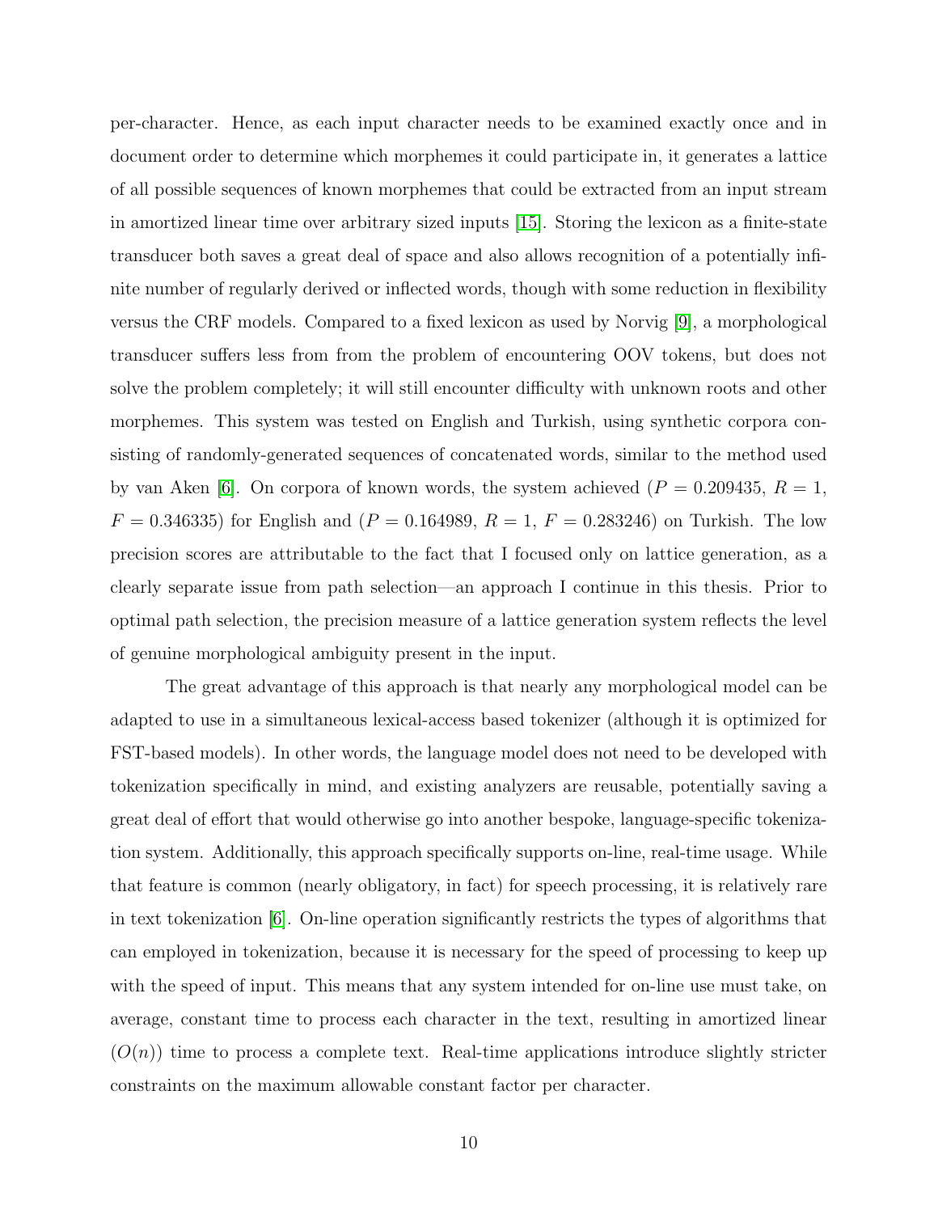per-character. Hence, as each input character needs to be examined exactly once and in document order to determine which morphemes it could participate in, it generates a lattice of all possible sequences of known morphemes that could be extracted from an input stream in amortized linear time over arbitrary sized inputs [15]. Storing the lexicon as a finite-state transducer both saves a great deal of space and also allows recognition of a potentially infinite number of regularly derived or inflected words, though with some reduction in flexibility versus the CRF models. Compared to a fixed lexicon as used by Norvig [9], a morphological transducer suffers less from from the problem of encountering OOV tokens, but does not solve the problem completely; it will still encounter difficulty with unknown roots and other morphemes. This system was tested on English and Turkish, using synthetic corpora consisting of randomly-generated sequences of concatenated words, similar to the method used by van Aken [6]. On corpora of known words, the system achieved ($P = 0.209435$, $R = 1$, $F = 0.346335$) for English and ($P = 0.164989$, $R = 1$, $F = 0.283246$) on Turkish. The low precision scores are attributable to the fact that I focused only on lattice generation, as a clearly separate issue from path selection—an approach I continue in this thesis. Prior to optimal path selection, the precision measure of a lattice generation system reflects the level of genuine morphological ambiguity present in the input.

The great advantage of this approach is that nearly any morphological model can be adapted to use in a simultaneous lexical-access based tokenizer (although it is optimized for FST-based models). In other words, the language model does not need to be developed with tokenization specifically in mind, and existing analyzers are reusable, potentially saving a great deal of effort that would otherwise go into another bespoke, language-specific tokenization system. Additionally, this approach specifically supports on-line, real-time usage. While that feature is common (nearly obligatory, in fact) for speech processing, it is relatively rare in text tokenization [6]. On-line operation significantly restricts the types of algorithms that can employed in tokenization, because it is necessary for the speed of processing to keep up with the speed of input. This means that any system intended for on-line use must take, on average, constant time to process each character in the text, resulting in amortized linear ($O(n)$) time to process a complete text. Real-time applications introduce slightly stricter constraints on the maximum allowable constant factor per character.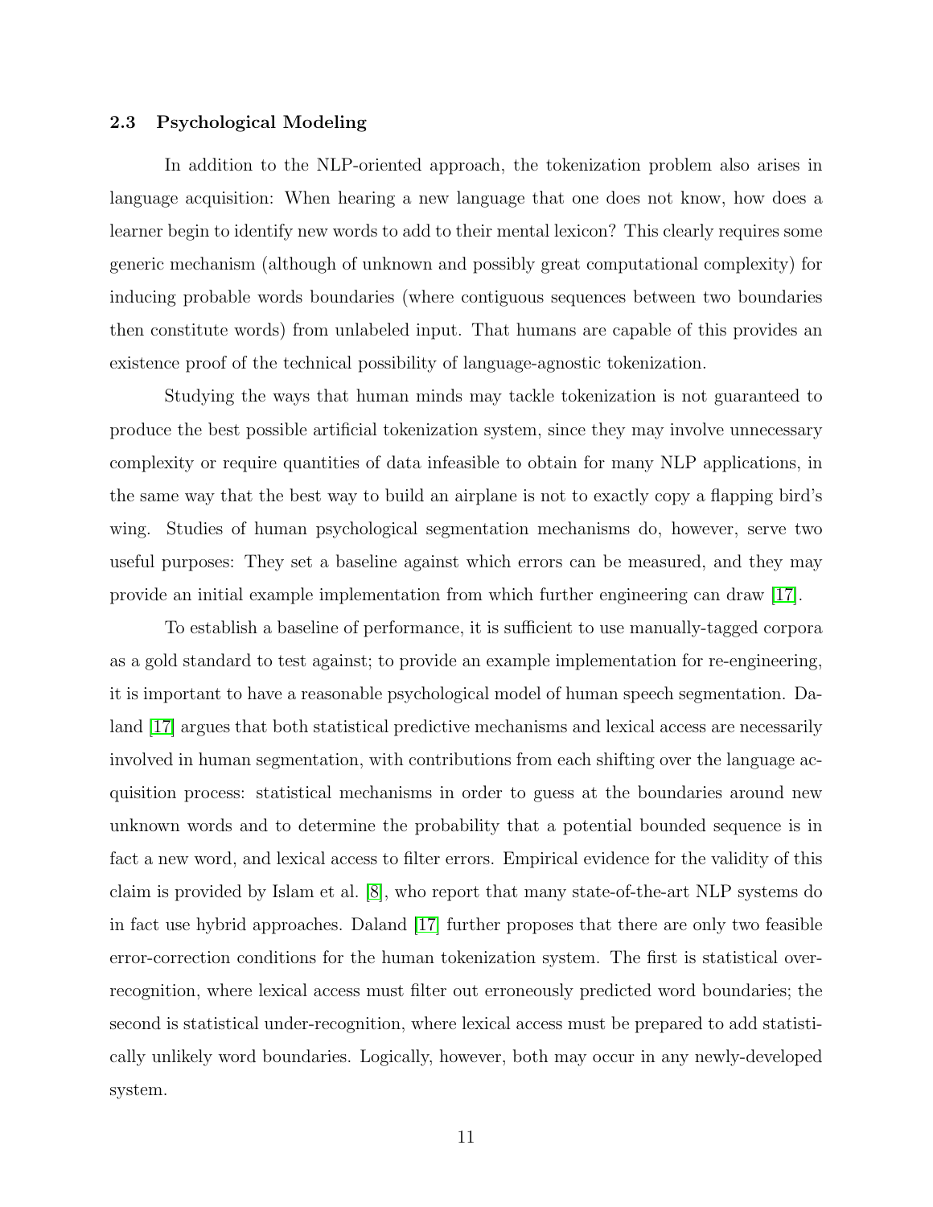### 2.3 Psychological Modeling

In addition to the NLP-oriented approach, the tokenization problem also arises in language acquisition: When hearing a new language that one does not know, how does a learner begin to identify new words to add to their mental lexicon? This clearly requires some generic mechanism (although of unknown and possibly great computational complexity) for inducing probable words boundaries (where contiguous sequences between two boundaries then constitute words) from unlabeled input. That humans are capable of this provides an existence proof of the technical possibility of language-agnostic tokenization.

Studying the ways that human minds may tackle tokenization is not guaranteed to produce the best possible artificial tokenization system, since they may involve unnecessary complexity or require quantities of data infeasible to obtain for many NLP applications, in the same way that the best way to build an airplane is not to exactly copy a flapping bird's wing. Studies of human psychological segmentation mechanisms do, however, serve two useful purposes: They set a baseline against which errors can be measured, and they may provide an initial example implementation from which further engineering can draw [17].

To establish a baseline of performance, it is sufficient to use manually-tagged corpora as a gold standard to test against; to provide an example implementation for re-engineering, it is important to have a reasonable psychological model of human speech segmentation. Daland [17] argues that both statistical predictive mechanisms and lexical access are necessarily involved in human segmentation, with contributions from each shifting over the language acquisition process: statistical mechanisms in order to guess at the boundaries around new unknown words and to determine the probability that a potential bounded sequence is in fact a new word, and lexical access to filter errors. Empirical evidence for the validity of this claim is provided by Islam et al. [8], who report that many state-of-the-art NLP systems do in fact use hybrid approaches. Daland [17] further proposes that there are only two feasible error-correction conditions for the human tokenization system. The first is statistical over-recognition, where lexical access must filter out erroneously predicted word boundaries; the second is statistical under-recognition, where lexical access must be prepared to add statistically unlikely word boundaries. Logically, however, both may occur in any newly-developed system.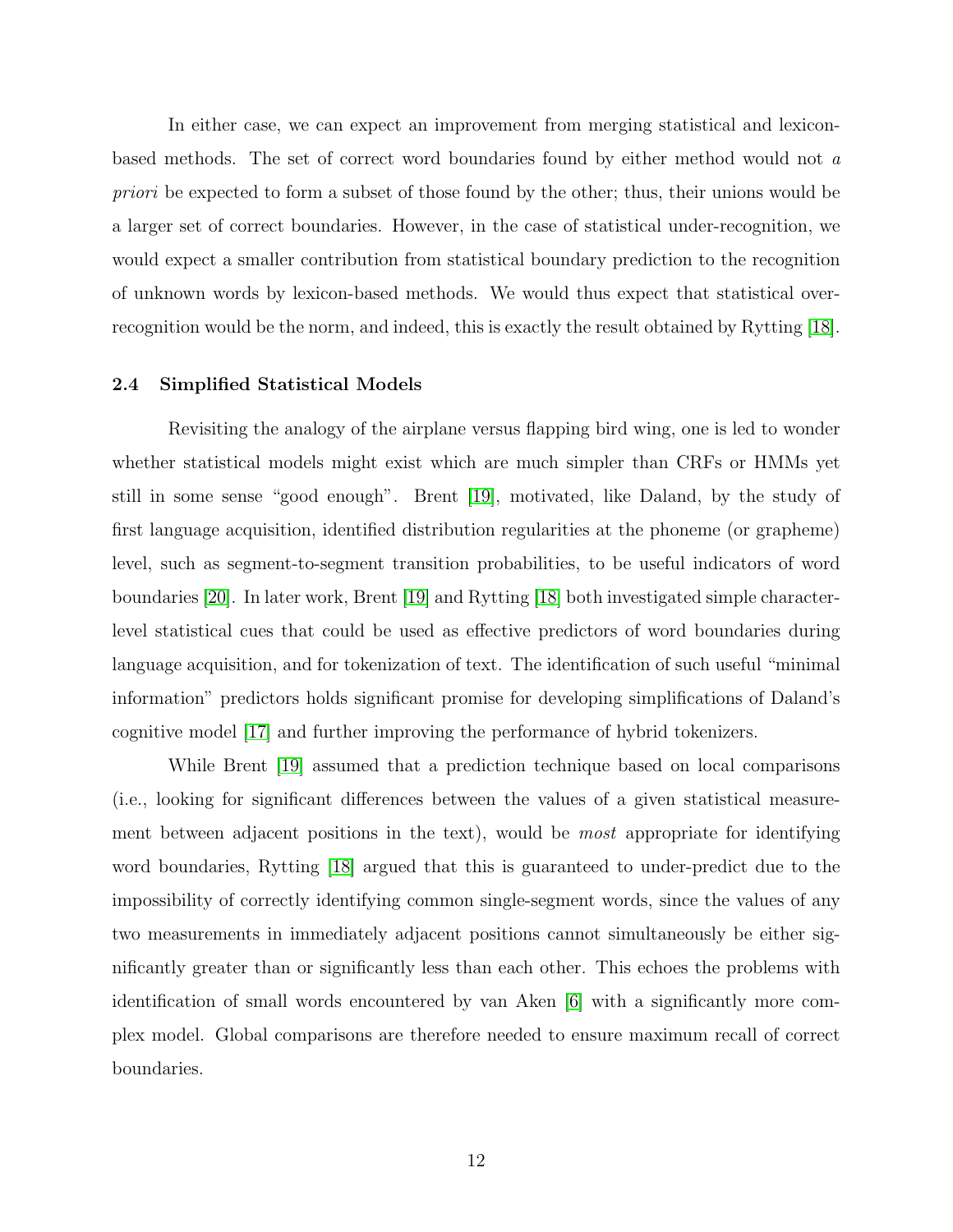In either case, we can expect an improvement from merging statistical and lexicon-based methods. The set of correct word boundaries found by either method would not *a priori* be expected to form a subset of those found by the other; thus, their unions would be a larger set of correct boundaries. However, in the case of statistical under-recognition, we would expect a smaller contribution from statistical boundary prediction to the recognition of unknown words by lexicon-based methods. We would thus expect that statistical over-recognition would be the norm, and indeed, this is exactly the result obtained by Rytting [18].

### 2.4 Simplified Statistical Models

Revisiting the analogy of the airplane versus flapping bird wing, one is led to wonder whether statistical models might exist which are much simpler than CRFs or HMMs yet still in some sense "good enough". Brent [19], motivated, like Daland, by the study of first language acquisition, identified distribution regularities at the phoneme (or grapheme) level, such as segment-to-segment transition probabilities, to be useful indicators of word boundaries [20]. In later work, Brent [19] and Rytting [18] both investigated simple character-level statistical cues that could be used as effective predictors of word boundaries during language acquisition, and for tokenization of text. The identification of such useful "minimal information" predictors holds significant promise for developing simplifications of Daland's cognitive model [17] and further improving the performance of hybrid tokenizers.

While Brent [19] assumed that a prediction technique based on local comparisons (i.e., looking for significant differences between the values of a given statistical measurement between adjacent positions in the text), would be *most* appropriate for identifying word boundaries, Rytting [18] argued that this is guaranteed to under-predict due to the impossibility of correctly identifying common single-segment words, since the values of any two measurements in immediately adjacent positions cannot simultaneously be either significantly greater than or significantly less than each other. This echoes the problems with identification of small words encountered by van Aken [6] with a significantly more complex model. Global comparisons are therefore needed to ensure maximum recall of correct boundaries.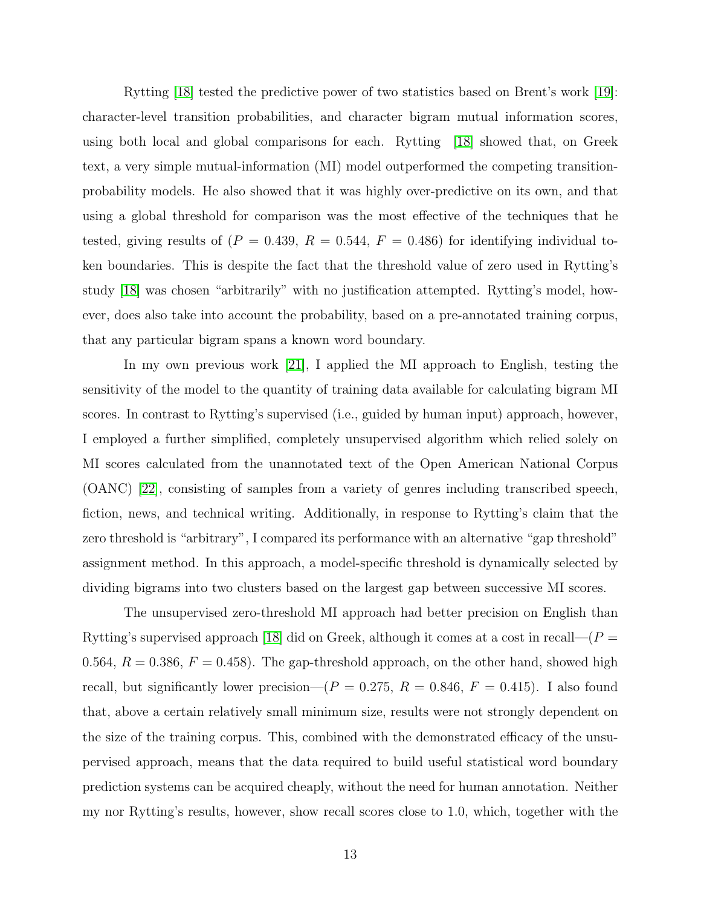Rytting [18] tested the predictive power of two statistics based on Brent's work [19]: character-level transition probabilities, and character bigram mutual information scores, using both local and global comparisons for each. Rytting [18] showed that, on Greek text, a very simple mutual-information (MI) model outperformed the competing transition-probability models. He also showed that it was highly over-predictive on its own, and that using a global threshold for comparison was the most effective of the techniques that he tested, giving results of ($P = 0.439$, $R = 0.544$, $F = 0.486$) for identifying individual token boundaries. This is despite the fact that the threshold value of zero used in Rytting's study [18] was chosen "arbitrarily" with no justification attempted. Rytting's model, however, does also take into account the probability, based on a pre-annotated training corpus, that any particular bigram spans a known word boundary.

In my own previous work [21], I applied the MI approach to English, testing the sensitivity of the model to the quantity of training data available for calculating bigram MI scores. In contrast to Rytting's supervised (i.e., guided by human input) approach, however, I employed a further simplified, completely unsupervised algorithm which relied solely on MI scores calculated from the unannotated text of the Open American National Corpus (OANC) [22], consisting of samples from a variety of genres including transcribed speech, fiction, news, and technical writing. Additionally, in response to Rytting's claim that the zero threshold is "arbitrary", I compared its performance with an alternative "gap threshold" assignment method. In this approach, a model-specific threshold is dynamically selected by dividing bigrams into two clusters based on the largest gap between successive MI scores.

The unsupervised zero-threshold MI approach had better precision on English than Rytting's supervised approach [18] did on Greek, although it comes at a cost in recall—($P = 0.564$, $R = 0.386$, $F = 0.458$). The gap-threshold approach, on the other hand, showed high recall, but significantly lower precision—($P = 0.275$, $R = 0.846$, $F = 0.415$). I also found that, above a certain relatively small minimum size, results were not strongly dependent on the size of the training corpus. This, combined with the demonstrated efficacy of the unsupervised approach, means that the data required to build useful statistical word boundary prediction systems can be acquired cheaply, without the need for human annotation. Neither my nor Rytting's results, however, show recall scores close to 1.0, which, together with the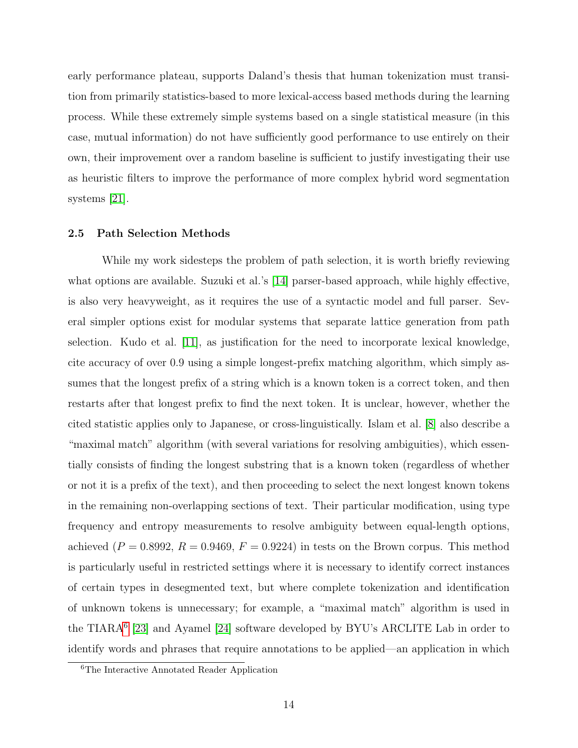early performance plateau, supports Daland's thesis that human tokenization must transition from primarily statistics-based to more lexical-access based methods during the learning process. While these extremely simple systems based on a single statistical measure (in this case, mutual information) do not have sufficiently good performance to use entirely on their own, their improvement over a random baseline is sufficient to justify investigating their use as heuristic filters to improve the performance of more complex hybrid word segmentation systems [21].

### 2.5 Path Selection Methods

While my work sidesteps the problem of path selection, it is worth briefly reviewing what options are available. Suzuki et al.'s [14] parser-based approach, while highly effective, is also very heavyweight, as it requires the use of a syntactic model and full parser. Several simpler options exist for modular systems that separate lattice generation from path selection. Kudo et al. [11], as justification for the need to incorporate lexical knowledge, cite accuracy of over 0.9 using a simple longest-prefix matching algorithm, which simply assumes that the longest prefix of a string which is a known token is a correct token, and then restarts after that longest prefix to find the next token. It is unclear, however, whether the cited statistic applies only to Japanese, or cross-linguistically. Islam et al. [8] also describe a "maximal match" algorithm (with several variations for resolving ambiguities), which essentially consists of finding the longest substring that is a known token (regardless of whether or not it is a prefix of the text), and then proceeding to select the next longest known tokens in the remaining non-overlapping sections of text. Their particular modification, using type frequency and entropy measurements to resolve ambiguity between equal-length options, achieved ($P = 0.8992$, $R = 0.9469$, $F = 0.9224$) in tests on the Brown corpus. This method is particularly useful in restricted settings where it is necessary to identify correct instances of certain types in desegmented text, but where complete tokenization and identification of unknown tokens is unnecessary; for example, a "maximal match" algorithm is used in the TIARA[6] [23] and Ayamel [24] software developed by BYU's ARCLITE Lab in order to identify words and phrases that require annotations to be applied—an application in which

[6] The Interactive Annotated Reader Application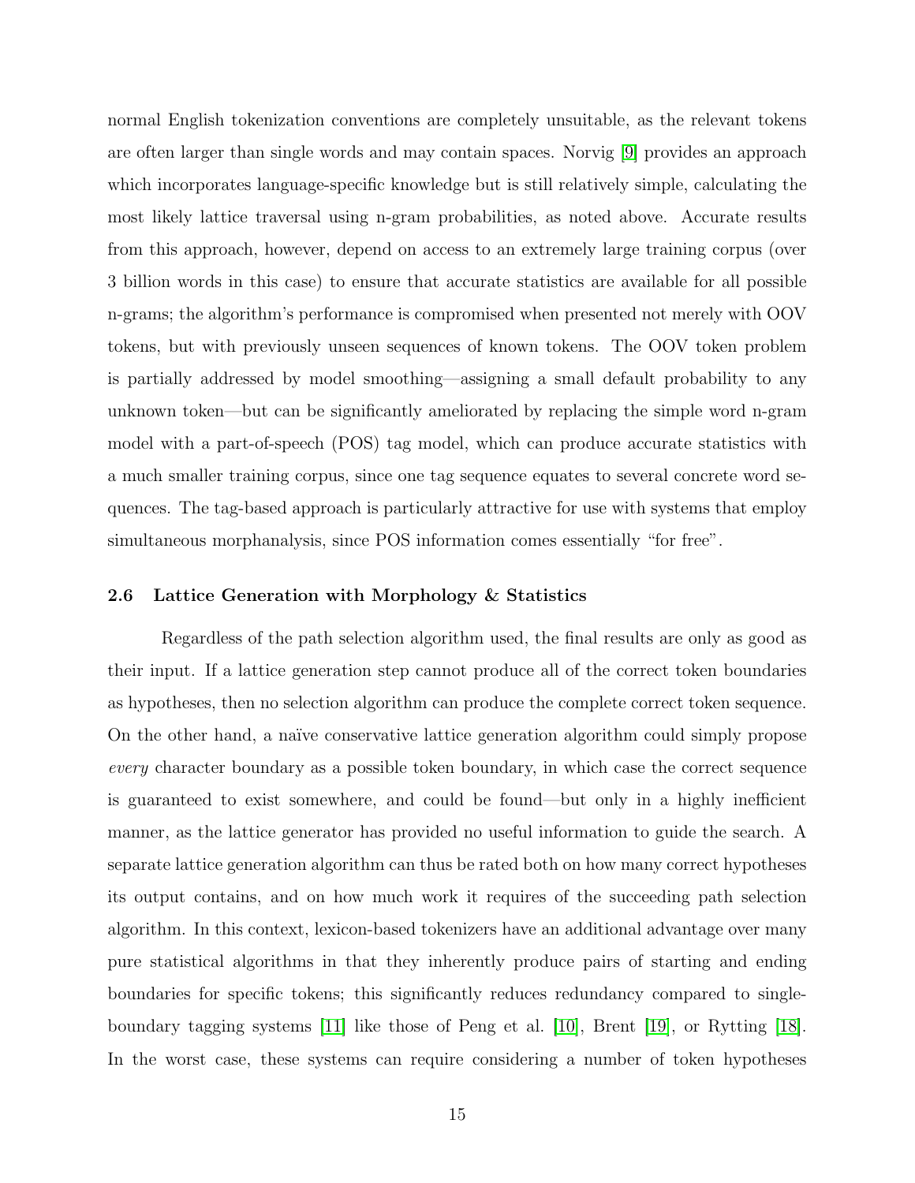normal English tokenization conventions are completely unsuitable, as the relevant tokens are often larger than single words and may contain spaces. Norvig [9] provides an approach which incorporates language-specific knowledge but is still relatively simple, calculating the most likely lattice traversal using n-gram probabilities, as noted above. Accurate results from this approach, however, depend on access to an extremely large training corpus (over 3 billion words in this case) to ensure that accurate statistics are available for all possible n-grams; the algorithm's performance is compromised when presented not merely with OOV tokens, but with previously unseen sequences of known tokens. The OOV token problem is partially addressed by model smoothing—assigning a small default probability to any unknown token—but can be significantly ameliorated by replacing the simple word n-gram model with a part-of-speech (POS) tag model, which can produce accurate statistics with a much smaller training corpus, since one tag sequence equates to several concrete word sequences. The tag-based approach is particularly attractive for use with systems that employ simultaneous morphanalysis, since POS information comes essentially "for free".

### 2.6 Lattice Generation with Morphology & Statistics

Regardless of the path selection algorithm used, the final results are only as good as their input. If a lattice generation step cannot produce all of the correct token boundaries as hypotheses, then no selection algorithm can produce the complete correct token sequence. On the other hand, a naïve conservative lattice generation algorithm could simply propose *every* character boundary as a possible token boundary, in which case the correct sequence is guaranteed to exist somewhere, and could be found—but only in a highly inefficient manner, as the lattice generator has provided no useful information to guide the search. A separate lattice generation algorithm can thus be rated both on how many correct hypotheses its output contains, and on how much work it requires of the succeeding path selection algorithm. In this context, lexicon-based tokenizers have an additional advantage over many pure statistical algorithms in that they inherently produce pairs of starting and ending boundaries for specific tokens; this significantly reduces redundancy compared to single-boundary tagging systems [11] like those of Peng et al. [10], Brent [19], or Rytting [18]. In the worst case, these systems can require considering a number of token hypotheses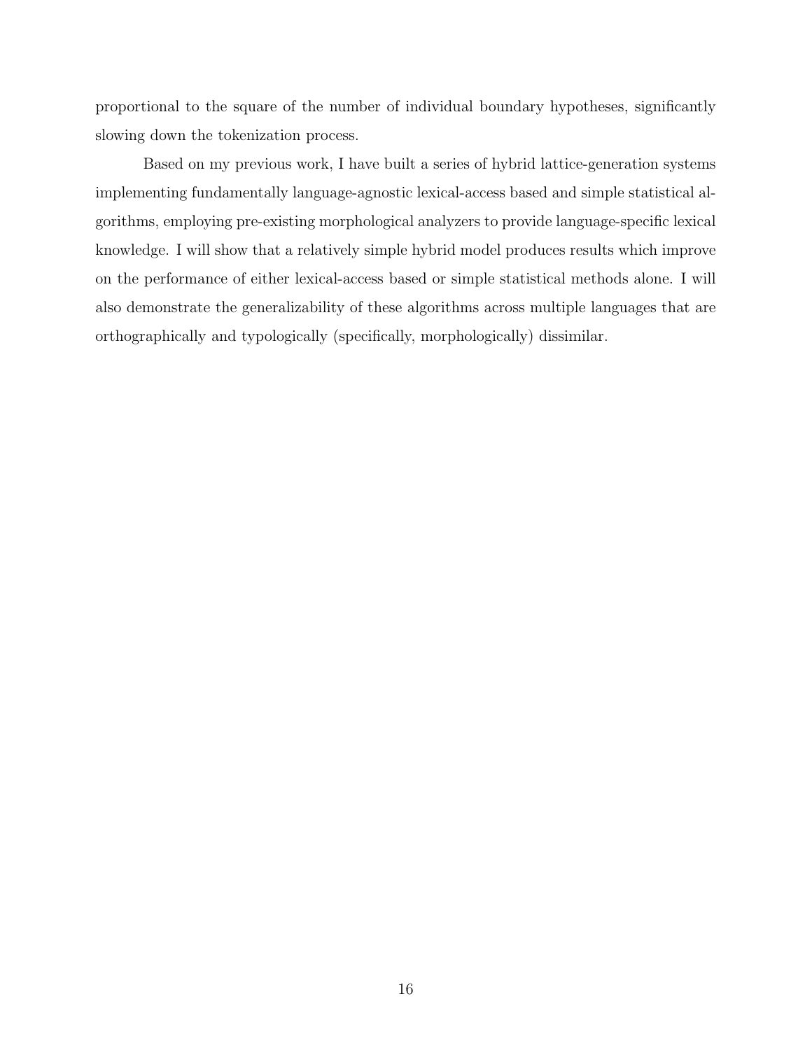proportional to the square of the number of individual boundary hypotheses, significantly slowing down the tokenization process.

Based on my previous work, I have built a series of hybrid lattice-generation systems implementing fundamentally language-agnostic lexical-access based and simple statistical algorithms, employing pre-existing morphological analyzers to provide language-specific lexical knowledge. I will show that a relatively simple hybrid model produces results which improve on the performance of either lexical-access based or simple statistical methods alone. I will also demonstrate the generalizability of these algorithms across multiple languages that are orthographically and typologically (specifically, morphologically) dissimilar.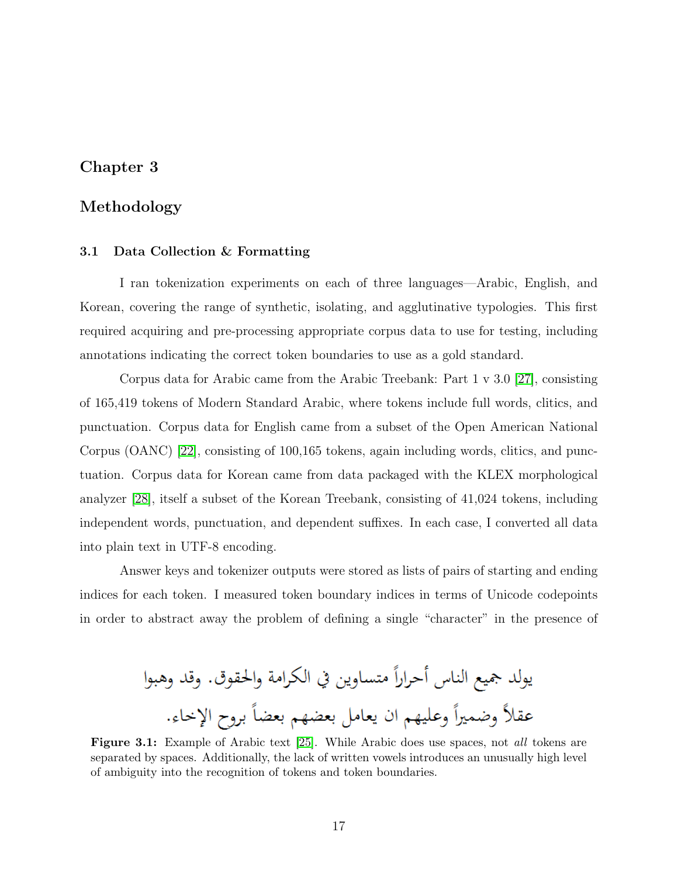# Chapter 3

# Methodology

## 3.1 Data Collection & Formatting

I ran tokenization experiments on each of three languages—Arabic, English, and Korean, covering the range of synthetic, isolating, and agglutinative typologies. This first required acquiring and pre-processing appropriate corpus data to use for testing, including annotations indicating the correct token boundaries to use as a gold standard.

Corpus data for Arabic came from the Arabic Treebank: Part 1 v 3.0 [27], consisting of 165,419 tokens of Modern Standard Arabic, where tokens include full words, clitics, and punctuation. Corpus data for English came from a subset of the Open American National Corpus (OANC) [22], consisting of 100,165 tokens, again including words, clitics, and punctuation. Corpus data for Korean came from data packaged with the KLEX morphological analyzer [28], itself a subset of the Korean Treebank, consisting of 41,024 tokens, including independent words, punctuation, and dependent suffixes. In each case, I converted all data into plain text in UTF-8 encoding.

Answer keys and tokenizer outputs were stored as lists of pairs of starting and ending indices for each token. I measured token boundary indices in terms of Unicode codepoints in order to abstract away the problem of defining a single "character" in the presence of

يولد جميع الناس أحراراً متساوين في الكرامة والحقوق. وقد وهبوا
عقلاً وضميراً وعليهم ان يعامل بعضهم بعضاً بروح الإخاء.

**Figure 3.1:** Example of Arabic text [25]. While Arabic does use spaces, not *all* tokens are separated by spaces. Additionally, the lack of written vowels introduces an unusually high level of ambiguity into the recognition of tokens and token boundaries.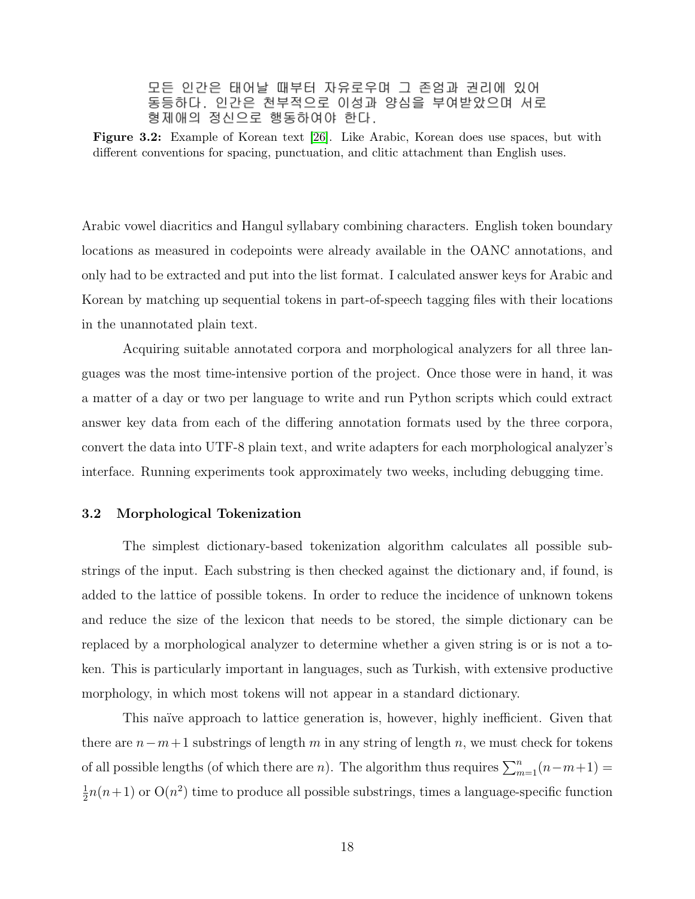모든 인간은 태어날 때부터 자유로우며 그 존엄과 권리에 있어 동등하다. 인간은 천부적으로 이성과 양심을 부여받았으며 서로 형제애의 정신으로 행동하여야 한다.

**Figure 3.2:** Example of Korean text [26]. Like Arabic, Korean does use spaces, but with different conventions for spacing, punctuation, and clitic attachment than English uses.

Arabic vowel diacritics and Hangul syllabary combining characters. English token boundary locations as measured in codepoints were already available in the OANC annotations, and only had to be extracted and put into the list format. I calculated answer keys for Arabic and Korean by matching up sequential tokens in part-of-speech tagging files with their locations in the unannotated plain text.

Acquiring suitable annotated corpora and morphological analyzers for all three languages was the most time-intensive portion of the project. Once those were in hand, it was a matter of a day or two per language to write and run Python scripts which could extract answer key data from each of the differing annotation formats used by the three corpora, convert the data into UTF-8 plain text, and write adapters for each morphological analyzer's interface. Running experiments took approximately two weeks, including debugging time.

### 3.2 Morphological Tokenization

The simplest dictionary-based tokenization algorithm calculates all possible substrings of the input. Each substring is then checked against the dictionary and, if found, is added to the lattice of possible tokens. In order to reduce the incidence of unknown tokens and reduce the size of the lexicon that needs to be stored, the simple dictionary can be replaced by a morphological analyzer to determine whether a given string is or is not a token. This is particularly important in languages, such as Turkish, with extensive productive morphology, in which most tokens will not appear in a standard dictionary.

This naïve approach to lattice generation is, however, highly inefficient. Given that there are $n-m+1$ substrings of length $m$ in any string of length $n$, we must check for tokens of all possible lengths (of which there are $n$). The algorithm thus requires $\sum_{m=1}^{n}(n-m+1) = \frac{1}{2}n(n+1)$ or $O(n^2)$ time to produce all possible substrings, times a language-specific function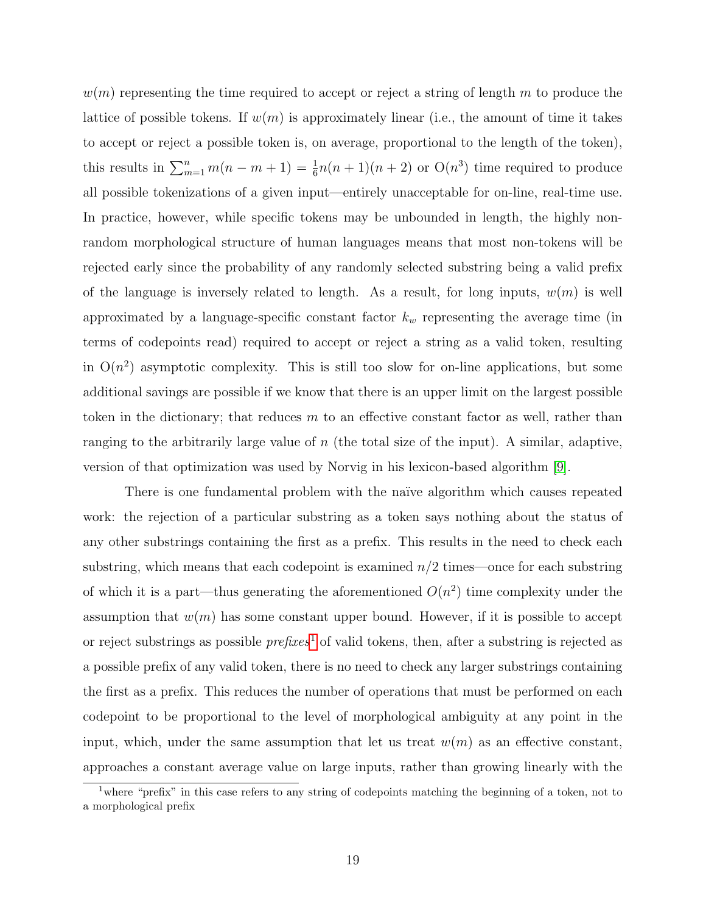$w(m)$ representing the time required to accept or reject a string of length $m$ to produce the lattice of possible tokens. If $w(m)$ is approximately linear (i.e., the amount of time it takes to accept or reject a possible token is, on average, proportional to the length of the token), this results in $\sum_{m=1}^{n} m(n-m+1) = \frac{1}{6}n(n+1)(n+2)$ or $\mathrm{O}(n^3)$ time required to produce all possible tokenizations of a given input—entirely unacceptable for on-line, real-time use. In practice, however, while specific tokens may be unbounded in length, the highly non-random morphological structure of human languages means that most non-tokens will be rejected early since the probability of any randomly selected substring being a valid prefix of the language is inversely related to length. As a result, for long inputs, $w(m)$ is well approximated by a language-specific constant factor $k_w$ representing the average time (in terms of codepoints read) required to accept or reject a string as a valid token, resulting in $\mathrm{O}(n^2)$ asymptotic complexity. This is still too slow for on-line applications, but some additional savings are possible if we know that there is an upper limit on the largest possible token in the dictionary; that reduces $m$ to an effective constant factor as well, rather than ranging to the arbitrarily large value of $n$ (the total size of the input). A similar, adaptive, version of that optimization was used by Norvig in his lexicon-based algorithm [9].

There is one fundamental problem with the naïve algorithm which causes repeated work: the rejection of a particular substring as a token says nothing about the status of any other substrings containing the first as a prefix. This results in the need to check each substring, which means that each codepoint is examined $n/2$ times—once for each substring of which it is a part—thus generating the aforementioned $O(n^2)$ time complexity under the assumption that $w(m)$ has some constant upper bound. However, if it is possible to accept or reject substrings as possible *prefixes*[1] of valid tokens, then, after a substring is rejected as a possible prefix of any valid token, there is no need to check any larger substrings containing the first as a prefix. This reduces the number of operations that must be performed on each codepoint to be proportional to the level of morphological ambiguity at any point in the input, which, under the same assumption that let us treat $w(m)$ as an effective constant, approaches a constant average value on large inputs, rather than growing linearly with the

[1] where "prefix" in this case refers to any string of codepoints matching the beginning of a token, not to a morphological prefix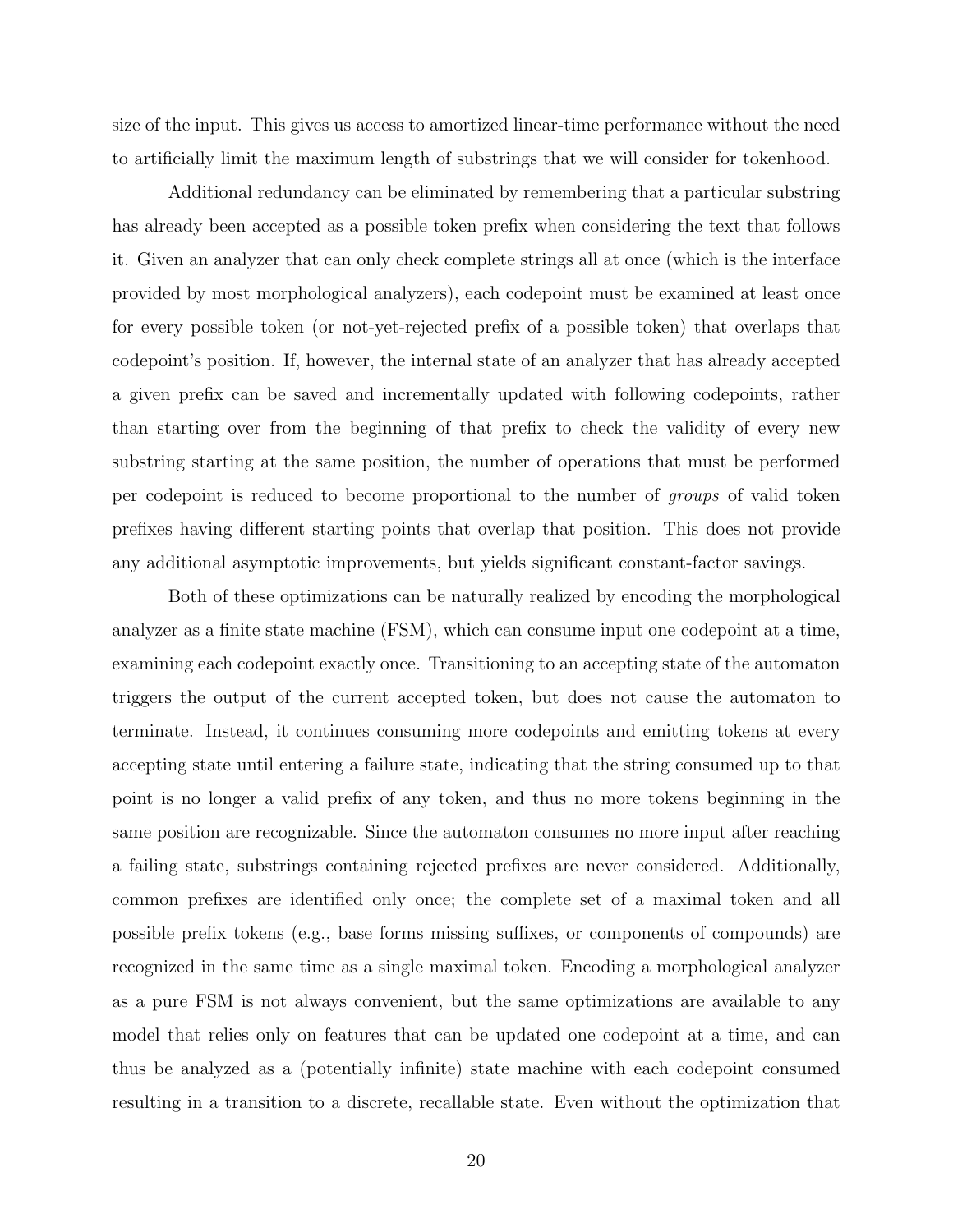size of the input. This gives us access to amortized linear-time performance without the need to artificially limit the maximum length of substrings that we will consider for tokenhood.

Additional redundancy can be eliminated by remembering that a particular substring has already been accepted as a possible token prefix when considering the text that follows it. Given an analyzer that can only check complete strings all at once (which is the interface provided by most morphological analyzers), each codepoint must be examined at least once for every possible token (or not-yet-rejected prefix of a possible token) that overlaps that codepoint's position. If, however, the internal state of an analyzer that has already accepted a given prefix can be saved and incrementally updated with following codepoints, rather than starting over from the beginning of that prefix to check the validity of every new substring starting at the same position, the number of operations that must be performed per codepoint is reduced to become proportional to the number of *groups* of valid token prefixes having different starting points that overlap that position. This does not provide any additional asymptotic improvements, but yields significant constant-factor savings.

Both of these optimizations can be naturally realized by encoding the morphological analyzer as a finite state machine (FSM), which can consume input one codepoint at a time, examining each codepoint exactly once. Transitioning to an accepting state of the automaton triggers the output of the current accepted token, but does not cause the automaton to terminate. Instead, it continues consuming more codepoints and emitting tokens at every accepting state until entering a failure state, indicating that the string consumed up to that point is no longer a valid prefix of any token, and thus no more tokens beginning in the same position are recognizable. Since the automaton consumes no more input after reaching a failing state, substrings containing rejected prefixes are never considered. Additionally, common prefixes are identified only once; the complete set of a maximal token and all possible prefix tokens (e.g., base forms missing suffixes, or components of compounds) are recognized in the same time as a single maximal token. Encoding a morphological analyzer as a pure FSM is not always convenient, but the same optimizations are available to any model that relies only on features that can be updated one codepoint at a time, and can thus be analyzed as a (potentially infinite) state machine with each codepoint consumed resulting in a transition to a discrete, recallable state. Even without the optimization that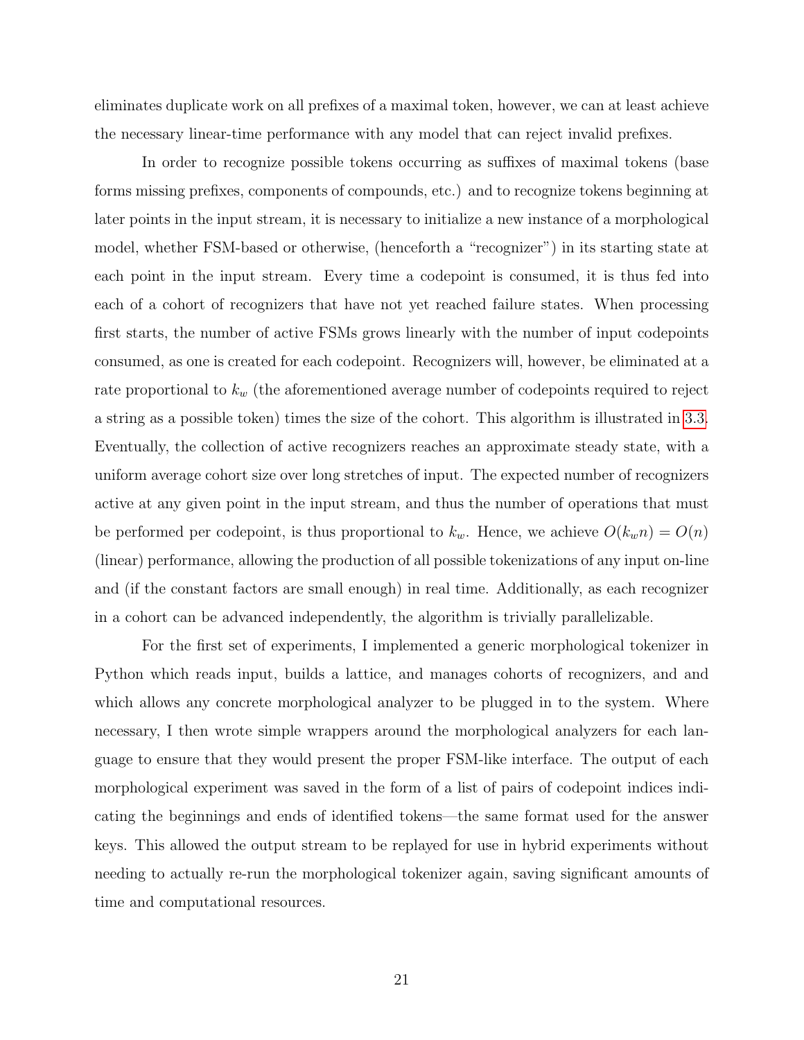eliminates duplicate work on all prefixes of a maximal token, however, we can at least achieve the necessary linear-time performance with any model that can reject invalid prefixes.

In order to recognize possible tokens occurring as suffixes of maximal tokens (base forms missing prefixes, components of compounds, etc.) and to recognize tokens beginning at later points in the input stream, it is necessary to initialize a new instance of a morphological model, whether FSM-based or otherwise, (henceforth a "recognizer") in its starting state at each point in the input stream. Every time a codepoint is consumed, it is thus fed into each of a cohort of recognizers that have not yet reached failure states. When processing first starts, the number of active FSMs grows linearly with the number of input codepoints consumed, as one is created for each codepoint. Recognizers will, however, be eliminated at a rate proportional to $k_w$ (the aforementioned average number of codepoints required to reject a string as a possible token) times the size of the cohort. This algorithm is illustrated in 3.3. Eventually, the collection of active recognizers reaches an approximate steady state, with a uniform average cohort size over long stretches of input. The expected number of recognizers active at any given point in the input stream, and thus the number of operations that must be performed per codepoint, is thus proportional to $k_w$. Hence, we achieve $O(k_w n) = O(n)$ (linear) performance, allowing the production of all possible tokenizations of any input on-line and (if the constant factors are small enough) in real time. Additionally, as each recognizer in a cohort can be advanced independently, the algorithm is trivially parallelizable.

For the first set of experiments, I implemented a generic morphological tokenizer in Python which reads input, builds a lattice, and manages cohorts of recognizers, and and which allows any concrete morphological analyzer to be plugged in to the system. Where necessary, I then wrote simple wrappers around the morphological analyzers for each language to ensure that they would present the proper FSM-like interface. The output of each morphological experiment was saved in the form of a list of pairs of codepoint indices indicating the beginnings and ends of identified tokens—the same format used for the answer keys. This allowed the output stream to be replayed for use in hybrid experiments without needing to actually re-run the morphological tokenizer again, saving significant amounts of time and computational resources.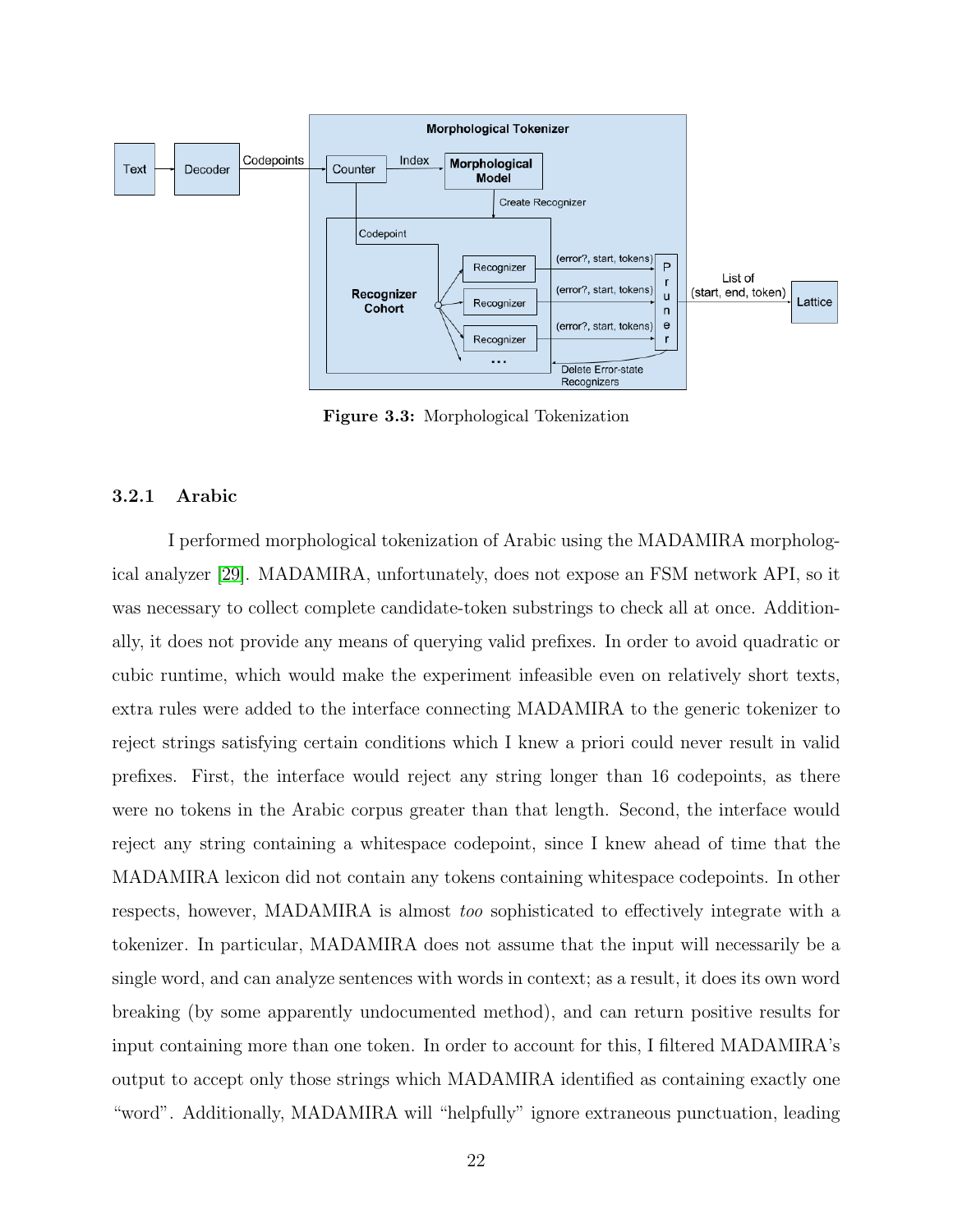**Figure 3.3:** Morphological Tokenization

### 3.2.1 Arabic

I performed morphological tokenization of Arabic using the MADAMIRA morphological analyzer [29]. MADAMIRA, unfortunately, does not expose an FSM network API, so it was necessary to collect complete candidate-token substrings to check all at once. Additionally, it does not provide any means of querying valid prefixes. In order to avoid quadratic or cubic runtime, which would make the experiment infeasible even on relatively short texts, extra rules were added to the interface connecting MADAMIRA to the generic tokenizer to reject strings satisfying certain conditions which I knew a priori could never result in valid prefixes. First, the interface would reject any string longer than 16 codepoints, as there were no tokens in the Arabic corpus greater than that length. Second, the interface would reject any string containing a whitespace codepoint, since I knew ahead of time that the MADAMIRA lexicon did not contain any tokens containing whitespace codepoints. In other respects, however, MADAMIRA is almost *too* sophisticated to effectively integrate with a tokenizer. In particular, MADAMIRA does not assume that the input will necessarily be a single word, and can analyze sentences with words in context; as a result, it does its own word breaking (by some apparently undocumented method), and can return positive results for input containing more than one token. In order to account for this, I filtered MADAMIRA's output to accept only those strings which MADAMIRA identified as containing exactly one "word". Additionally, MADAMIRA will "helpfully" ignore extraneous punctuation, leading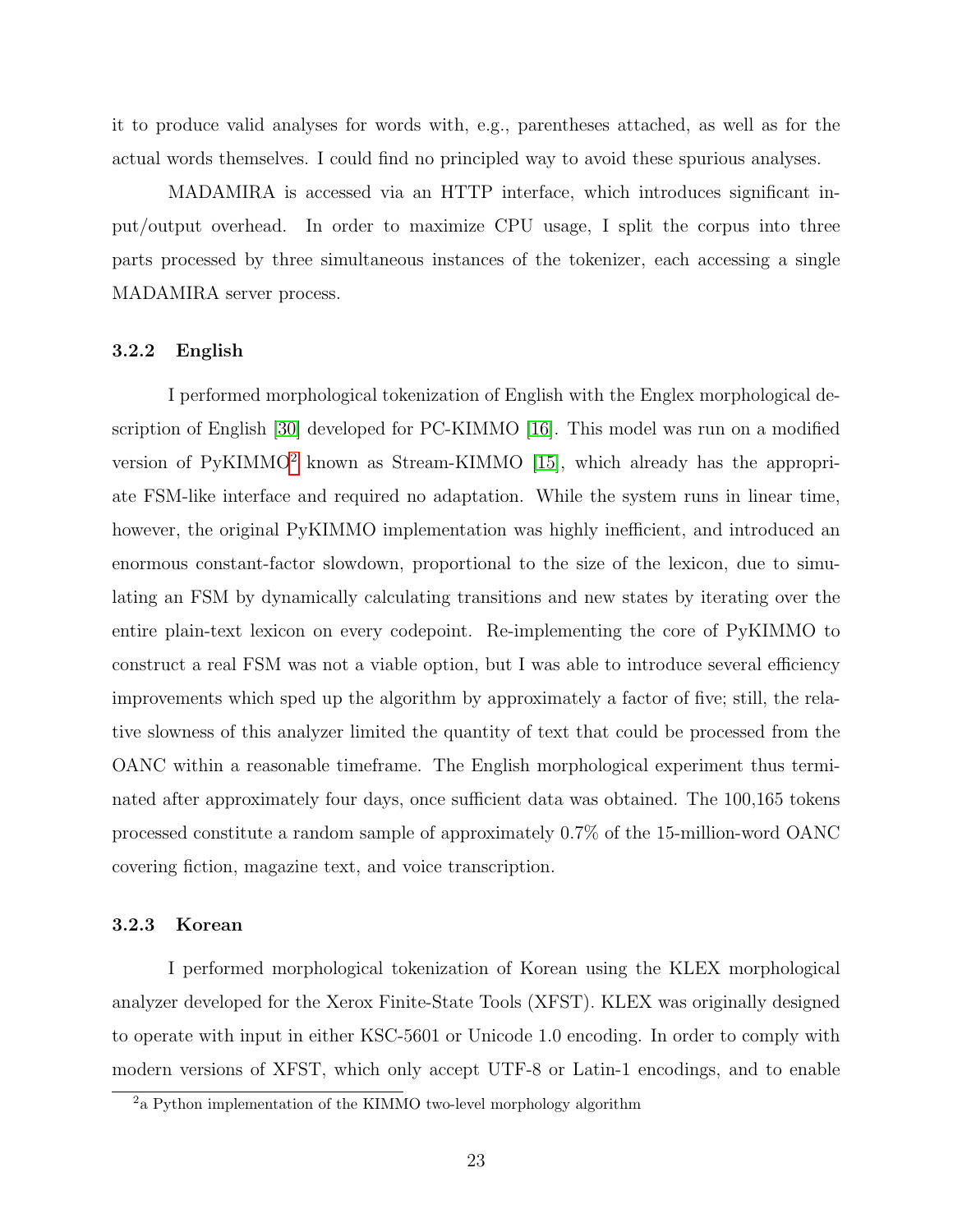it to produce valid analyses for words with, e.g., parentheses attached, as well as for the actual words themselves. I could find no principled way to avoid these spurious analyses.

MADAMIRA is accessed via an HTTP interface, which introduces significant input/output overhead. In order to maximize CPU usage, I split the corpus into three parts processed by three simultaneous instances of the tokenizer, each accessing a single MADAMIRA server process.

### 3.2.2 English

I performed morphological tokenization of English with the Englex morphological description of English [30] developed for PC-KIMMO [16]. This model was run on a modified version of PyKIMMO[2] known as Stream-KIMMO [15], which already has the appropriate FSM-like interface and required no adaptation. While the system runs in linear time, however, the original PyKIMMO implementation was highly inefficient, and introduced an enormous constant-factor slowdown, proportional to the size of the lexicon, due to simulating an FSM by dynamically calculating transitions and new states by iterating over the entire plain-text lexicon on every codepoint. Re-implementing the core of PyKIMMO to construct a real FSM was not a viable option, but I was able to introduce several efficiency improvements which sped up the algorithm by approximately a factor of five; still, the relative slowness of this analyzer limited the quantity of text that could be processed from the OANC within a reasonable timeframe. The English morphological experiment thus terminated after approximately four days, once sufficient data was obtained. The 100,165 tokens processed constitute a random sample of approximately 0.7% of the 15-million-word OANC covering fiction, magazine text, and voice transcription.

### 3.2.3 Korean

I performed morphological tokenization of Korean using the KLEX morphological analyzer developed for the Xerox Finite-State Tools (XFST). KLEX was originally designed to operate with input in either KSC-5601 or Unicode 1.0 encoding. In order to comply with modern versions of XFST, which only accept UTF-8 or Latin-1 encodings, and to enable

[2] a Python implementation of the KIMMO two-level morphology algorithm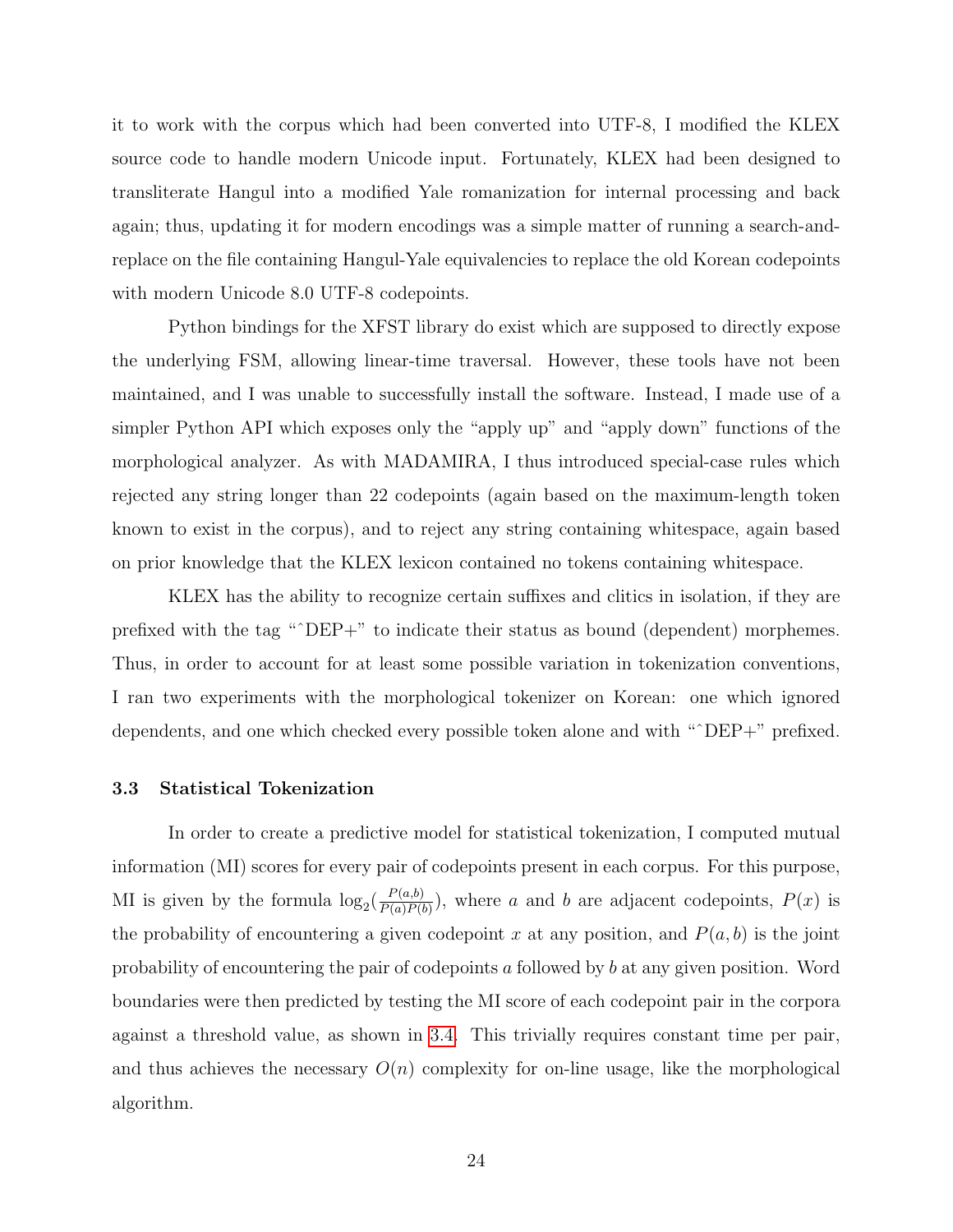it to work with the corpus which had been converted into UTF-8, I modified the KLEX source code to handle modern Unicode input. Fortunately, KLEX had been designed to transliterate Hangul into a modified Yale romanization for internal processing and back again; thus, updating it for modern encodings was a simple matter of running a search-and-replace on the file containing Hangul-Yale equivalencies to replace the old Korean codepoints with modern Unicode 8.0 UTF-8 codepoints.

Python bindings for the XFST library do exist which are supposed to directly expose the underlying FSM, allowing linear-time traversal. However, these tools have not been maintained, and I was unable to successfully install the software. Instead, I made use of a simpler Python API which exposes only the "apply up" and "apply down" functions of the morphological analyzer. As with MADAMIRA, I thus introduced special-case rules which rejected any string longer than 22 codepoints (again based on the maximum-length token known to exist in the corpus), and to reject any string containing whitespace, again based on prior knowledge that the KLEX lexicon contained no tokens containing whitespace.

KLEX has the ability to recognize certain suffixes and clitics in isolation, if they are prefixed with the tag "ˆDEP+" to indicate their status as bound (dependent) morphemes. Thus, in order to account for at least some possible variation in tokenization conventions, I ran two experiments with the morphological tokenizer on Korean: one which ignored dependents, and one which checked every possible token alone and with "ˆDEP+" prefixed.

### 3.3 Statistical Tokenization

In order to create a predictive model for statistical tokenization, I computed mutual information (MI) scores for every pair of codepoints present in each corpus. For this purpose, MI is given by the formula $\log_2(\frac{P(a,b)}{P(a)P(b)})$, where $a$ and $b$ are adjacent codepoints, $P(x)$ is the probability of encountering a given codepoint $x$ at any position, and $P(a,b)$ is the joint probability of encountering the pair of codepoints $a$ followed by $b$ at any given position. Word boundaries were then predicted by testing the MI score of each codepoint pair in the corpora against a threshold value, as shown in 3.4. This trivially requires constant time per pair, and thus achieves the necessary $O(n)$ complexity for on-line usage, like the morphological algorithm.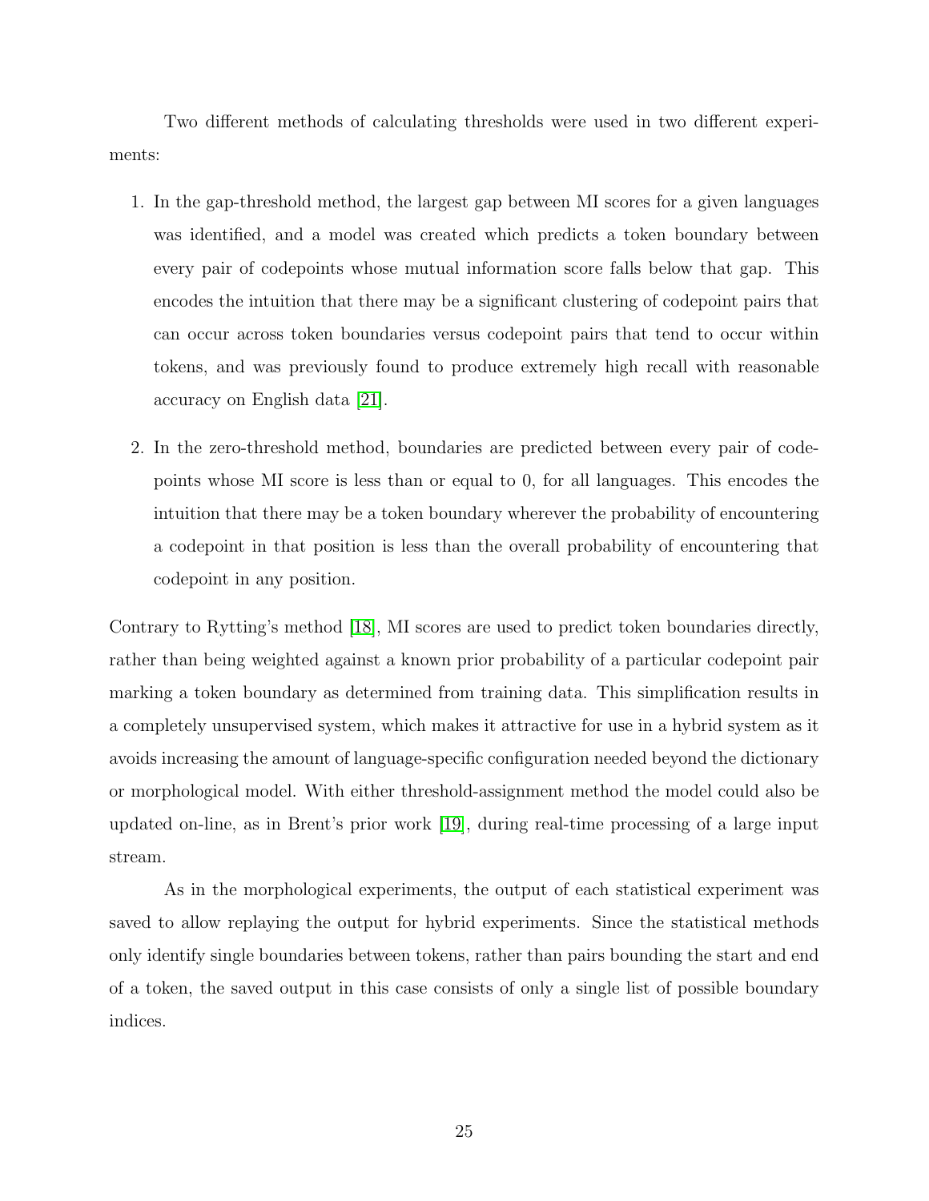Two different methods of calculating thresholds were used in two different experiments:

1. In the gap-threshold method, the largest gap between MI scores for a given languages was identified, and a model was created which predicts a token boundary between every pair of codepoints whose mutual information score falls below that gap. This encodes the intuition that there may be a significant clustering of codepoint pairs that can occur across token boundaries versus codepoint pairs that tend to occur within tokens, and was previously found to produce extremely high recall with reasonable accuracy on English data [21].

2. In the zero-threshold method, boundaries are predicted between every pair of codepoints whose MI score is less than or equal to 0, for all languages. This encodes the intuition that there may be a token boundary wherever the probability of encountering a codepoint in that position is less than the overall probability of encountering that codepoint in any position.

Contrary to Rytting's method [18], MI scores are used to predict token boundaries directly, rather than being weighted against a known prior probability of a particular codepoint pair marking a token boundary as determined from training data. This simplification results in a completely unsupervised system, which makes it attractive for use in a hybrid system as it avoids increasing the amount of language-specific configuration needed beyond the dictionary or morphological model. With either threshold-assignment method the model could also be updated on-line, as in Brent's prior work [19], during real-time processing of a large input stream.

As in the morphological experiments, the output of each statistical experiment was saved to allow replaying the output for hybrid experiments. Since the statistical methods only identify single boundaries between tokens, rather than pairs bounding the start and end of a token, the saved output in this case consists of only a single list of possible boundary indices.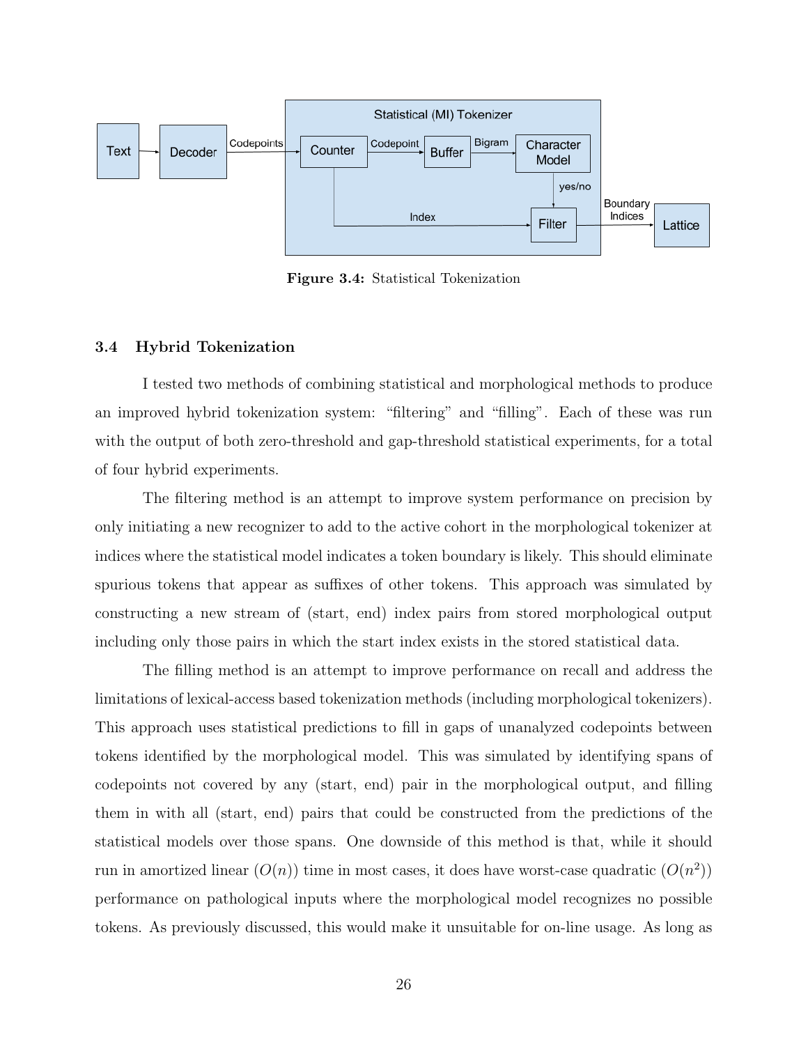Figure 3.4: Statistical Tokenization

### 3.4 Hybrid Tokenization

I tested two methods of combining statistical and morphological methods to produce an improved hybrid tokenization system: "filtering" and "filling". Each of these was run with the output of both zero-threshold and gap-threshold statistical experiments, for a total of four hybrid experiments.

The filtering method is an attempt to improve system performance on precision by only initiating a new recognizer to add to the active cohort in the morphological tokenizer at indices where the statistical model indicates a token boundary is likely. This should eliminate spurious tokens that appear as suffixes of other tokens. This approach was simulated by constructing a new stream of (start, end) index pairs from stored morphological output including only those pairs in which the start index exists in the stored statistical data.

The filling method is an attempt to improve performance on recall and address the limitations of lexical-access based tokenization methods (including morphological tokenizers). This approach uses statistical predictions to fill in gaps of unanalyzed codepoints between tokens identified by the morphological model. This was simulated by identifying spans of codepoints not covered by any (start, end) pair in the morphological output, and filling them in with all (start, end) pairs that could be constructed from the predictions of the statistical models over those spans. One downside of this method is that, while it should run in amortized linear ($O(n)$) time in most cases, it does have worst-case quadratic ($O(n^2)$) performance on pathological inputs where the morphological model recognizes no possible tokens. As previously discussed, this would make it unsuitable for on-line usage. As long as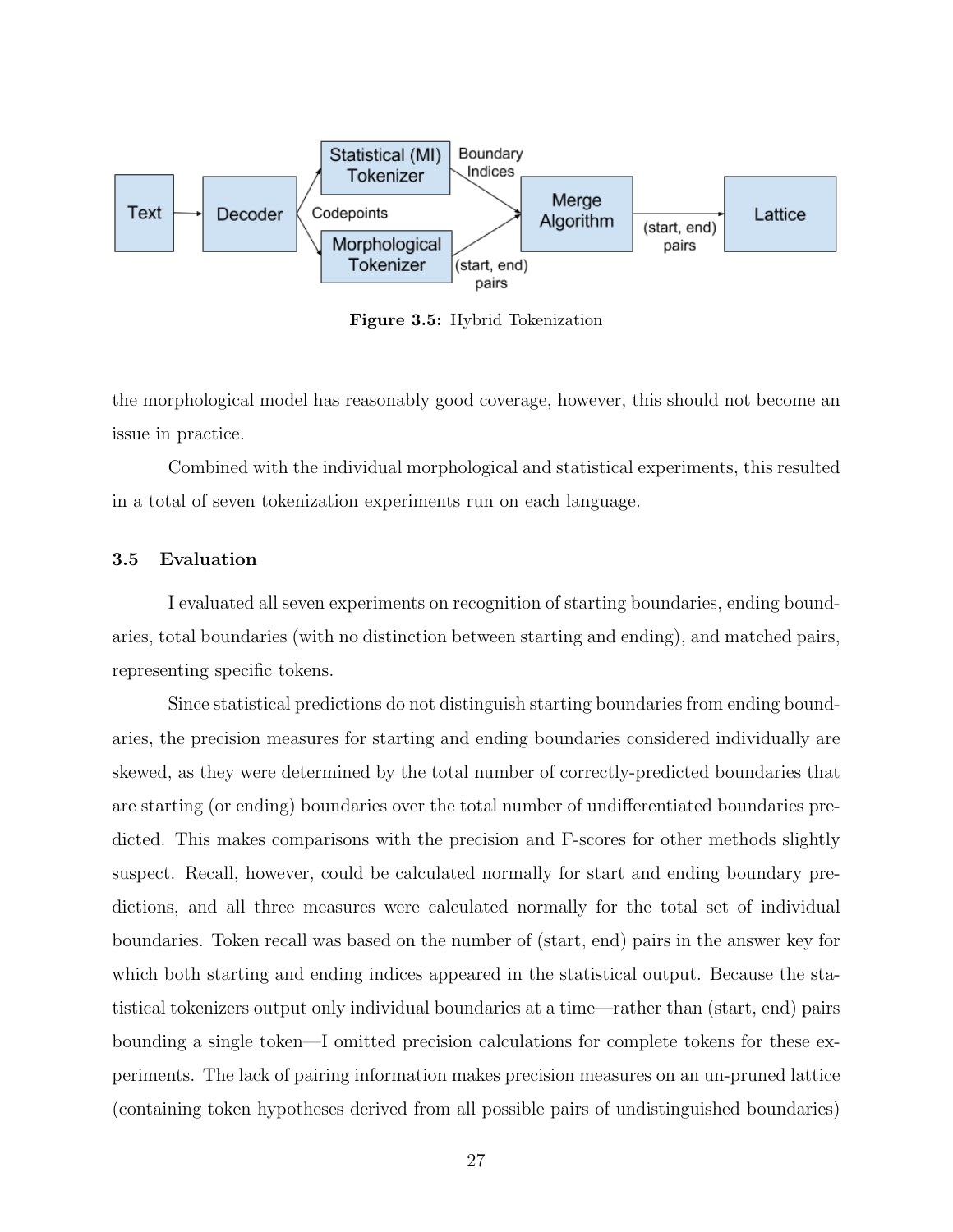**Figure 3.5:** Hybrid Tokenization

the morphological model has reasonably good coverage, however, this should not become an issue in practice.

Combined with the individual morphological and statistical experiments, this resulted in a total of seven tokenization experiments run on each language.

### 3.5 Evaluation

I evaluated all seven experiments on recognition of starting boundaries, ending boundaries, total boundaries (with no distinction between starting and ending), and matched pairs, representing specific tokens.

Since statistical predictions do not distinguish starting boundaries from ending boundaries, the precision measures for starting and ending boundaries considered individually are skewed, as they were determined by the total number of correctly-predicted boundaries that are starting (or ending) boundaries over the total number of undifferentiated boundaries predicted. This makes comparisons with the precision and F-scores for other methods slightly suspect. Recall, however, could be calculated normally for start and ending boundary predictions, and all three measures were calculated normally for the total set of individual boundaries. Token recall was based on the number of (start, end) pairs in the answer key for which both starting and ending indices appeared in the statistical output. Because the statistical tokenizers output only individual boundaries at a time—rather than (start, end) pairs bounding a single token—I omitted precision calculations for complete tokens for these experiments. The lack of pairing information makes precision measures on an un-pruned lattice (containing token hypotheses derived from all possible pairs of undistinguished boundaries)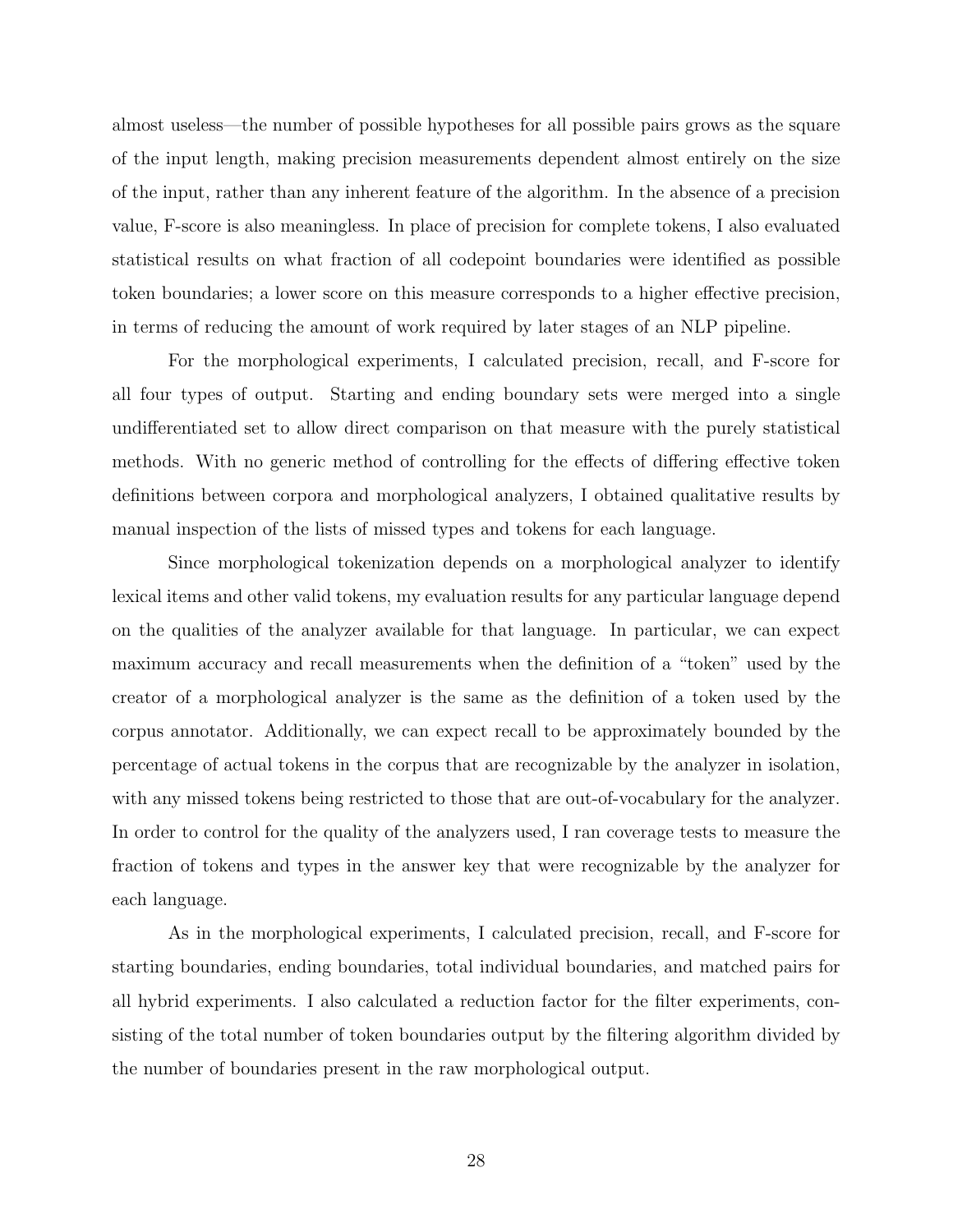almost useless—the number of possible hypotheses for all possible pairs grows as the square of the input length, making precision measurements dependent almost entirely on the size of the input, rather than any inherent feature of the algorithm. In the absence of a precision value, F-score is also meaningless. In place of precision for complete tokens, I also evaluated statistical results on what fraction of all codepoint boundaries were identified as possible token boundaries; a lower score on this measure corresponds to a higher effective precision, in terms of reducing the amount of work required by later stages of an NLP pipeline.

For the morphological experiments, I calculated precision, recall, and F-score for all four types of output. Starting and ending boundary sets were merged into a single undifferentiated set to allow direct comparison on that measure with the purely statistical methods. With no generic method of controlling for the effects of differing effective token definitions between corpora and morphological analyzers, I obtained qualitative results by manual inspection of the lists of missed types and tokens for each language.

Since morphological tokenization depends on a morphological analyzer to identify lexical items and other valid tokens, my evaluation results for any particular language depend on the qualities of the analyzer available for that language. In particular, we can expect maximum accuracy and recall measurements when the definition of a "token" used by the creator of a morphological analyzer is the same as the definition of a token used by the corpus annotator. Additionally, we can expect recall to be approximately bounded by the percentage of actual tokens in the corpus that are recognizable by the analyzer in isolation, with any missed tokens being restricted to those that are out-of-vocabulary for the analyzer. In order to control for the quality of the analyzers used, I ran coverage tests to measure the fraction of tokens and types in the answer key that were recognizable by the analyzer for each language.

As in the morphological experiments, I calculated precision, recall, and F-score for starting boundaries, ending boundaries, total individual boundaries, and matched pairs for all hybrid experiments. I also calculated a reduction factor for the filter experiments, consisting of the total number of token boundaries output by the filtering algorithm divided by the number of boundaries present in the raw morphological output.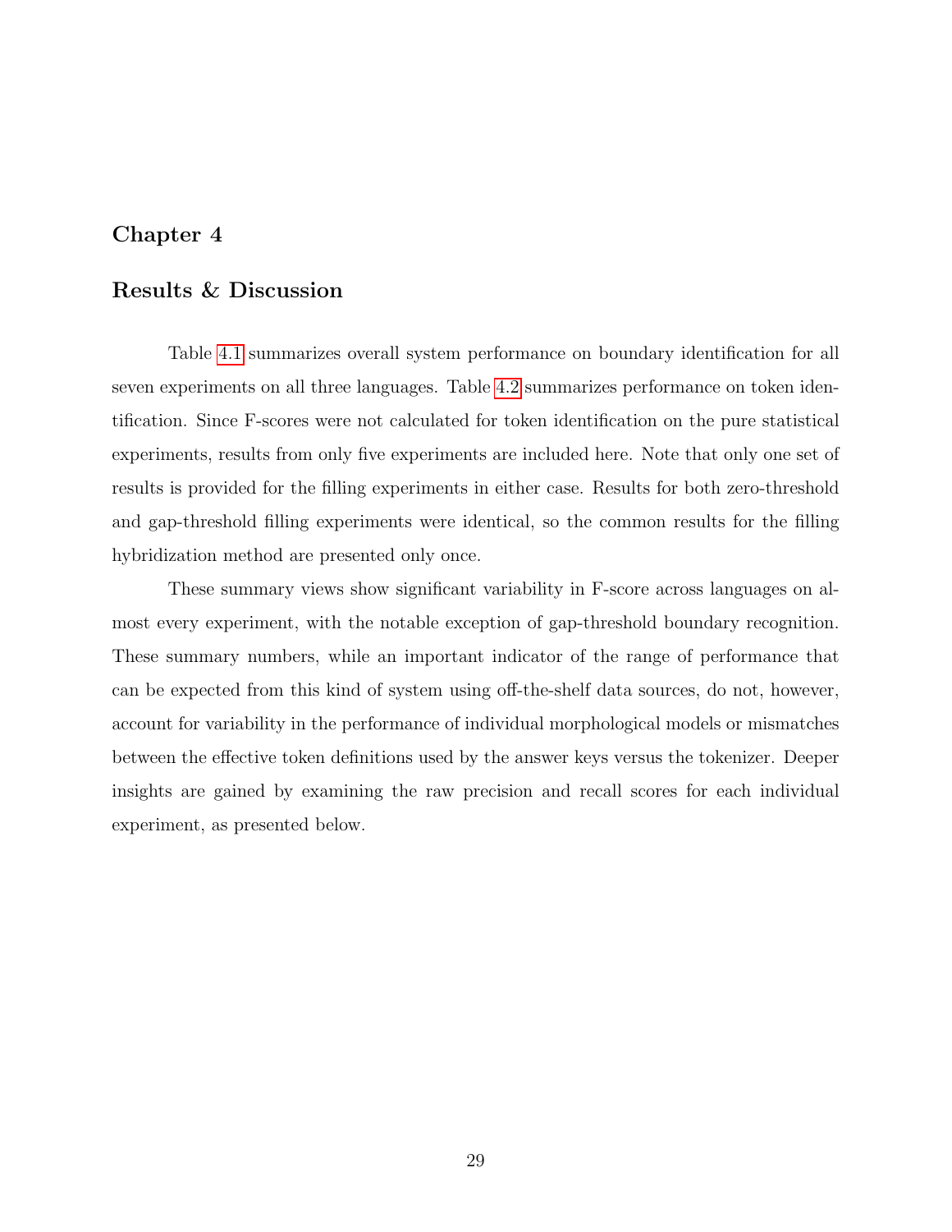# Chapter 4

## Results & Discussion

Table 4.1 summarizes overall system performance on boundary identification for all seven experiments on all three languages. Table 4.2 summarizes performance on token identification. Since F-scores were not calculated for token identification on the pure statistical experiments, results from only five experiments are included here. Note that only one set of results is provided for the filling experiments in either case. Results for both zero-threshold and gap-threshold filling experiments were identical, so the common results for the filling hybridization method are presented only once.

These summary views show significant variability in F-score across languages on almost every experiment, with the notable exception of gap-threshold boundary recognition. These summary numbers, while an important indicator of the range of performance that can be expected from this kind of system using off-the-shelf data sources, do not, however, account for variability in the performance of individual morphological models or mismatches between the effective token definitions used by the answer keys versus the tokenizer. Deeper insights are gained by examining the raw precision and recall scores for each individual experiment, as presented below.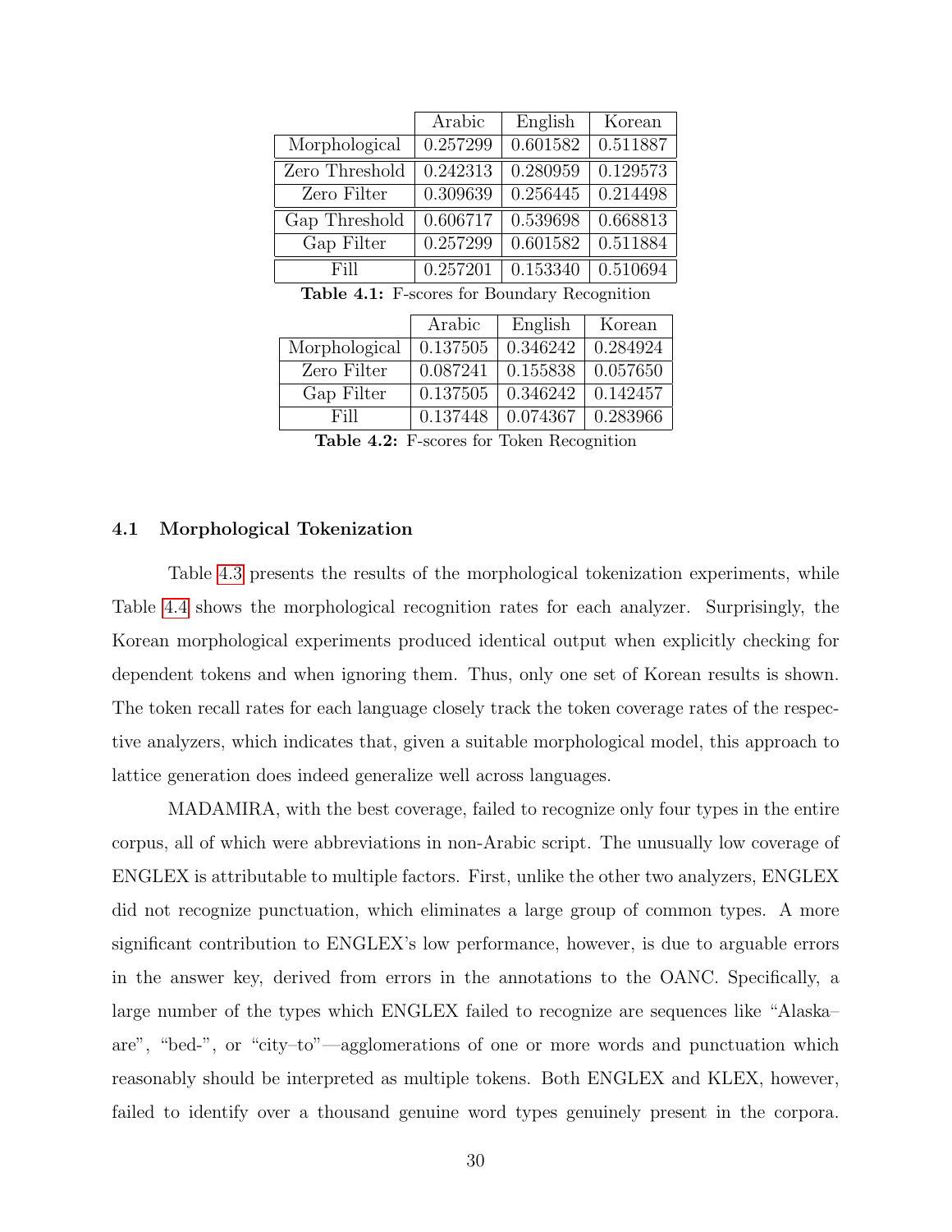| | Arabic | English | Korean |
|---|---|---|---|
| Morphological | 0.257299 | 0.601582 | 0.511887 |
| Zero Threshold | 0.242313 | 0.280959 | 0.129573 |
| Zero Filter | 0.309639 | 0.256445 | 0.214498 |
| Gap Threshold | 0.606717 | 0.539698 | 0.668813 |
| Gap Filter | 0.257299 | 0.601582 | 0.511884 |
| Fill | 0.257201 | 0.153340 | 0.510694 |

**Table 4.1:** F-scores for Boundary Recognition

| | Arabic | English | Korean |
|---|---|---|---|
| Morphological | 0.137505 | 0.346242 | 0.284924 |
| Zero Filter | 0.087241 | 0.155838 | 0.057650 |
| Gap Filter | 0.137505 | 0.346242 | 0.142457 |
| Fill | 0.137448 | 0.074367 | 0.283966 |

**Table 4.2:** F-scores for Token Recognition

### 4.1 Morphological Tokenization

Table 4.3 presents the results of the morphological tokenization experiments, while Table 4.4 shows the morphological recognition rates for each analyzer. Surprisingly, the Korean morphological experiments produced identical output when explicitly checking for dependent tokens and when ignoring them. Thus, only one set of Korean results is shown. The token recall rates for each language closely track the token coverage rates of the respective analyzers, which indicates that, given a suitable morphological model, this approach to lattice generation does indeed generalize well across languages.

MADAMIRA, with the best coverage, failed to recognize only four types in the entire corpus, all of which were abbreviations in non-Arabic script. The unusually low coverage of ENGLEX is attributable to multiple factors. First, unlike the other two analyzers, ENGLEX did not recognize punctuation, which eliminates a large group of common types. A more significant contribution to ENGLEX's low performance, however, is due to arguable errors in the answer key, derived from errors in the annotations to the OANC. Specifically, a large number of the types which ENGLEX failed to recognize are sequences like "Alaska–are", "bed-", or "city–to"—agglomerations of one or more words and punctuation which reasonably should be interpreted as multiple tokens. Both ENGLEX and KLEX, however, failed to identify over a thousand genuine word types genuinely present in the corpora.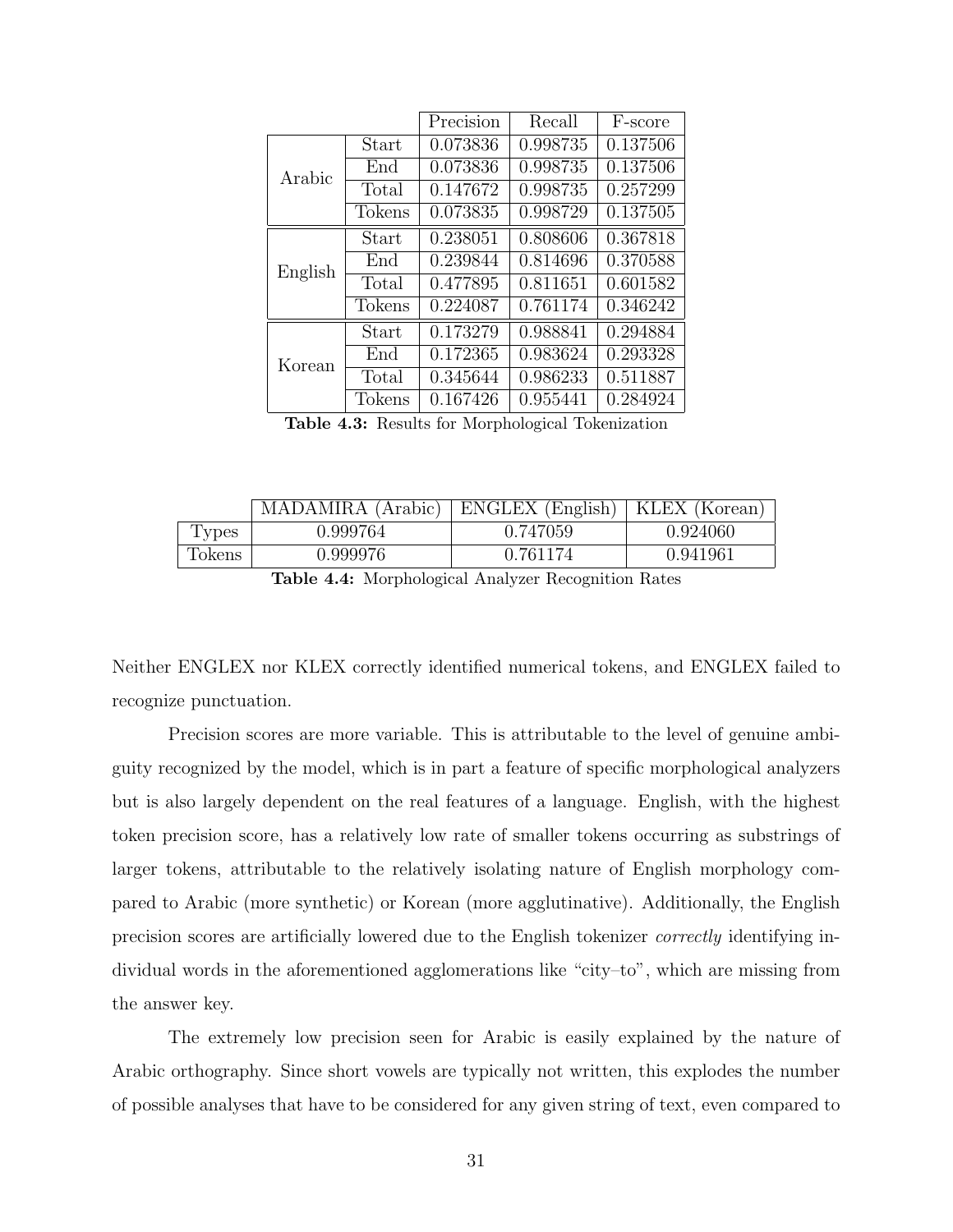| | | Precision | Recall | F-score |
|---|---|---|---|---|
| Arabic | Start | 0.073836 | 0.998735 | 0.137506 |
| | End | 0.073836 | 0.998735 | 0.137506 |
| | Total | 0.147672 | 0.998735 | 0.257299 |
| | Tokens | 0.073835 | 0.998729 | 0.137505 |
| English | Start | 0.238051 | 0.808606 | 0.367818 |
| | End | 0.239844 | 0.814696 | 0.370588 |
| | Total | 0.477895 | 0.811651 | 0.601582 |
| | Tokens | 0.224087 | 0.761174 | 0.346242 |
| Korean | Start | 0.173279 | 0.988841 | 0.294884 |
| | End | 0.172365 | 0.983624 | 0.293328 |
| | Total | 0.345644 | 0.986233 | 0.511887 |
| | Tokens | 0.167426 | 0.955441 | 0.284924 |

**Table 4.3:** Results for Morphological Tokenization

| | MADAMIRA (Arabic) | ENGLEX (English) | KLEX (Korean) |
|---|---|---|---|
| Types | 0.999764 | 0.747059 | 0.924060 |
| Tokens | 0.999976 | 0.761174 | 0.941961 |

**Table 4.4:** Morphological Analyzer Recognition Rates

Neither ENGLEX nor KLEX correctly identified numerical tokens, and ENGLEX failed to recognize punctuation.

Precision scores are more variable. This is attributable to the level of genuine ambiguity recognized by the model, which is in part a feature of specific morphological analyzers but is also largely dependent on the real features of a language. English, with the highest token precision score, has a relatively low rate of smaller tokens occurring as substrings of larger tokens, attributable to the relatively isolating nature of English morphology compared to Arabic (more synthetic) or Korean (more agglutinative). Additionally, the English precision scores are artificially lowered due to the English tokenizer *correctly* identifying individual words in the aforementioned agglomerations like "city–to", which are missing from the answer key.

The extremely low precision seen for Arabic is easily explained by the nature of Arabic orthography. Since short vowels are typically not written, this explodes the number of possible analyses that have to be considered for any given string of text, even compared to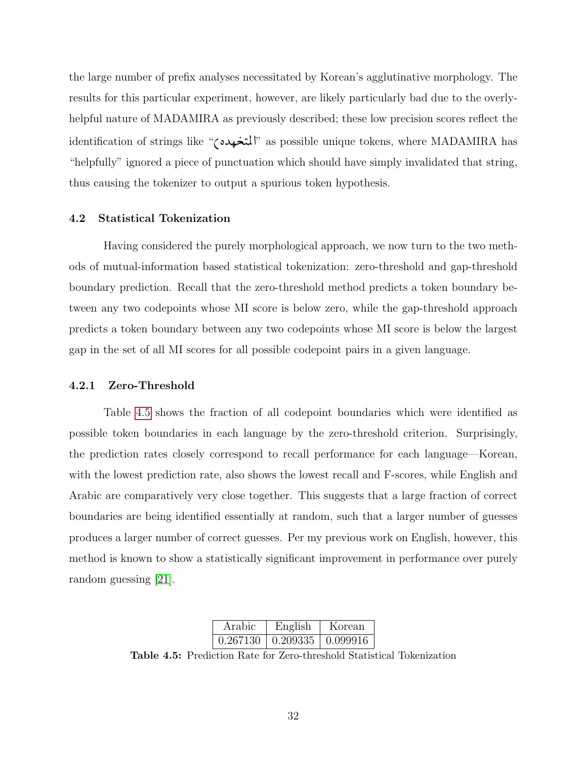the large number of prefix analyses necessitated by Korean's agglutinative morphology. The results for this particular experiment, however, are likely particularly bad due to the overly-helpful nature of MADAMIRA as previously described; these low precision scores reflect the identification of strings like "المتخهده)" as possible unique tokens, where MADAMIRA has "helpfully" ignored a piece of punctuation which should have simply invalidated that string, thus causing the tokenizer to output a spurious token hypothesis.

### 4.2 Statistical Tokenization

Having considered the purely morphological approach, we now turn to the two methods of mutual-information based statistical tokenization: zero-threshold and gap-threshold boundary prediction. Recall that the zero-threshold method predicts a token boundary between any two codepoints whose MI score is below zero, while the gap-threshold approach predicts a token boundary between any two codepoints whose MI score is below the largest gap in the set of all MI scores for all possible codepoint pairs in a given language.

#### 4.2.1 Zero-Threshold

Table 4.5 shows the fraction of all codepoint boundaries which were identified as possible token boundaries in each language by the zero-threshold criterion. Surprisingly, the prediction rates closely correspond to recall performance for each language—Korean, with the lowest prediction rate, also shows the lowest recall and F-scores, while English and Arabic are comparatively very close together. This suggests that a large fraction of correct boundaries are being identified essentially at random, such that a larger number of guesses produces a larger number of correct guesses. Per my previous work on English, however, this method is known to show a statistically significant improvement in performance over purely random guessing [21].

| Arabic | English | Korean |
|---|---|---|
| 0.267130 | 0.209335 | 0.099916 |

**Table 4.5:** Prediction Rate for Zero-threshold Statistical Tokenization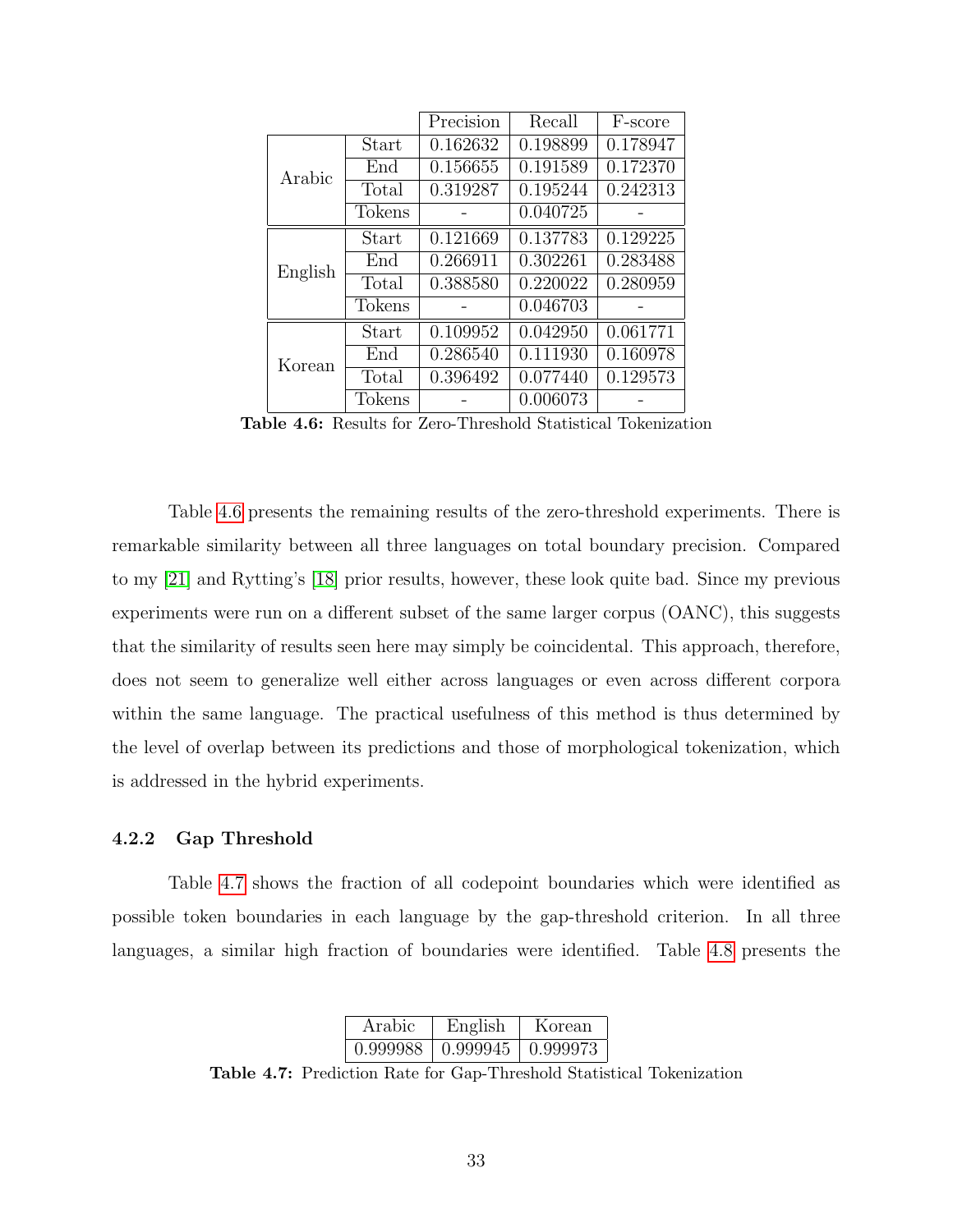| | | Precision | Recall | F-score |
|---|---|---|---|---|
| Arabic | Start | 0.162632 | 0.198899 | 0.178947 |
| | End | 0.156655 | 0.191589 | 0.172370 |
| | Total | 0.319287 | 0.195244 | 0.242313 |
| | Tokens | - | 0.040725 | - |
| English | Start | 0.121669 | 0.137783 | 0.129225 |
| | End | 0.266911 | 0.302261 | 0.283488 |
| | Total | 0.388580 | 0.220022 | 0.280959 |
| | Tokens | - | 0.046703 | - |
| Korean | Start | 0.109952 | 0.042950 | 0.061771 |
| | End | 0.286540 | 0.111930 | 0.160978 |
| | Total | 0.396492 | 0.077440 | 0.129573 |
| | Tokens | - | 0.006073 | - |

**Table 4.6:** Results for Zero-Threshold Statistical Tokenization

Table 4.6 presents the remaining results of the zero-threshold experiments. There is remarkable similarity between all three languages on total boundary precision. Compared to my [21] and Rytting's [18] prior results, however, these look quite bad. Since my previous experiments were run on a different subset of the same larger corpus (OANC), this suggests that the similarity of results seen here may simply be coincidental. This approach, therefore, does not seem to generalize well either across languages or even across different corpora within the same language. The practical usefulness of this method is thus determined by the level of overlap between its predictions and those of morphological tokenization, which is addressed in the hybrid experiments.

### 4.2.2 Gap Threshold

Table 4.7 shows the fraction of all codepoint boundaries which were identified as possible token boundaries in each language by the gap-threshold criterion. In all three languages, a similar high fraction of boundaries were identified. Table 4.8 presents the

| Arabic | English | Korean |
|---|---|---|
| 0.999988 | 0.999945 | 0.999973 |

**Table 4.7:** Prediction Rate for Gap-Threshold Statistical Tokenization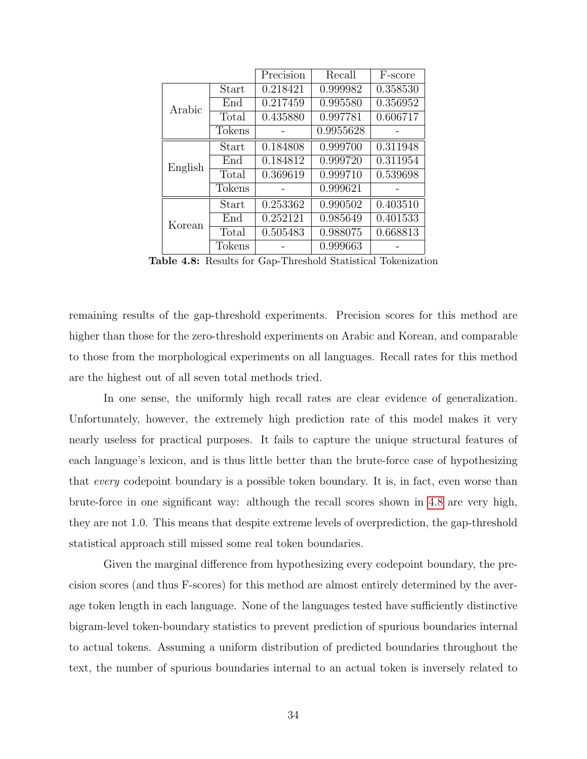| | | Precision | Recall | F-score |
|---|---|---|---|---|
| Arabic | Start | 0.218421 | 0.999982 | 0.358530 |
| | End | 0.217459 | 0.995580 | 0.356952 |
| | Total | 0.435880 | 0.997781 | 0.606717 |
| | Tokens | - | 0.9955628 | - |
| English | Start | 0.184808 | 0.999700 | 0.311948 |
| | End | 0.184812 | 0.999720 | 0.311954 |
| | Total | 0.369619 | 0.999710 | 0.539698 |
| | Tokens | - | 0.999621 | - |
| Korean | Start | 0.253362 | 0.990502 | 0.403510 |
| | End | 0.252121 | 0.985649 | 0.401533 |
| | Total | 0.505483 | 0.988075 | 0.668813 |
| | Tokens | - | 0.999663 | - |

**Table 4.8:** Results for Gap-Threshold Statistical Tokenization

remaining results of the gap-threshold experiments. Precision scores for this method are higher than those for the zero-threshold experiments on Arabic and Korean, and comparable to those from the morphological experiments on all languages. Recall rates for this method are the highest out of all seven total methods tried.

In one sense, the uniformly high recall rates are clear evidence of generalization. Unfortunately, however, the extremely high prediction rate of this model makes it very nearly useless for practical purposes. It fails to capture the unique structural features of each language's lexicon, and is thus little better than the brute-force case of hypothesizing that *every* codepoint boundary is a possible token boundary. It is, in fact, even worse than brute-force in one significant way: although the recall scores shown in 4.8 are very high, they are not 1.0. This means that despite extreme levels of overprediction, the gap-threshold statistical approach still missed some real token boundaries.

Given the marginal difference from hypothesizing every codepoint boundary, the precision scores (and thus F-scores) for this method are almost entirely determined by the average token length in each language. None of the languages tested have sufficiently distinctive bigram-level token-boundary statistics to prevent prediction of spurious boundaries internal to actual tokens. Assuming a uniform distribution of predicted boundaries throughout the text, the number of spurious boundaries internal to an actual token is inversely related to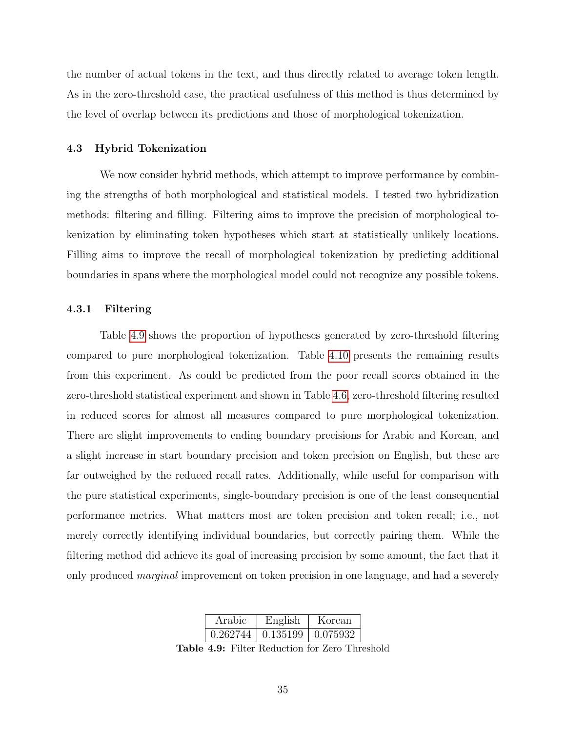the number of actual tokens in the text, and thus directly related to average token length. As in the zero-threshold case, the practical usefulness of this method is thus determined by the level of overlap between its predictions and those of morphological tokenization.

### 4.3 Hybrid Tokenization

We now consider hybrid methods, which attempt to improve performance by combining the strengths of both morphological and statistical models. I tested two hybridization methods: filtering and filling. Filtering aims to improve the precision of morphological tokenization by eliminating token hypotheses which start at statistically unlikely locations. Filling aims to improve the recall of morphological tokenization by predicting additional boundaries in spans where the morphological model could not recognize any possible tokens.

#### 4.3.1 Filtering

Table 4.9 shows the proportion of hypotheses generated by zero-threshold filtering compared to pure morphological tokenization. Table 4.10 presents the remaining results from this experiment. As could be predicted from the poor recall scores obtained in the zero-threshold statistical experiment and shown in Table 4.6, zero-threshold filtering resulted in reduced scores for almost all measures compared to pure morphological tokenization. There are slight improvements to ending boundary precisions for Arabic and Korean, and a slight increase in start boundary precision and token precision on English, but these are far outweighed by the reduced recall rates. Additionally, while useful for comparison with the pure statistical experiments, single-boundary precision is one of the least consequential performance metrics. What matters most are token precision and token recall; i.e., not merely correctly identifying individual boundaries, but correctly pairing them. While the filtering method did achieve its goal of increasing precision by some amount, the fact that it only produced *marginal* improvement on token precision in one language, and had a severely

| Arabic | English | Korean |
|---|---|---|
| 0.262744 | 0.135199 | 0.075932 |

**Table 4.9:** Filter Reduction for Zero Threshold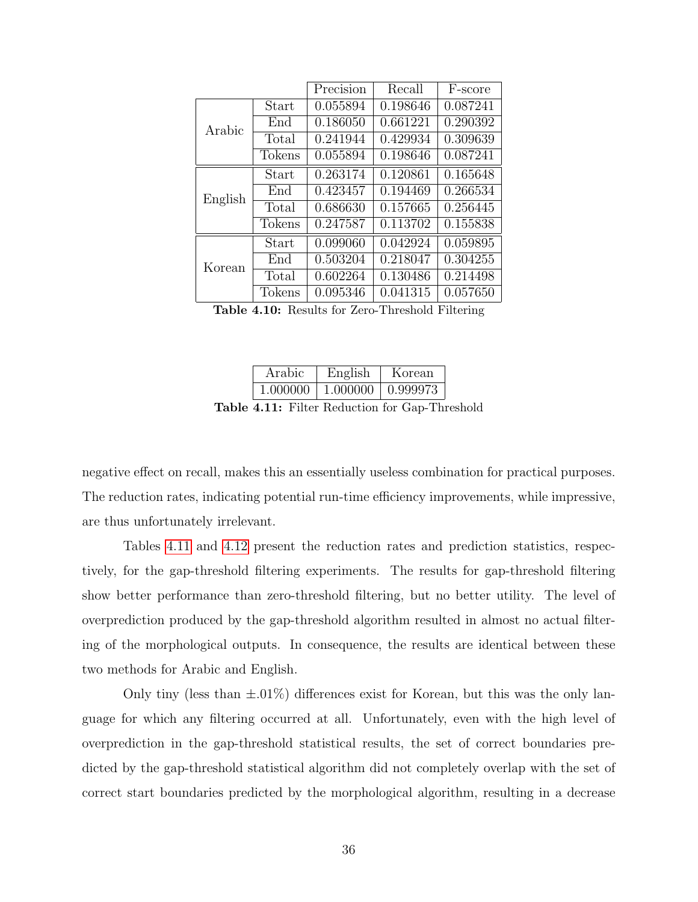| | | Precision | Recall | F-score |
|---|---|---|---|---|
| Arabic | Start | 0.055894 | 0.198646 | 0.087241 |
| | End | 0.186050 | 0.661221 | 0.290392 |
| | Total | 0.241944 | 0.429934 | 0.309639 |
| | Tokens | 0.055894 | 0.198646 | 0.087241 |
| English | Start | 0.263174 | 0.120861 | 0.165648 |
| | End | 0.423457 | 0.194469 | 0.266534 |
| | Total | 0.686630 | 0.157665 | 0.256445 |
| | Tokens | 0.247587 | 0.113702 | 0.155838 |
| Korean | Start | 0.099060 | 0.042924 | 0.059895 |
| | End | 0.503204 | 0.218047 | 0.304255 |
| | Total | 0.602264 | 0.130486 | 0.214498 |
| | Tokens | 0.095346 | 0.041315 | 0.057650 |

**Table 4.10:** Results for Zero-Threshold Filtering

| Arabic | English | Korean |
|---|---|---|
| 1.000000 | 1.000000 | 0.999973 |

**Table 4.11:** Filter Reduction for Gap-Threshold

negative effect on recall, makes this an essentially useless combination for practical purposes. The reduction rates, indicating potential run-time efficiency improvements, while impressive, are thus unfortunately irrelevant.

Tables 4.11 and 4.12 present the reduction rates and prediction statistics, respectively, for the gap-threshold filtering experiments. The results for gap-threshold filtering show better performance than zero-threshold filtering, but no better utility. The level of overprediction produced by the gap-threshold algorithm resulted in almost no actual filtering of the morphological outputs. In consequence, the results are identical between these two methods for Arabic and English.

Only tiny (less than $\pm.01\%$) differences exist for Korean, but this was the only language for which any filtering occurred at all. Unfortunately, even with the high level of overprediction in the gap-threshold statistical results, the set of correct boundaries predicted by the gap-threshold statistical algorithm did not completely overlap with the set of correct start boundaries predicted by the morphological algorithm, resulting in a decrease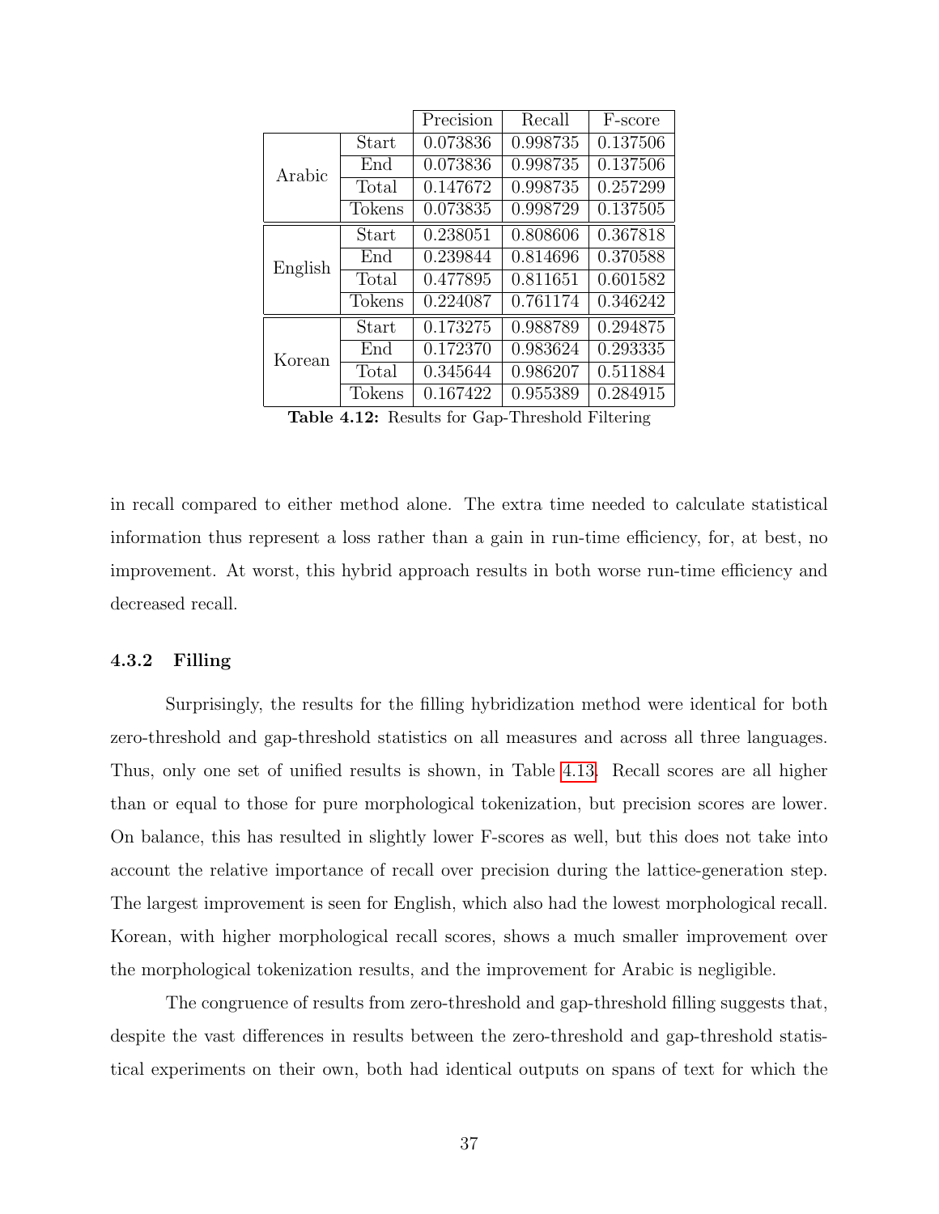| | | Precision | Recall | F-score |
|---|---|---|---|---|
| Arabic | Start | 0.073836 | 0.998735 | 0.137506 |
| | End | 0.073836 | 0.998735 | 0.137506 |
| | Total | 0.147672 | 0.998735 | 0.257299 |
| | Tokens | 0.073835 | 0.998729 | 0.137505 |
| English | Start | 0.238051 | 0.808606 | 0.367818 |
| | End | 0.239844 | 0.814696 | 0.370588 |
| | Total | 0.477895 | 0.811651 | 0.601582 |
| | Tokens | 0.224087 | 0.761174 | 0.346242 |
| Korean | Start | 0.173275 | 0.988789 | 0.294875 |
| | End | 0.172370 | 0.983624 | 0.293335 |
| | Total | 0.345644 | 0.986207 | 0.511884 |
| | Tokens | 0.167422 | 0.955389 | 0.284915 |

**Table 4.12:** Results for Gap-Threshold Filtering

in recall compared to either method alone. The extra time needed to calculate statistical information thus represent a loss rather than a gain in run-time efficiency, for, at best, no improvement. At worst, this hybrid approach results in both worse run-time efficiency and decreased recall.

### 4.3.2 Filling

Surprisingly, the results for the filling hybridization method were identical for both zero-threshold and gap-threshold statistics on all measures and across all three languages. Thus, only one set of unified results is shown, in Table 4.13. Recall scores are all higher than or equal to those for pure morphological tokenization, but precision scores are lower. On balance, this has resulted in slightly lower F-scores as well, but this does not take into account the relative importance of recall over precision during the lattice-generation step. The largest improvement is seen for English, which also had the lowest morphological recall. Korean, with higher morphological recall scores, shows a much smaller improvement over the morphological tokenization results, and the improvement for Arabic is negligible.

The congruence of results from zero-threshold and gap-threshold filling suggests that, despite the vast differences in results between the zero-threshold and gap-threshold statistical experiments on their own, both had identical outputs on spans of text for which the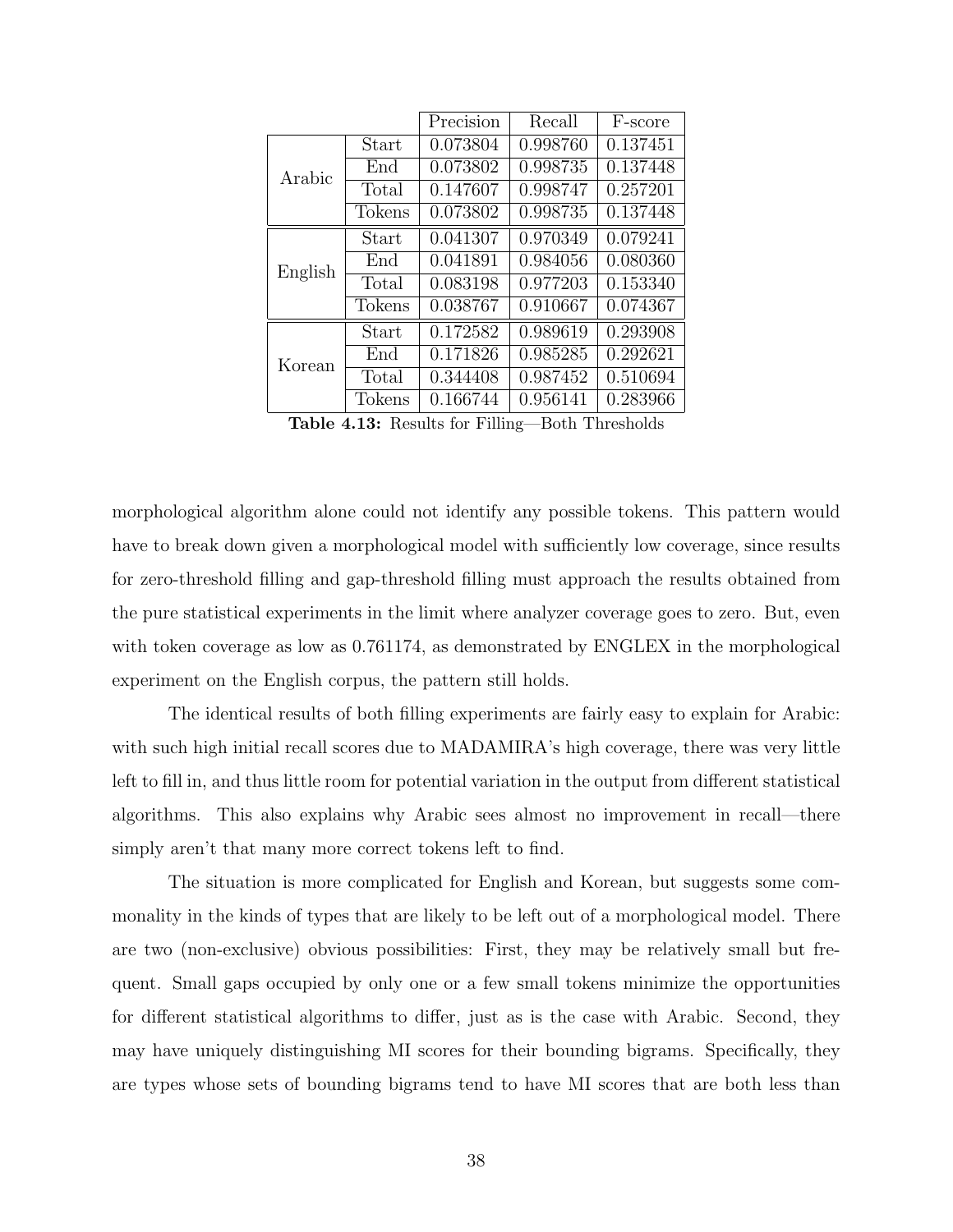| | | Precision | Recall | F-score |
|---|---|---|---|---|
| Arabic | Start | 0.073804 | 0.998760 | 0.137451 |
| | End | 0.073802 | 0.998735 | 0.137448 |
| | Total | 0.147607 | 0.998747 | 0.257201 |
| | Tokens | 0.073802 | 0.998735 | 0.137448 |
| English | Start | 0.041307 | 0.970349 | 0.079241 |
| | End | 0.041891 | 0.984056 | 0.080360 |
| | Total | 0.083198 | 0.977203 | 0.153340 |
| | Tokens | 0.038767 | 0.910667 | 0.074367 |
| Korean | Start | 0.172582 | 0.989619 | 0.293908 |
| | End | 0.171826 | 0.985285 | 0.292621 |
| | Total | 0.344408 | 0.987452 | 0.510694 |
| | Tokens | 0.166744 | 0.956141 | 0.283966 |

**Table 4.13:** Results for Filling—Both Thresholds

morphological algorithm alone could not identify any possible tokens. This pattern would have to break down given a morphological model with sufficiently low coverage, since results for zero-threshold filling and gap-threshold filling must approach the results obtained from the pure statistical experiments in the limit where analyzer coverage goes to zero. But, even with token coverage as low as 0.761174, as demonstrated by ENGLEX in the morphological experiment on the English corpus, the pattern still holds.

The identical results of both filling experiments are fairly easy to explain for Arabic: with such high initial recall scores due to MADAMIRA's high coverage, there was very little left to fill in, and thus little room for potential variation in the output from different statistical algorithms. This also explains why Arabic sees almost no improvement in recall—there simply aren't that many more correct tokens left to find.

The situation is more complicated for English and Korean, but suggests some commonality in the kinds of types that are likely to be left out of a morphological model. There are two (non-exclusive) obvious possibilities: First, they may be relatively small but frequent. Small gaps occupied by only one or a few small tokens minimize the opportunities for different statistical algorithms to differ, just as is the case with Arabic. Second, they may have uniquely distinguishing MI scores for their bounding bigrams. Specifically, they are types whose sets of bounding bigrams tend to have MI scores that are both less than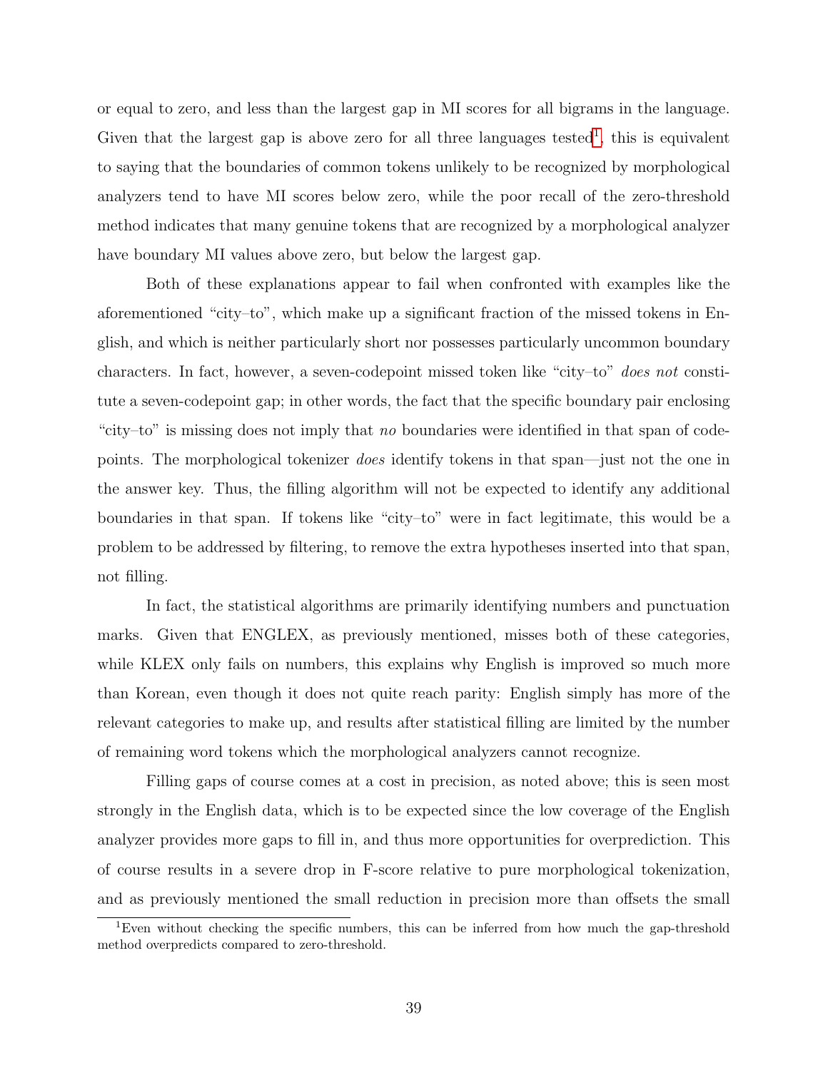or equal to zero, and less than the largest gap in MI scores for all bigrams in the language. Given that the largest gap is above zero for all three languages tested[1], this is equivalent to saying that the boundaries of common tokens unlikely to be recognized by morphological analyzers tend to have MI scores below zero, while the poor recall of the zero-threshold method indicates that many genuine tokens that are recognized by a morphological analyzer have boundary MI values above zero, but below the largest gap.

Both of these explanations appear to fail when confronted with examples like the aforementioned "city–to", which make up a significant fraction of the missed tokens in English, and which is neither particularly short nor possesses particularly uncommon boundary characters. In fact, however, a seven-codepoint missed token like "city–to" *does not* constitute a seven-codepoint gap; in other words, the fact that the specific boundary pair enclosing "city–to" is missing does not imply that *no* boundaries were identified in that span of codepoints. The morphological tokenizer *does* identify tokens in that span—just not the one in the answer key. Thus, the filling algorithm will not be expected to identify any additional boundaries in that span. If tokens like "city–to" were in fact legitimate, this would be a problem to be addressed by filtering, to remove the extra hypotheses inserted into that span, not filling.

In fact, the statistical algorithms are primarily identifying numbers and punctuation marks. Given that ENGLEX, as previously mentioned, misses both of these categories, while KLEX only fails on numbers, this explains why English is improved so much more than Korean, even though it does not quite reach parity: English simply has more of the relevant categories to make up, and results after statistical filling are limited by the number of remaining word tokens which the morphological analyzers cannot recognize.

Filling gaps of course comes at a cost in precision, as noted above; this is seen most strongly in the English data, which is to be expected since the low coverage of the English analyzer provides more gaps to fill in, and thus more opportunities for overprediction. This of course results in a severe drop in F-score relative to pure morphological tokenization, and as previously mentioned the small reduction in precision more than offsets the small

[1] Even without checking the specific numbers, this can be inferred from how much the gap-threshold method overpredicts compared to zero-threshold.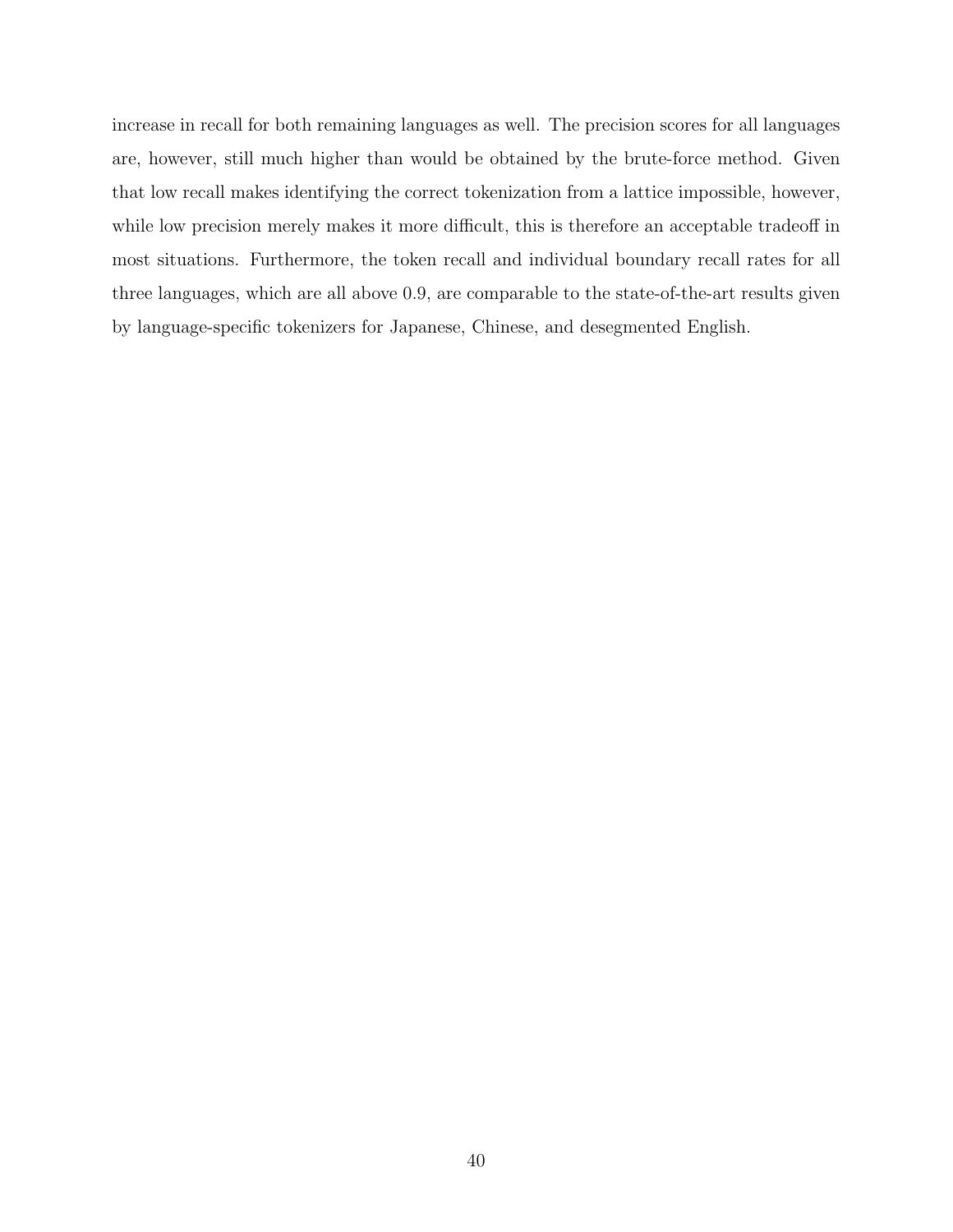increase in recall for both remaining languages as well. The precision scores for all languages are, however, still much higher than would be obtained by the brute-force method. Given that low recall makes identifying the correct tokenization from a lattice impossible, however, while low precision merely makes it more difficult, this is therefore an acceptable tradeoff in most situations. Furthermore, the token recall and individual boundary recall rates for all three languages, which are all above 0.9, are comparable to the state-of-the-art results given by language-specific tokenizers for Japanese, Chinese, and desegmented English.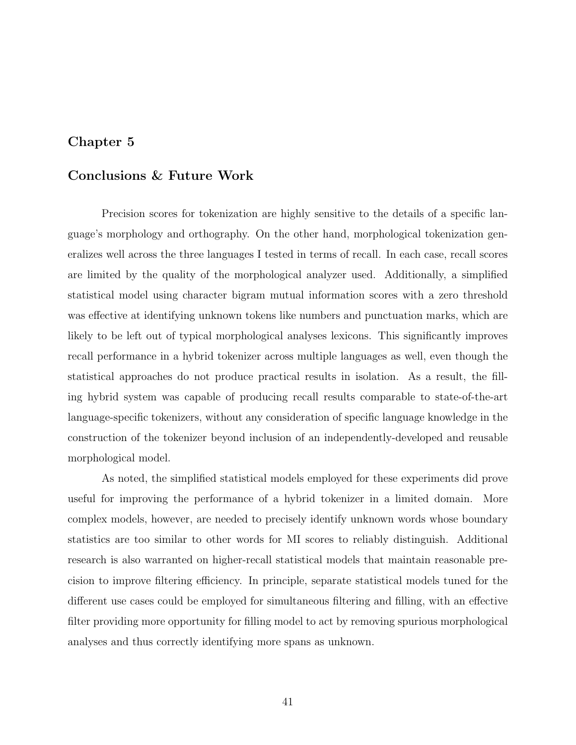# Chapter 5

## Conclusions & Future Work

Precision scores for tokenization are highly sensitive to the details of a specific language's morphology and orthography. On the other hand, morphological tokenization generalizes well across the three languages I tested in terms of recall. In each case, recall scores are limited by the quality of the morphological analyzer used. Additionally, a simplified statistical model using character bigram mutual information scores with a zero threshold was effective at identifying unknown tokens like numbers and punctuation marks, which are likely to be left out of typical morphological analyses lexicons. This significantly improves recall performance in a hybrid tokenizer across multiple languages as well, even though the statistical approaches do not produce practical results in isolation. As a result, the filling hybrid system was capable of producing recall results comparable to state-of-the-art language-specific tokenizers, without any consideration of specific language knowledge in the construction of the tokenizer beyond inclusion of an independently-developed and reusable morphological model.

As noted, the simplified statistical models employed for these experiments did prove useful for improving the performance of a hybrid tokenizer in a limited domain. More complex models, however, are needed to precisely identify unknown words whose boundary statistics are too similar to other words for MI scores to reliably distinguish. Additional research is also warranted on higher-recall statistical models that maintain reasonable precision to improve filtering efficiency. In principle, separate statistical models tuned for the different use cases could be employed for simultaneous filtering and filling, with an effective filter providing more opportunity for filling model to act by removing spurious morphological analyses and thus correctly identifying more spans as unknown.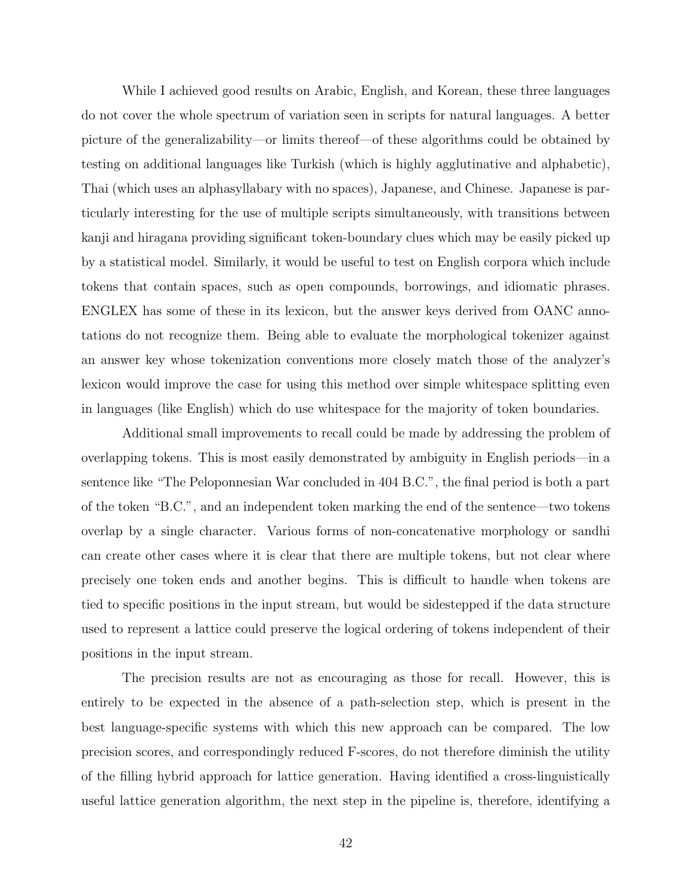While I achieved good results on Arabic, English, and Korean, these three languages do not cover the whole spectrum of variation seen in scripts for natural languages. A better picture of the generalizability—or limits thereof—of these algorithms could be obtained by testing on additional languages like Turkish (which is highly agglutinative and alphabetic), Thai (which uses an alphasyllabary with no spaces), Japanese, and Chinese. Japanese is particularly interesting for the use of multiple scripts simultaneously, with transitions between kanji and hiragana providing significant token-boundary clues which may be easily picked up by a statistical model. Similarly, it would be useful to test on English corpora which include tokens that contain spaces, such as open compounds, borrowings, and idiomatic phrases. ENGLEX has some of these in its lexicon, but the answer keys derived from OANC annotations do not recognize them. Being able to evaluate the morphological tokenizer against an answer key whose tokenization conventions more closely match those of the analyzer's lexicon would improve the case for using this method over simple whitespace splitting even in languages (like English) which do use whitespace for the majority of token boundaries.

Additional small improvements to recall could be made by addressing the problem of overlapping tokens. This is most easily demonstrated by ambiguity in English periods—in a sentence like "The Peloponnesian War concluded in 404 B.C.", the final period is both a part of the token "B.C.", and an independent token marking the end of the sentence—two tokens overlap by a single character. Various forms of non-concatenative morphology or sandhi can create other cases where it is clear that there are multiple tokens, but not clear where precisely one token ends and another begins. This is difficult to handle when tokens are tied to specific positions in the input stream, but would be sidestepped if the data structure used to represent a lattice could preserve the logical ordering of tokens independent of their positions in the input stream.

The precision results are not as encouraging as those for recall. However, this is entirely to be expected in the absence of a path-selection step, which is present in the best language-specific systems with which this new approach can be compared. The low precision scores, and correspondingly reduced F-scores, do not therefore diminish the utility of the filling hybrid approach for lattice generation. Having identified a cross-linguistically useful lattice generation algorithm, the next step in the pipeline is, therefore, identifying a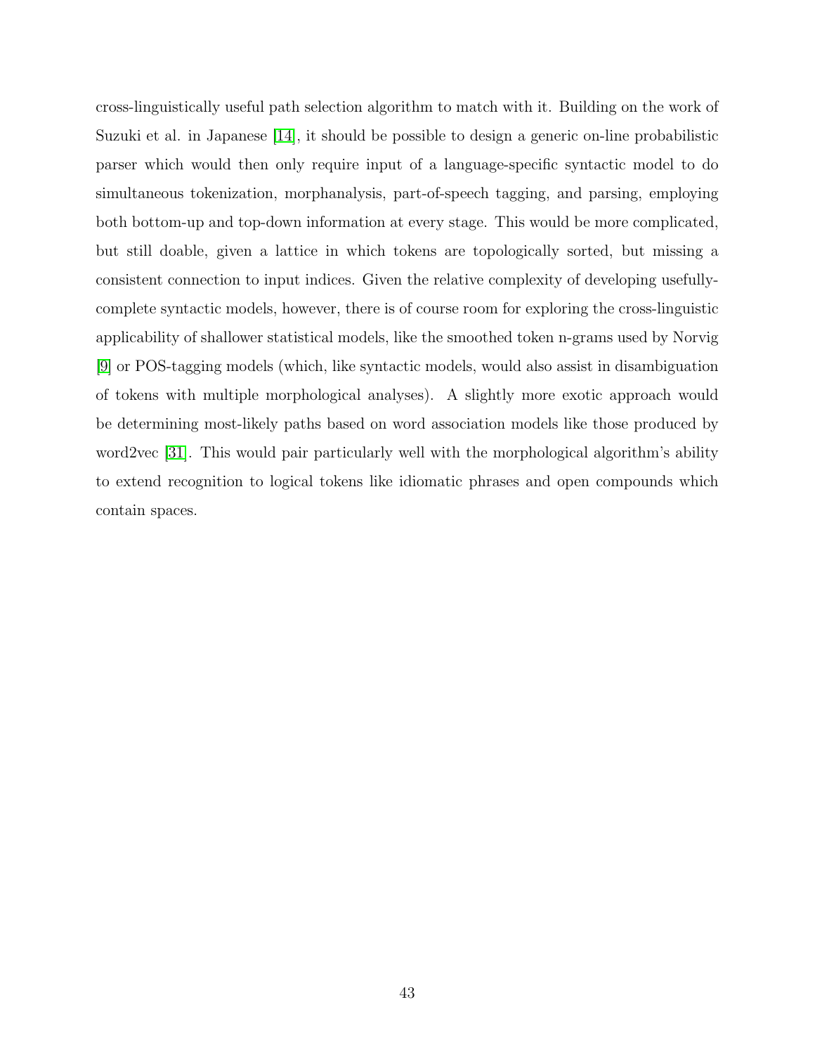cross-linguistically useful path selection algorithm to match with it. Building on the work of Suzuki et al. in Japanese [14], it should be possible to design a generic on-line probabilistic parser which would then only require input of a language-specific syntactic model to do simultaneous tokenization, morphanalysis, part-of-speech tagging, and parsing, employing both bottom-up and top-down information at every stage. This would be more complicated, but still doable, given a lattice in which tokens are topologically sorted, but missing a consistent connection to input indices. Given the relative complexity of developing usefully-complete syntactic models, however, there is of course room for exploring the cross-linguistic applicability of shallower statistical models, like the smoothed token n-grams used by Norvig [9] or POS-tagging models (which, like syntactic models, would also assist in disambiguation of tokens with multiple morphological analyses). A slightly more exotic approach would be determining most-likely paths based on word association models like those produced by word2vec [31]. This would pair particularly well with the morphological algorithm's ability to extend recognition to logical tokens like idiomatic phrases and open compounds which contain spaces.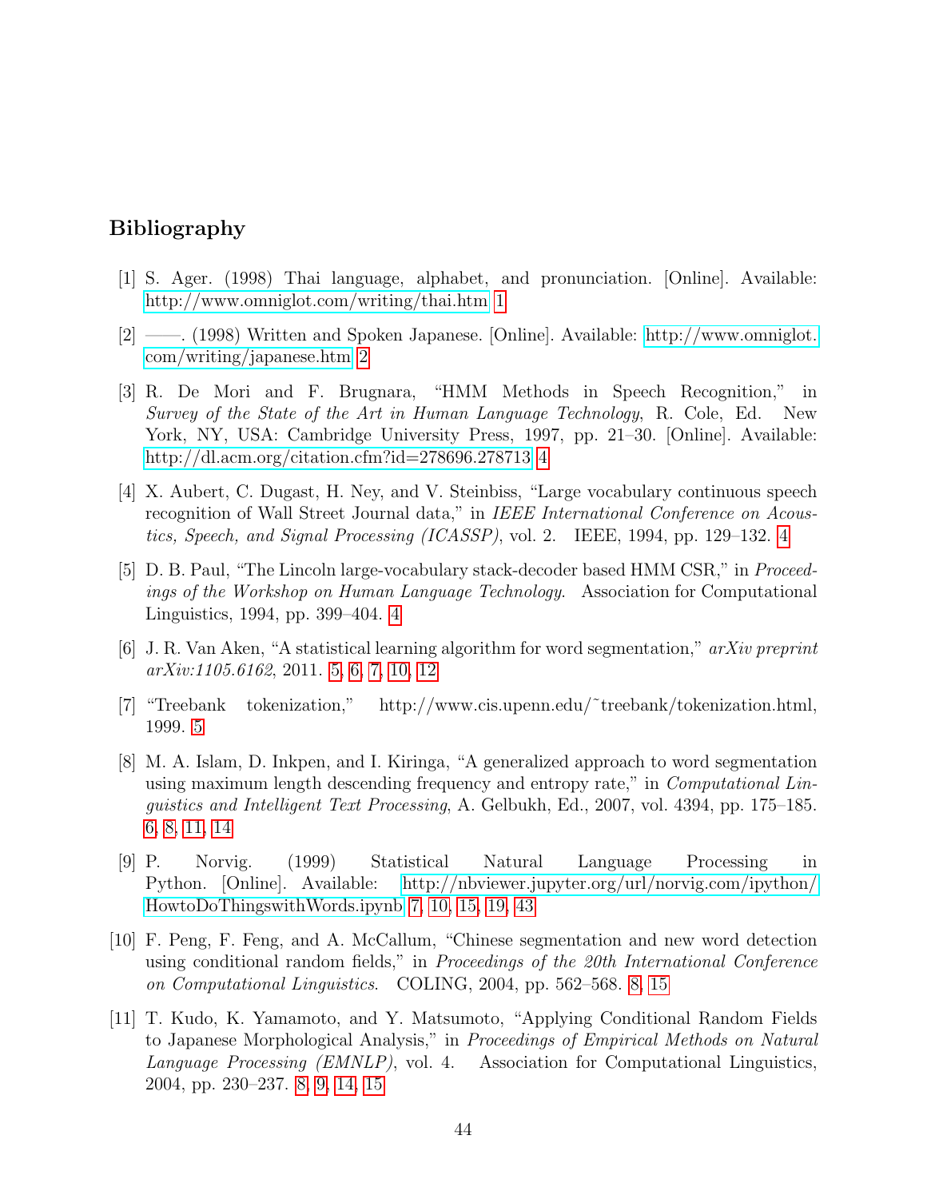# Bibliography

[1] S. Ager. (1998) Thai language, alphabet, and pronunciation. [Online]. Available: http://www.omniglot.com/writing/thai.htm 1

[2] ——. (1998) Written and Spoken Japanese. [Online]. Available: http://www.omniglot.com/writing/japanese.htm 2

[3] R. De Mori and F. Brugnara, "HMM Methods in Speech Recognition," in *Survey of the State of the Art in Human Language Technology*, R. Cole, Ed. New York, NY, USA: Cambridge University Press, 1997, pp. 21–30. [Online]. Available: http://dl.acm.org/citation.cfm?id=278696.278713 4

[4] X. Aubert, C. Dugast, H. Ney, and V. Steinbiss, "Large vocabulary continuous speech recognition of Wall Street Journal data," in *IEEE International Conference on Acoustics, Speech, and Signal Processing (ICASSP)*, vol. 2. IEEE, 1994, pp. 129–132. 4

[5] D. B. Paul, "The Lincoln large-vocabulary stack-decoder based HMM CSR," in *Proceedings of the Workshop on Human Language Technology*. Association for Computational Linguistics, 1994, pp. 399–404. 4

[6] J. R. Van Aken, "A statistical learning algorithm for word segmentation," *arXiv preprint arXiv:1105.6162*, 2011. 5, 6, 7, 10, 12

[7] "Treebank tokenization," http://www.cis.upenn.edu/~treebank/tokenization.html, 1999. 5

[8] M. A. Islam, D. Inkpen, and I. Kiringa, "A generalized approach to word segmentation using maximum length descending frequency and entropy rate," in *Computational Linguistics and Intelligent Text Processing*, A. Gelbukh, Ed., 2007, vol. 4394, pp. 175–185. 6, 8, 11, 14

[9] P. Norvig. (1999) Statistical Natural Language Processing in Python. [Online]. Available: http://nbviewer.jupyter.org/url/norvig.com/ipython/HowtoDoThingswithWords.ipynb 7, 10, 15, 19, 43

[10] F. Peng, F. Feng, and A. McCallum, "Chinese segmentation and new word detection using conditional random fields," in *Proceedings of the 20th International Conference on Computational Linguistics*. COLING, 2004, pp. 562–568. 8, 15

[11] T. Kudo, K. Yamamoto, and Y. Matsumoto, "Applying Conditional Random Fields to Japanese Morphological Analysis," in *Proceedings of Empirical Methods on Natural Language Processing (EMNLP)*, vol. 4. Association for Computational Linguistics, 2004, pp. 230–237. 8, 9, 14, 15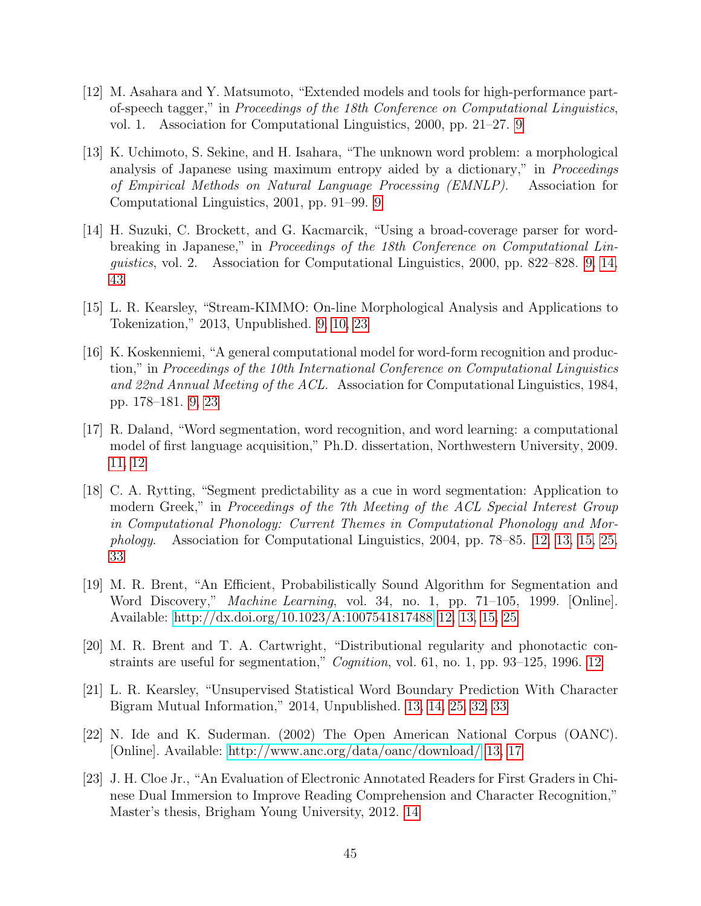[12] M. Asahara and Y. Matsumoto, "Extended models and tools for high-performance part-of-speech tagger," in *Proceedings of the 18th Conference on Computational Linguistics*, vol. 1. Association for Computational Linguistics, 2000, pp. 21–27. 9

[13] K. Uchimoto, S. Sekine, and H. Isahara, "The unknown word problem: a morphological analysis of Japanese using maximum entropy aided by a dictionary," in *Proceedings of Empirical Methods on Natural Language Processing (EMNLP)*. Association for Computational Linguistics, 2001, pp. 91–99. 9

[14] H. Suzuki, C. Brockett, and G. Kacmarcik, "Using a broad-coverage parser for word-breaking in Japanese," in *Proceedings of the 18th Conference on Computational Linguistics*, vol. 2. Association for Computational Linguistics, 2000, pp. 822–828. 9, 14, 43

[15] L. R. Kearsley, "Stream-KIMMO: On-line Morphological Analysis and Applications to Tokenization," 2013, Unpublished. 9, 10, 23

[16] K. Koskenniemi, "A general computational model for word-form recognition and production," in *Proceedings of the 10th International Conference on Computational Linguistics and 22nd Annual Meeting of the ACL*. Association for Computational Linguistics, 1984, pp. 178–181. 9, 23

[17] R. Daland, "Word segmentation, word recognition, and word learning: a computational model of first language acquisition," Ph.D. dissertation, Northwestern University, 2009. 11, 12

[18] C. A. Rytting, "Segment predictability as a cue in word segmentation: Application to modern Greek," in *Proceedings of the 7th Meeting of the ACL Special Interest Group in Computational Phonology: Current Themes in Computational Phonology and Morphology*. Association for Computational Linguistics, 2004, pp. 78–85. 12, 13, 15, 25, 33

[19] M. R. Brent, "An Efficient, Probabilistically Sound Algorithm for Segmentation and Word Discovery," *Machine Learning*, vol. 34, no. 1, pp. 71–105, 1999. [Online]. Available: http://dx.doi.org/10.1023/A:1007541817488 12, 13, 15, 25

[20] M. R. Brent and T. A. Cartwright, "Distributional regularity and phonotactic constraints are useful for segmentation," *Cognition*, vol. 61, no. 1, pp. 93–125, 1996. 12

[21] L. R. Kearsley, "Unsupervised Statistical Word Boundary Prediction With Character Bigram Mutual Information," 2014, Unpublished. 13, 14, 25, 32, 33

[22] N. Ide and K. Suderman. (2002) The Open American National Corpus (OANC). [Online]. Available: http://www.anc.org/data/oanc/download/ 13, 17

[23] J. H. Cloe Jr., "An Evaluation of Electronic Annotated Readers for First Graders in Chinese Dual Immersion to Improve Reading Comprehension and Character Recognition," Master's thesis, Brigham Young University, 2012. 14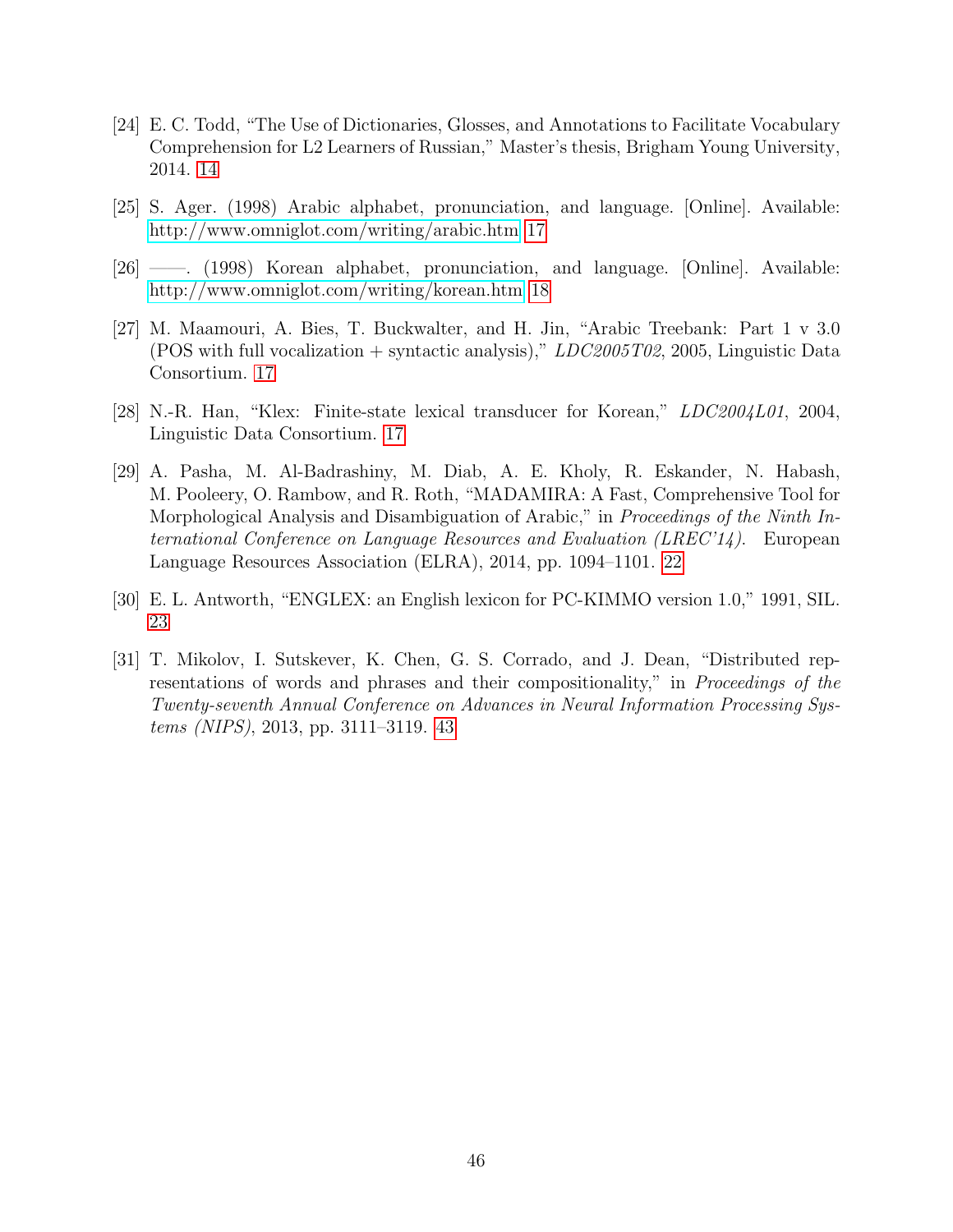[24] E. C. Todd, "The Use of Dictionaries, Glosses, and Annotations to Facilitate Vocabulary Comprehension for L2 Learners of Russian," Master's thesis, Brigham Young University, 2014. 14

[25] S. Ager. (1998) Arabic alphabet, pronunciation, and language. [Online]. Available: http://www.omniglot.com/writing/arabic.htm 17

[26] ——. (1998) Korean alphabet, pronunciation, and language. [Online]. Available: http://www.omniglot.com/writing/korean.htm 18

[27] M. Maamouri, A. Bies, T. Buckwalter, and H. Jin, "Arabic Treebank: Part 1 v 3.0 (POS with full vocalization + syntactic analysis)," *LDC2005T02*, 2005, Linguistic Data Consortium. 17

[28] N.-R. Han, "Klex: Finite-state lexical transducer for Korean," *LDC2004L01*, 2004, Linguistic Data Consortium. 17

[29] A. Pasha, M. Al-Badrashiny, M. Diab, A. E. Kholy, R. Eskander, N. Habash, M. Pooleery, O. Rambow, and R. Roth, "MADAMIRA: A Fast, Comprehensive Tool for Morphological Analysis and Disambiguation of Arabic," in *Proceedings of the Ninth International Conference on Language Resources and Evaluation (LREC'14)*. European Language Resources Association (ELRA), 2014, pp. 1094–1101. 22

[30] E. L. Antworth, "ENGLEX: an English lexicon for PC-KIMMO version 1.0," 1991, SIL. 23

[31] T. Mikolov, I. Sutskever, K. Chen, G. S. Corrado, and J. Dean, "Distributed representations of words and phrases and their compositionality," in *Proceedings of the Twenty-seventh Annual Conference on Advances in Neural Information Processing Systems (NIPS)*, 2013, pp. 3111–3119. 43